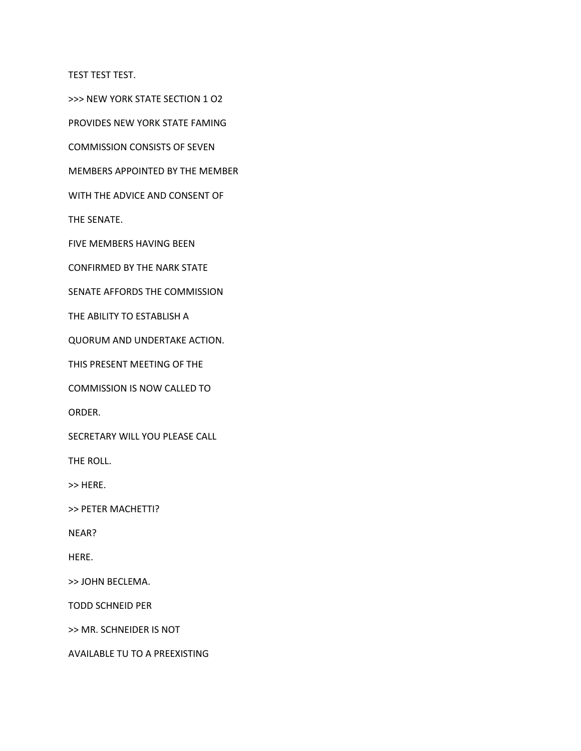TEST TEST TEST.

>>> NEW YORK STATE SECTION 1 O2

PROVIDES NEW YORK STATE FAMING

COMMISSION CONSISTS OF SEVEN

MEMBERS APPOINTED BY THE MEMBER

WITH THE ADVICE AND CONSENT OF

THE SENATE.

FIVE MEMBERS HAVING BEEN

CONFIRMED BY THE NARK STATE

SENATE AFFORDS THE COMMISSION

THE ABILITY TO ESTABLISH A

QUORUM AND UNDERTAKE ACTION.

THIS PRESENT MEETING OF THE

COMMISSION IS NOW CALLED TO

ORDER.

SECRETARY WILL YOU PLEASE CALL

THE ROLL.

>> HERE.

>> PETER MACHETTI?

NEAR?

HERE.

>> JOHN BECLEMA.

TODD SCHNEID PER

>> MR. SCHNEIDER IS NOT

AVAILABLE TU TO A PREEXISTING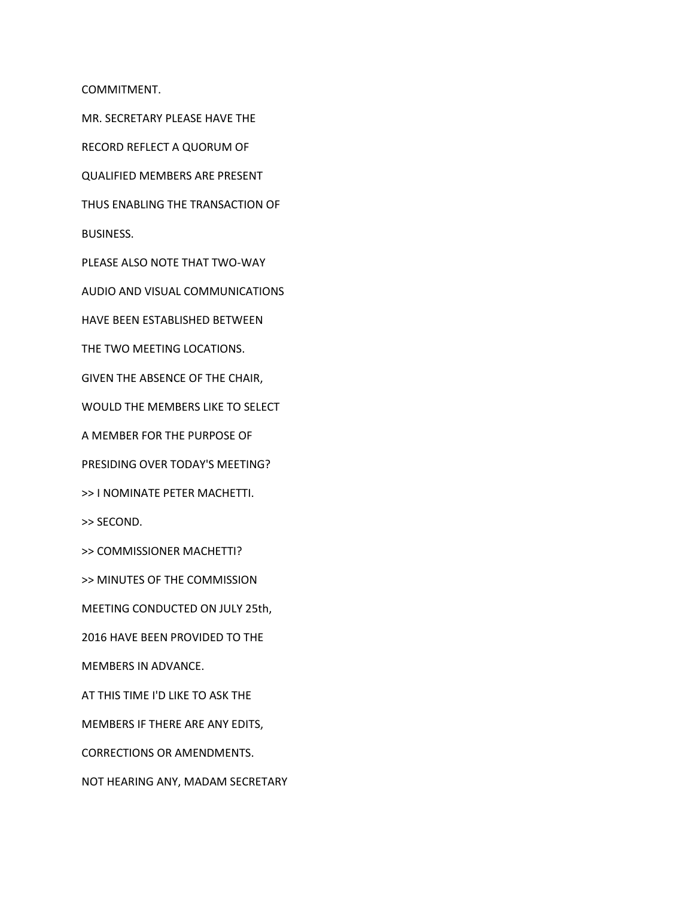COMMITMENT.

MR. SECRETARY PLEASE HAVE THE

RECORD REFLECT A QUORUM OF

QUALIFIED MEMBERS ARE PRESENT

THUS ENABLING THE TRANSACTION OF

BUSINESS.

PLEASE ALSO NOTE THAT TWO-WAY

AUDIO AND VISUAL COMMUNICATIONS

HAVE BEEN ESTABLISHED BETWEEN

THE TWO MEETING LOCATIONS.

GIVEN THE ABSENCE OF THE CHAIR,

WOULD THE MEMBERS LIKE TO SELECT

A MEMBER FOR THE PURPOSE OF

PRESIDING OVER TODAY'S MEETING?

>> I NOMINATE PETER MACHETTI.

>> SECOND.

>> COMMISSIONER MACHETTI?

>> MINUTES OF THE COMMISSION

MEETING CONDUCTED ON JULY 25th,

2016 HAVE BEEN PROVIDED TO THE

MEMBERS IN ADVANCE.

AT THIS TIME I'D LIKE TO ASK THE

MEMBERS IF THERE ARE ANY EDITS,

CORRECTIONS OR AMENDMENTS.

NOT HEARING ANY, MADAM SECRETARY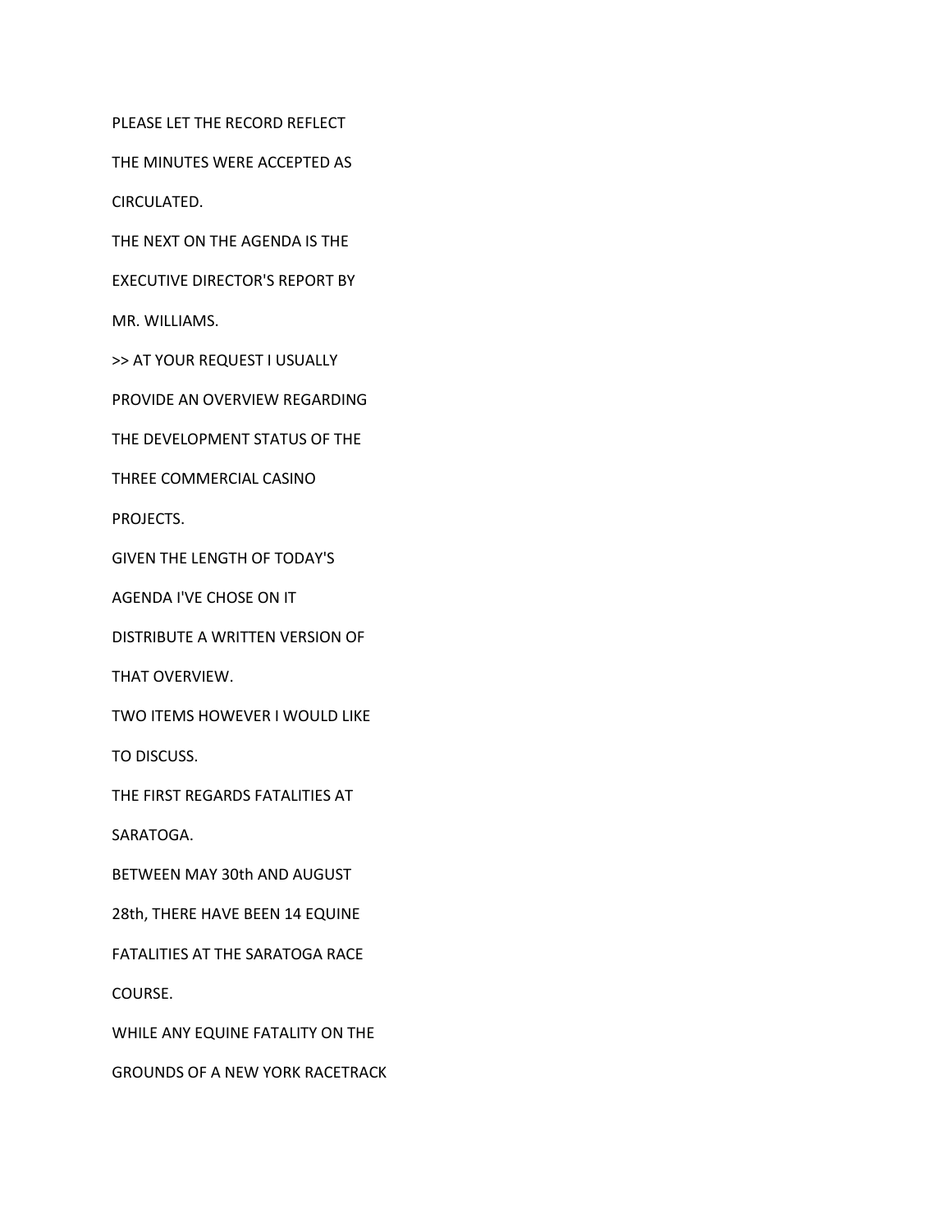PLEASE LET THE RECORD REFLECT

THE MINUTES WERE ACCEPTED AS

CIRCULATED.

THE NEXT ON THE AGENDA IS THE

EXECUTIVE DIRECTOR'S REPORT BY

MR. WILLIAMS.

>> AT YOUR REQUEST I USUALLY

PROVIDE AN OVERVIEW REGARDING

THE DEVELOPMENT STATUS OF THE

THREE COMMERCIAL CASINO

PROJECTS.

GIVEN THE LENGTH OF TODAY'S

AGENDA I'VE CHOSE ON IT

DISTRIBUTE A WRITTEN VERSION OF

THAT OVERVIEW.

TWO ITEMS HOWEVER I WOULD LIKE

TO DISCUSS.

THE FIRST REGARDS FATALITIES AT

SARATOGA.

BETWEEN MAY 30th AND AUGUST

28th, THERE HAVE BEEN 14 EQUINE

FATALITIES AT THE SARATOGA RACE

COURSE.

WHILE ANY EQUINE FATALITY ON THE

GROUNDS OF A NEW YORK RACETRACK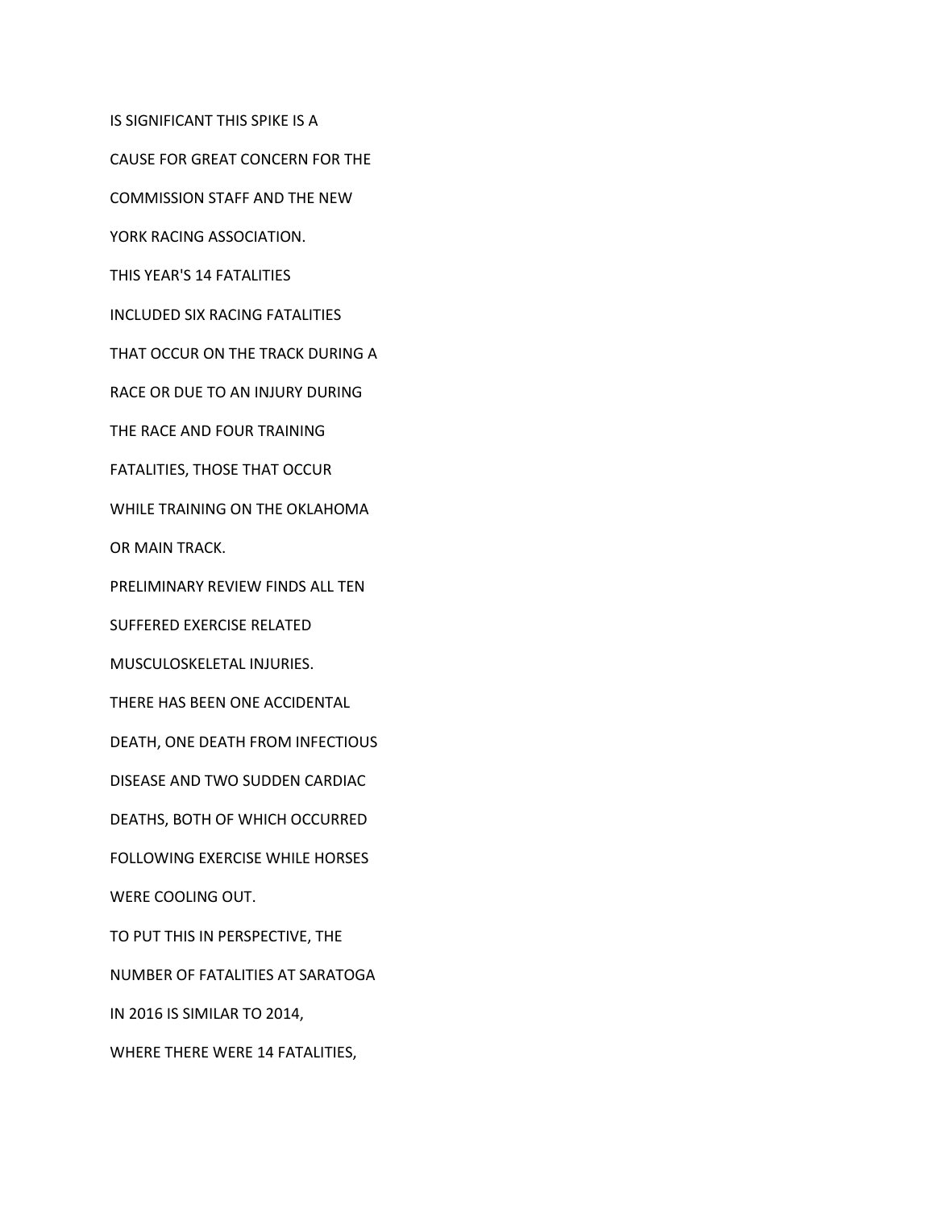IS SIGNIFICANT THIS SPIKE IS A

CAUSE FOR GREAT CONCERN FOR THE

COMMISSION STAFF AND THE NEW

YORK RACING ASSOCIATION.

THIS YEAR'S 14 FATALITIES

INCLUDED SIX RACING FATALITIES

THAT OCCUR ON THE TRACK DURING A

RACE OR DUE TO AN INJURY DURING

THE RACE AND FOUR TRAINING

FATALITIES, THOSE THAT OCCUR

WHILE TRAINING ON THE OKLAHOMA

OR MAIN TRACK.

PRELIMINARY REVIEW FINDS ALL TEN

SUFFERED EXERCISE RELATED

MUSCULOSKELETAL INJURIES.

THERE HAS BEEN ONE ACCIDENTAL

DEATH, ONE DEATH FROM INFECTIOUS

DISEASE AND TWO SUDDEN CARDIAC

DEATHS, BOTH OF WHICH OCCURRED

FOLLOWING EXERCISE WHILE HORSES

WERE COOLING OUT.

TO PUT THIS IN PERSPECTIVE, THE

NUMBER OF FATALITIES AT SARATOGA

IN 2016 IS SIMILAR TO 2014,

WHERE THERE WERE 14 FATALITIES,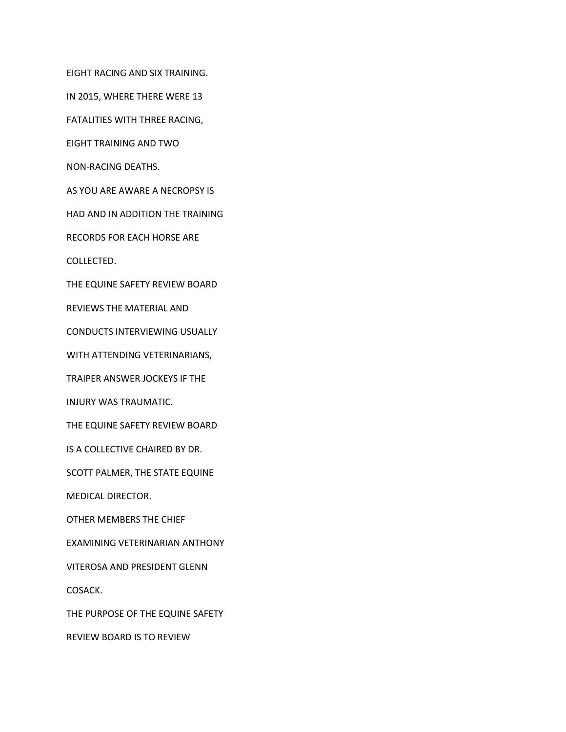EIGHT RACING AND SIX TRAINING.

IN 2015, WHERE THERE WERE 13

FATALITIES WITH THREE RACING,

EIGHT TRAINING AND TWO

NON-RACING DEATHS.

AS YOU ARE AWARE A NECROPSY IS

HAD AND IN ADDITION THE TRAINING

RECORDS FOR EACH HORSE ARE

COLLECTED.

THE EQUINE SAFETY REVIEW BOARD

REVIEWS THE MATERIAL AND

CONDUCTS INTERVIEWING USUALLY

WITH ATTENDING VETERINARIANS,

TRAIPER ANSWER JOCKEYS IF THE

INJURY WAS TRAUMATIC.

THE EQUINE SAFETY REVIEW BOARD

IS A COLLECTIVE CHAIRED BY DR.

SCOTT PALMER, THE STATE EQUINE

MEDICAL DIRECTOR.

OTHER MEMBERS THE CHIEF

EXAMINING VETERINARIAN ANTHONY

VITEROSA AND PRESIDENT GLENN

COSACK.

THE PURPOSE OF THE EQUINE SAFETY

REVIEW BOARD IS TO REVIEW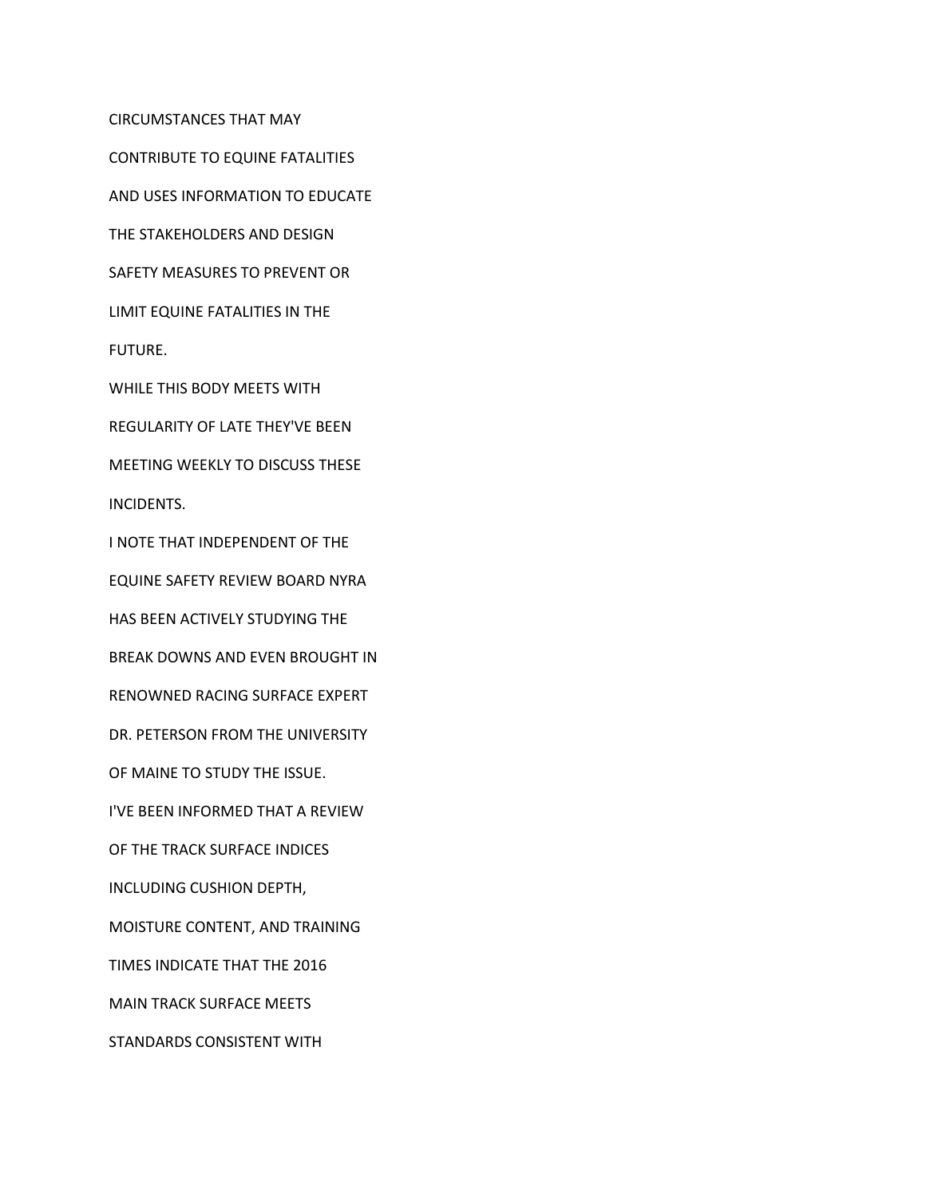CIRCUMSTANCES THAT MAY

CONTRIBUTE TO EQUINE FATALITIES

AND USES INFORMATION TO EDUCATE

THE STAKEHOLDERS AND DESIGN

SAFETY MEASURES TO PREVENT OR

LIMIT EQUINE FATALITIES IN THE

FUTURE.

WHILE THIS BODY MEETS WITH

REGULARITY OF LATE THEY'VE BEEN

MEETING WEEKLY TO DISCUSS THESE

INCIDENTS.

I NOTE THAT INDEPENDENT OF THE

EQUINE SAFETY REVIEW BOARD NYRA

HAS BEEN ACTIVELY STUDYING THE

BREAK DOWNS AND EVEN BROUGHT IN

RENOWNED RACING SURFACE EXPERT

DR. PETERSON FROM THE UNIVERSITY

OF MAINE TO STUDY THE ISSUE.

I'VE BEEN INFORMED THAT A REVIEW

OF THE TRACK SURFACE INDICES

INCLUDING CUSHION DEPTH,

MOISTURE CONTENT, AND TRAINING

TIMES INDICATE THAT THE 2016

MAIN TRACK SURFACE MEETS

STANDARDS CONSISTENT WITH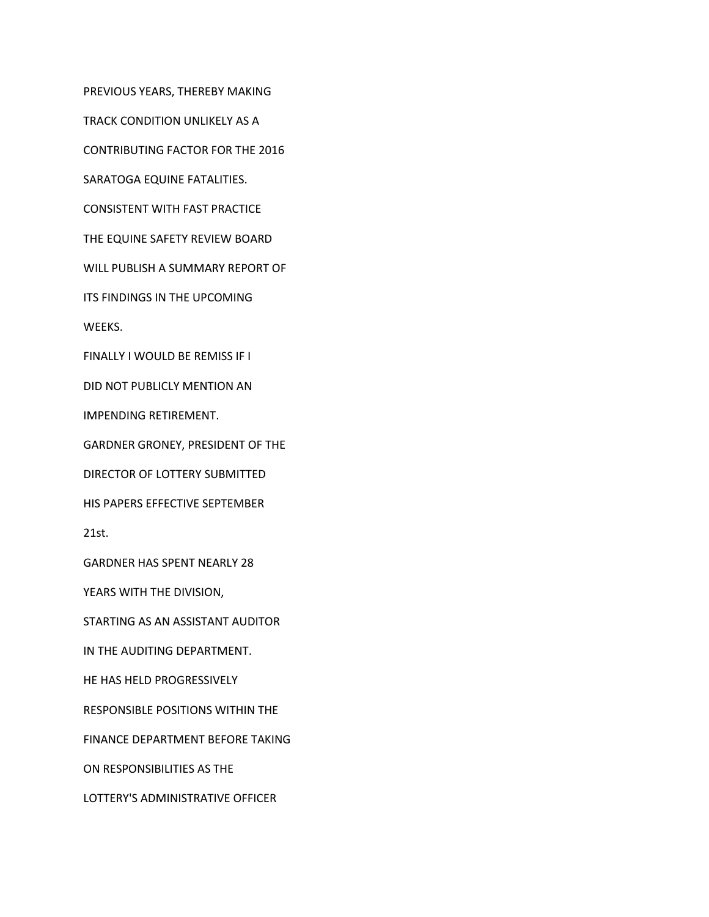PREVIOUS YEARS, THEREBY MAKING

TRACK CONDITION UNLIKELY AS A

CONTRIBUTING FACTOR FOR THE 2016

SARATOGA EQUINE FATALITIES.

CONSISTENT WITH FAST PRACTICE

THE EQUINE SAFETY REVIEW BOARD

WILL PUBLISH A SUMMARY REPORT OF

ITS FINDINGS IN THE UPCOMING

WEEKS.

FINALLY I WOULD BE REMISS IF I

DID NOT PUBLICLY MENTION AN

IMPENDING RETIREMENT.

GARDNER GRONEY, PRESIDENT OF THE

DIRECTOR OF LOTTERY SUBMITTED

HIS PAPERS EFFECTIVE SEPTEMBER

21st.

GARDNER HAS SPENT NEARLY 28

YEARS WITH THE DIVISION,

STARTING AS AN ASSISTANT AUDITOR

IN THE AUDITING DEPARTMENT.

HE HAS HELD PROGRESSIVELY

RESPONSIBLE POSITIONS WITHIN THE

FINANCE DEPARTMENT BEFORE TAKING

ON RESPONSIBILITIES AS THE

LOTTERY'S ADMINISTRATIVE OFFICER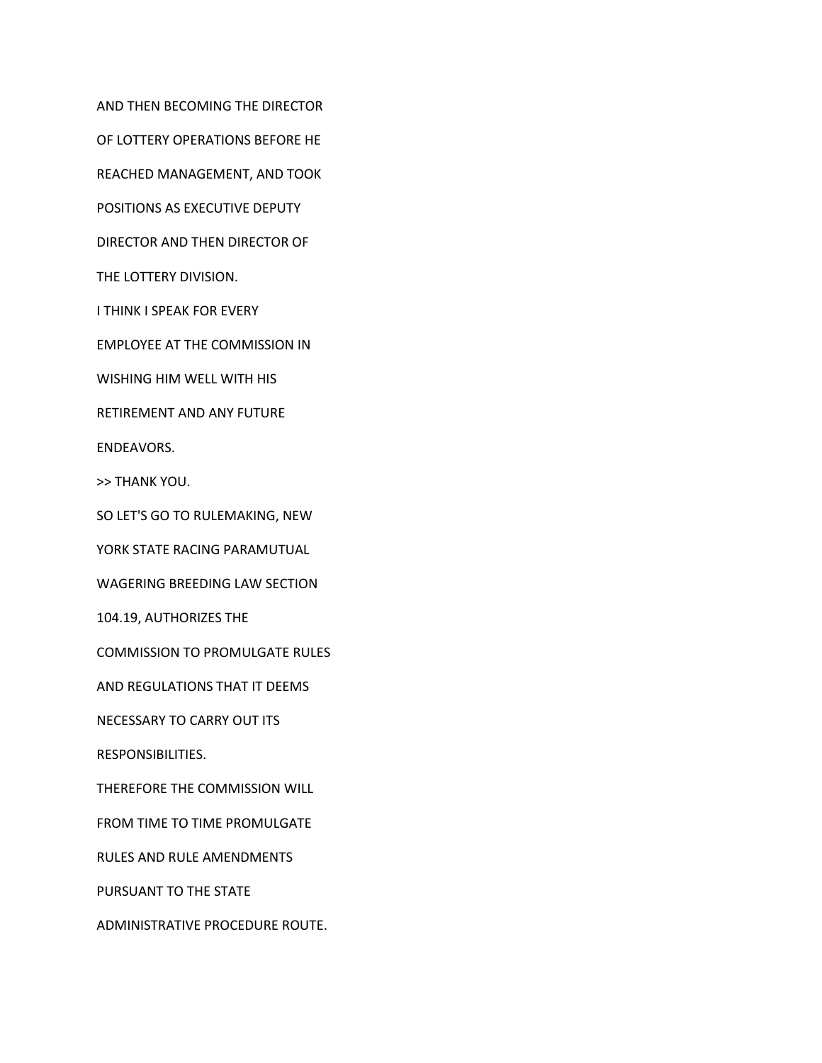AND THEN BECOMING THE DIRECTOR

OF LOTTERY OPERATIONS BEFORE HE

REACHED MANAGEMENT, AND TOOK

POSITIONS AS EXECUTIVE DEPUTY

DIRECTOR AND THEN DIRECTOR OF

THE LOTTERY DIVISION.

I THINK I SPEAK FOR EVERY

EMPLOYEE AT THE COMMISSION IN

WISHING HIM WELL WITH HIS

RETIREMENT AND ANY FUTURE

ENDEAVORS.

>> THANK YOU.

SO LET'S GO TO RULEMAKING, NEW

YORK STATE RACING PARAMUTUAL

WAGERING BREEDING LAW SECTION

104.19, AUTHORIZES THE

COMMISSION TO PROMULGATE RULES

AND REGULATIONS THAT IT DEEMS

NECESSARY TO CARRY OUT ITS

RESPONSIBILITIES.

THEREFORE THE COMMISSION WILL

FROM TIME TO TIME PROMULGATE

RULES AND RULE AMENDMENTS

PURSUANT TO THE STATE

ADMINISTRATIVE PROCEDURE ROUTE.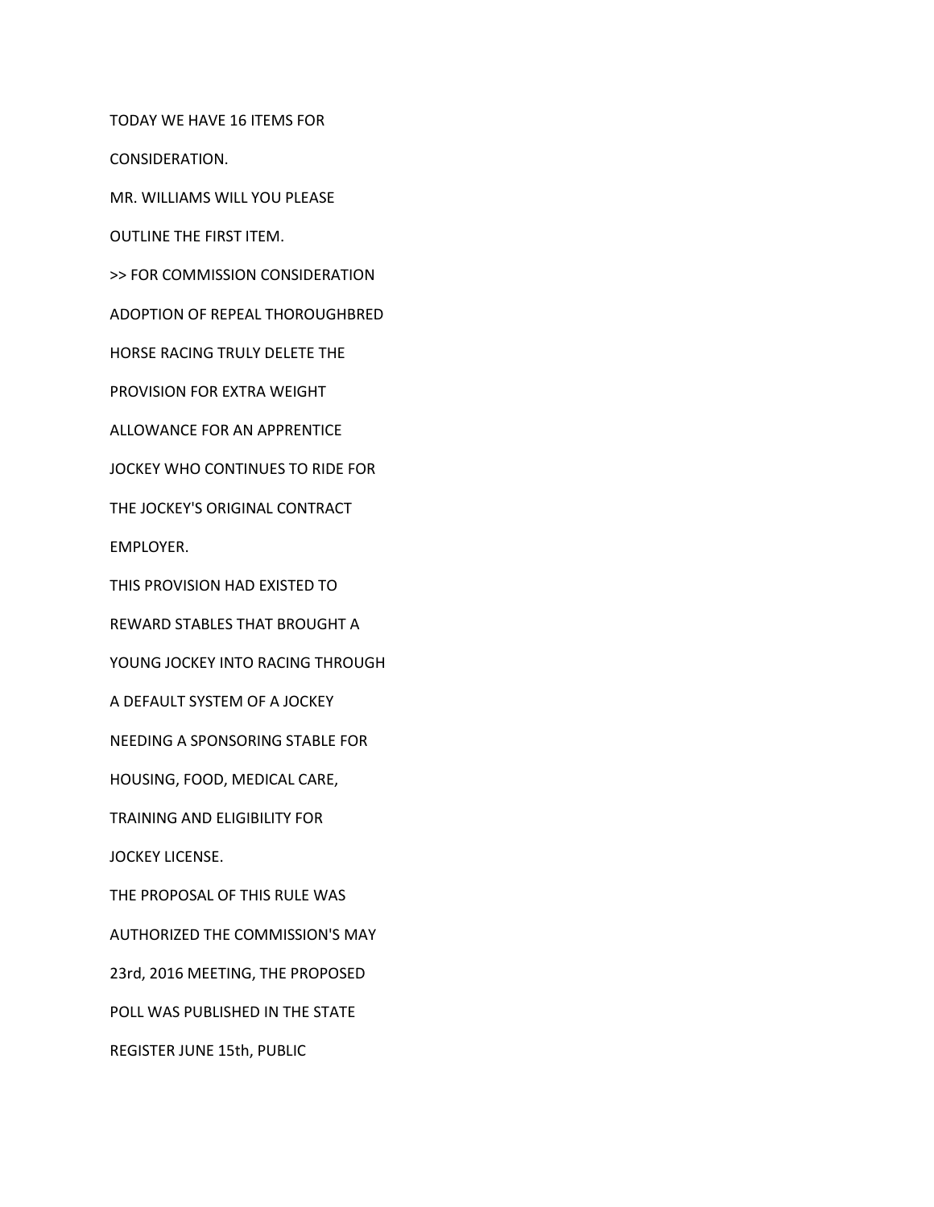TODAY WE HAVE 16 ITEMS FOR

CONSIDERATION.

MR. WILLIAMS WILL YOU PLEASE

OUTLINE THE FIRST ITEM.

>> FOR COMMISSION CONSIDERATION

ADOPTION OF REPEAL THOROUGHBRED

HORSE RACING TRULY DELETE THE

PROVISION FOR EXTRA WEIGHT

ALLOWANCE FOR AN APPRENTICE

JOCKEY WHO CONTINUES TO RIDE FOR

THE JOCKEY'S ORIGINAL CONTRACT

EMPLOYER.

THIS PROVISION HAD EXISTED TO

REWARD STABLES THAT BROUGHT A

YOUNG JOCKEY INTO RACING THROUGH

A DEFAULT SYSTEM OF A JOCKEY

NEEDING A SPONSORING STABLE FOR

HOUSING, FOOD, MEDICAL CARE,

TRAINING AND ELIGIBILITY FOR

JOCKEY LICENSE.

THE PROPOSAL OF THIS RULE WAS

AUTHORIZED THE COMMISSION'S MAY

23rd, 2016 MEETING, THE PROPOSED

POLL WAS PUBLISHED IN THE STATE

REGISTER JUNE 15th, PUBLIC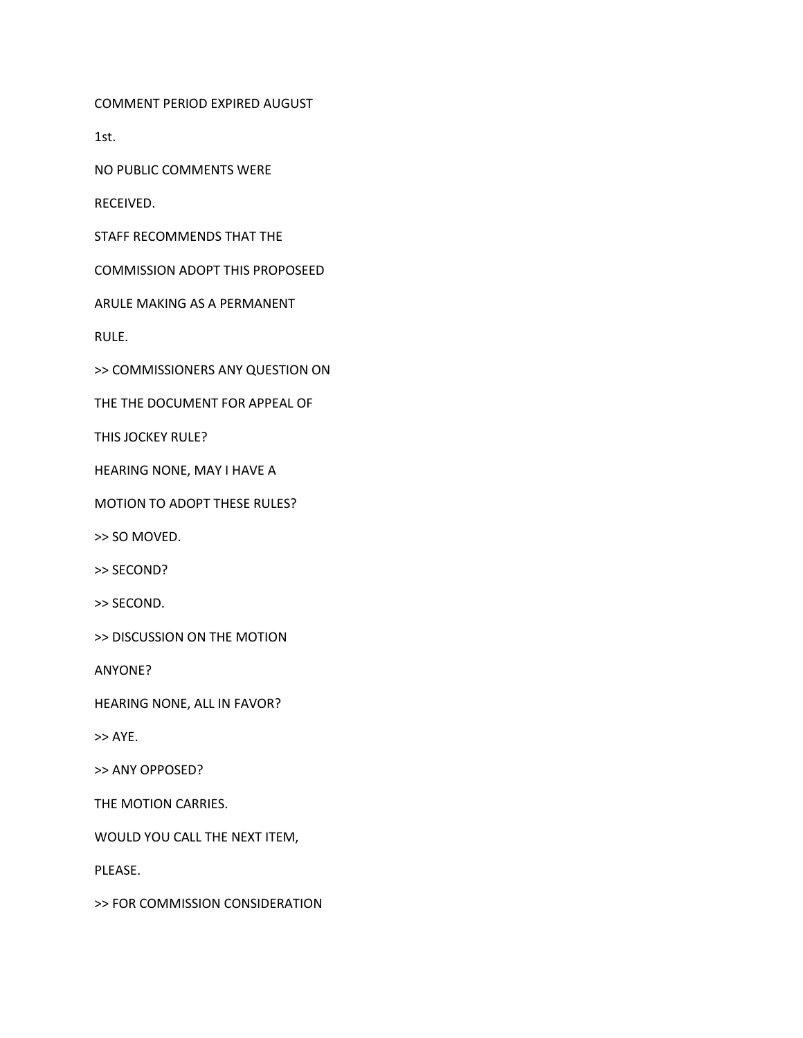COMMENT PERIOD EXPIRED AUGUST

1st.

NO PUBLIC COMMENTS WERE

RECEIVED.

STAFF RECOMMENDS THAT THE

COMMISSION ADOPT THIS PROPOSEED

ARULE MAKING AS A PERMANENT

RULE.

>> COMMISSIONERS ANY QUESTION ON

THE THE DOCUMENT FOR APPEAL OF

THIS JOCKEY RULE?

HEARING NONE, MAY I HAVE A

MOTION TO ADOPT THESE RULES?

>> SO MOVED.

>> SECOND?

>> SECOND.

>> DISCUSSION ON THE MOTION

ANYONE?

HEARING NONE, ALL IN FAVOR?

>> AYE.

>> ANY OPPOSED?

THE MOTION CARRIES.

WOULD YOU CALL THE NEXT ITEM,

PLEASE.

>> FOR COMMISSION CONSIDERATION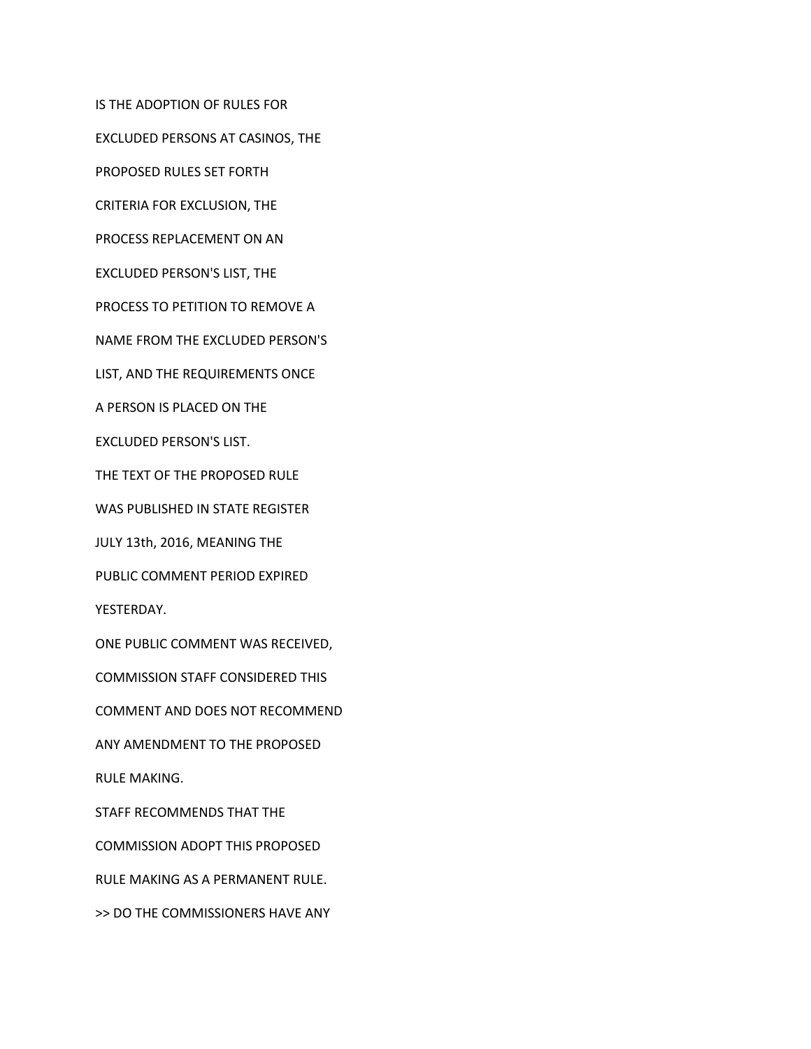IS THE ADOPTION OF RULES FOR

EXCLUDED PERSONS AT CASINOS, THE

PROPOSED RULES SET FORTH

CRITERIA FOR EXCLUSION, THE

PROCESS REPLACEMENT ON AN

EXCLUDED PERSON'S LIST, THE

PROCESS TO PETITION TO REMOVE A

NAME FROM THE EXCLUDED PERSON'S

LIST, AND THE REQUIREMENTS ONCE

A PERSON IS PLACED ON THE

EXCLUDED PERSON'S LIST.

THE TEXT OF THE PROPOSED RULE

WAS PUBLISHED IN STATE REGISTER

JULY 13th, 2016, MEANING THE

PUBLIC COMMENT PERIOD EXPIRED

YESTERDAY.

ONE PUBLIC COMMENT WAS RECEIVED,

COMMISSION STAFF CONSIDERED THIS

COMMENT AND DOES NOT RECOMMEND

ANY AMENDMENT TO THE PROPOSED

RULE MAKING.

STAFF RECOMMENDS THAT THE

COMMISSION ADOPT THIS PROPOSED

RULE MAKING AS A PERMANENT RULE.

>> DO THE COMMISSIONERS HAVE ANY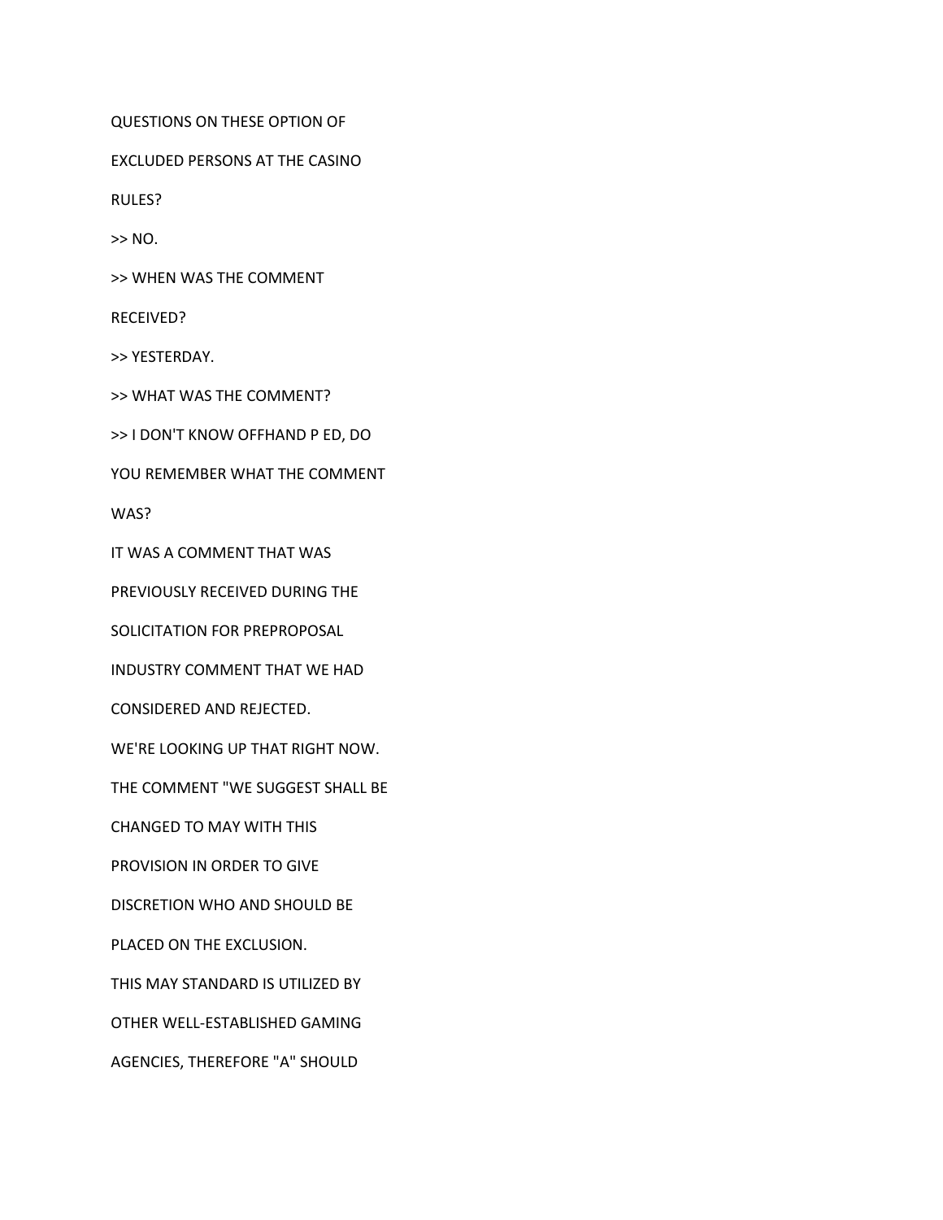QUESTIONS ON THESE OPTION OF

EXCLUDED PERSONS AT THE CASINO

RULES?

>> NO.

>> WHEN WAS THE COMMENT

RECEIVED?

>> YESTERDAY.

>> WHAT WAS THE COMMENT?

>> I DON'T KNOW OFFHAND P ED, DO

YOU REMEMBER WHAT THE COMMENT

WAS?

IT WAS A COMMENT THAT WAS

PREVIOUSLY RECEIVED DURING THE

SOLICITATION FOR PREPROPOSAL

INDUSTRY COMMENT THAT WE HAD

CONSIDERED AND REJECTED.

WE'RE LOOKING UP THAT RIGHT NOW.

THE COMMENT "WE SUGGEST SHALL BE

CHANGED TO MAY WITH THIS

PROVISION IN ORDER TO GIVE

DISCRETION WHO AND SHOULD BE

PLACED ON THE EXCLUSION.

THIS MAY STANDARD IS UTILIZED BY

OTHER WELL-ESTABLISHED GAMING

AGENCIES, THEREFORE "A" SHOULD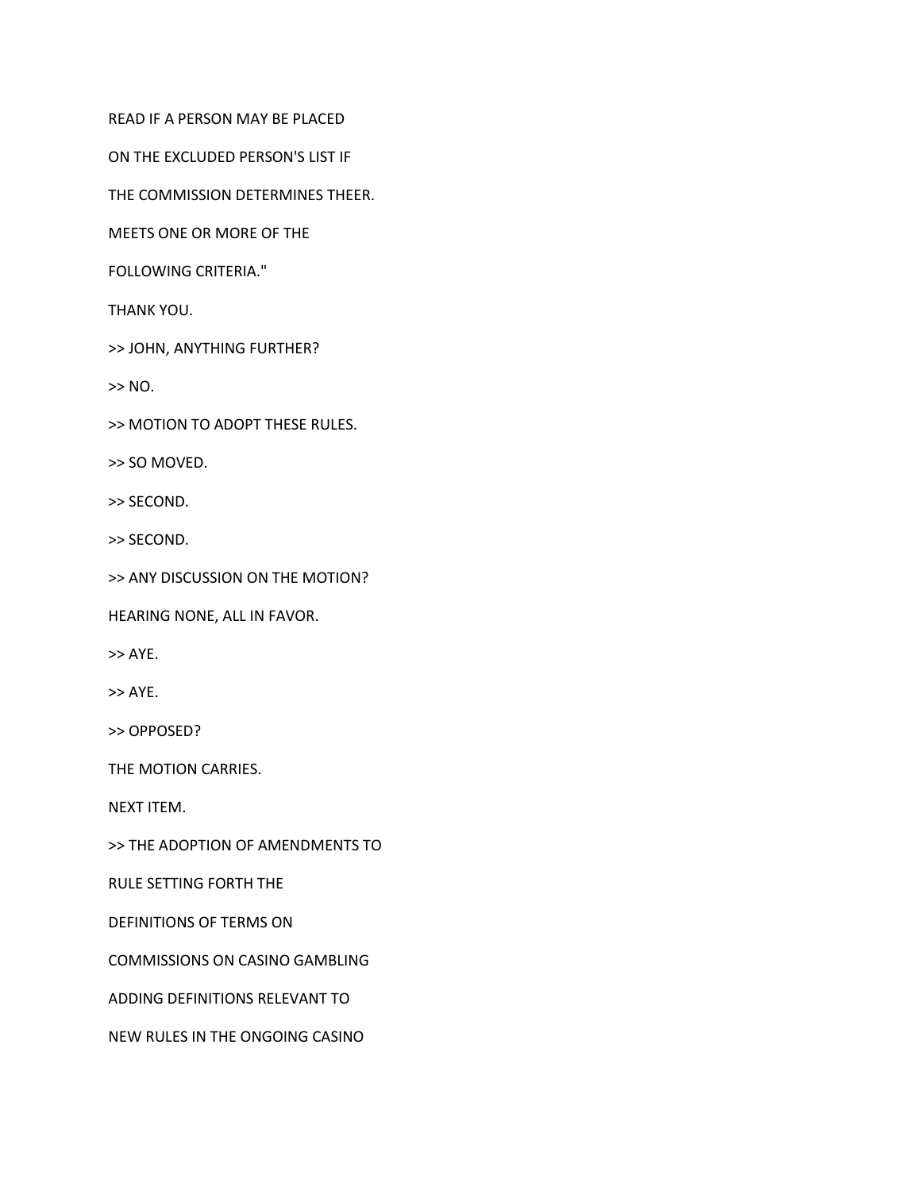READ IF A PERSON MAY BE PLACED

ON THE EXCLUDED PERSON'S LIST IF

THE COMMISSION DETERMINES THEER.

MEETS ONE OR MORE OF THE

FOLLOWING CRITERIA."

THANK YOU.

>> JOHN, ANYTHING FURTHER?

>> NO.

>> MOTION TO ADOPT THESE RULES.

>> SO MOVED.

>> SECOND.

>> SECOND.

>> ANY DISCUSSION ON THE MOTION?

HEARING NONE, ALL IN FAVOR.

>> AYE.

>> AYE.

>> OPPOSED?

THE MOTION CARRIES.

NEXT ITEM.

>> THE ADOPTION OF AMENDMENTS TO

RULE SETTING FORTH THE

DEFINITIONS OF TERMS ON

COMMISSIONS ON CASINO GAMBLING

ADDING DEFINITIONS RELEVANT TO

NEW RULES IN THE ONGOING CASINO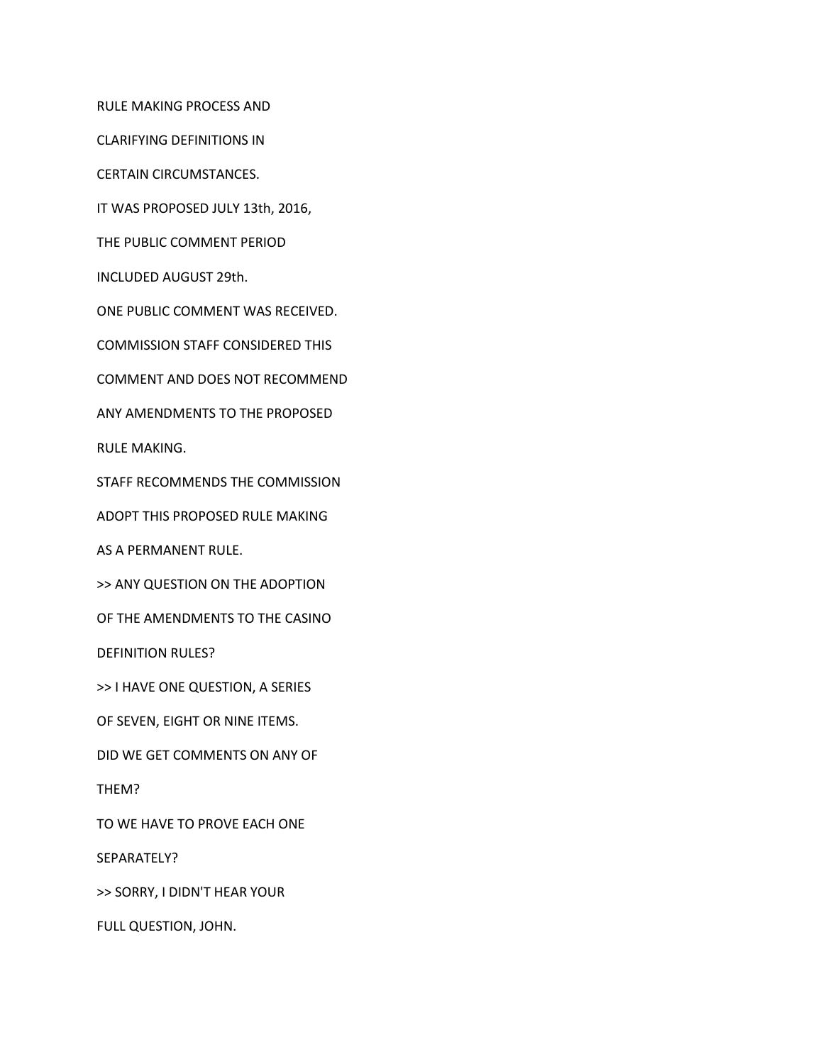RULE MAKING PROCESS AND

CLARIFYING DEFINITIONS IN

CERTAIN CIRCUMSTANCES.

IT WAS PROPOSED JULY 13th, 2016,

THE PUBLIC COMMENT PERIOD

INCLUDED AUGUST 29th.

ONE PUBLIC COMMENT WAS RECEIVED.

COMMISSION STAFF CONSIDERED THIS

COMMENT AND DOES NOT RECOMMEND

ANY AMENDMENTS TO THE PROPOSED

RULE MAKING.

STAFF RECOMMENDS THE COMMISSION

ADOPT THIS PROPOSED RULE MAKING

AS A PERMANENT RULE.

>> ANY QUESTION ON THE ADOPTION

OF THE AMENDMENTS TO THE CASINO

DEFINITION RULES?

>> I HAVE ONE QUESTION, A SERIES

OF SEVEN, EIGHT OR NINE ITEMS.

DID WE GET COMMENTS ON ANY OF

THEM?

TO WE HAVE TO PROVE EACH ONE

SEPARATELY?

>> SORRY, I DIDN'T HEAR YOUR

FULL QUESTION, JOHN.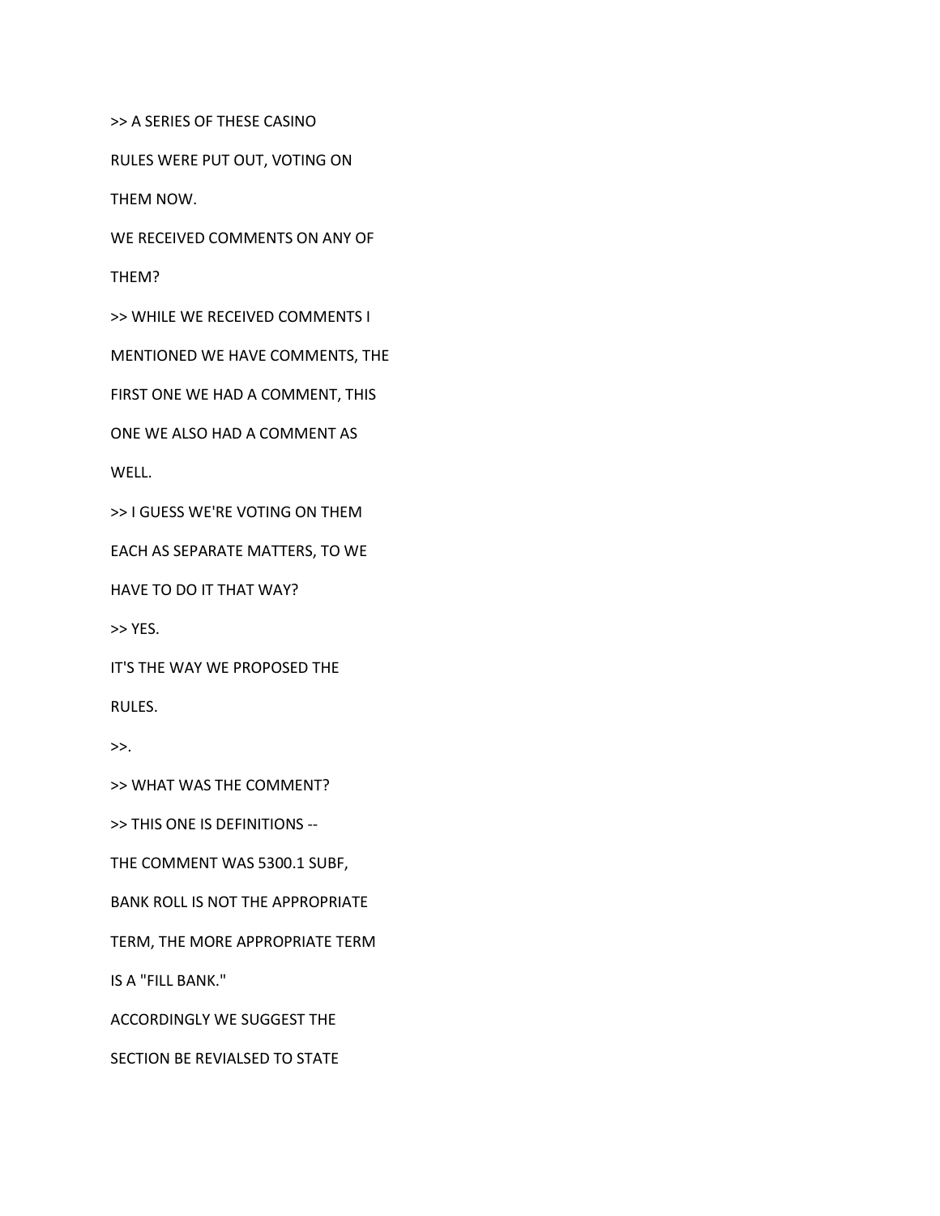>> A SERIES OF THESE CASINO

RULES WERE PUT OUT, VOTING ON

THEM NOW.

WE RECEIVED COMMENTS ON ANY OF

THEM?

>> WHILE WE RECEIVED COMMENTS I

MENTIONED WE HAVE COMMENTS, THE

FIRST ONE WE HAD A COMMENT, THIS

ONE WE ALSO HAD A COMMENT AS

WELL.

>> I GUESS WE'RE VOTING ON THEM

EACH AS SEPARATE MATTERS, TO WE

HAVE TO DO IT THAT WAY?

>> YES.

IT'S THE WAY WE PROPOSED THE

RULES.

>>.

>> WHAT WAS THE COMMENT?

>> THIS ONE IS DEFINITIONS --

THE COMMENT WAS 5300.1 SUBF,

BANK ROLL IS NOT THE APPROPRIATE

TERM, THE MORE APPROPRIATE TERM

IS A "FILL BANK."

ACCORDINGLY WE SUGGEST THE

SECTION BE REVIALSED TO STATE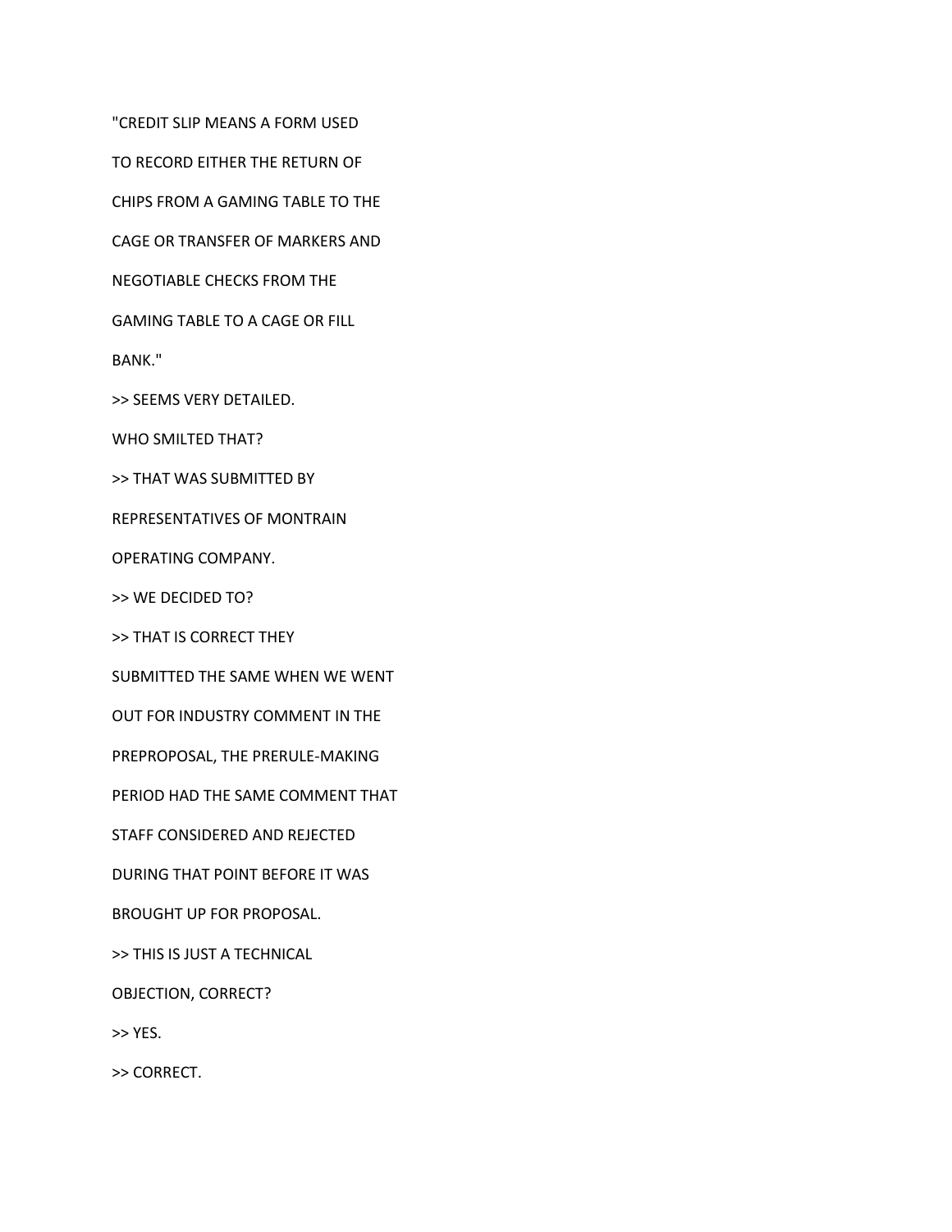"CREDIT SLIP MEANS A FORM USED

TO RECORD EITHER THE RETURN OF

CHIPS FROM A GAMING TABLE TO THE

CAGE OR TRANSFER OF MARKERS AND

NEGOTIABLE CHECKS FROM THE

GAMING TABLE TO A CAGE OR FILL

BANK."

>> SEEMS VERY DETAILED.

WHO SMILTED THAT?

>> THAT WAS SUBMITTED BY

REPRESENTATIVES OF MONTRAIN

OPERATING COMPANY.

>> WE DECIDED TO?

>> THAT IS CORRECT THEY

SUBMITTED THE SAME WHEN WE WENT

OUT FOR INDUSTRY COMMENT IN THE

PREPROPOSAL, THE PRERULE-MAKING

PERIOD HAD THE SAME COMMENT THAT

STAFF CONSIDERED AND REJECTED

DURING THAT POINT BEFORE IT WAS

BROUGHT UP FOR PROPOSAL.

>> THIS IS JUST A TECHNICAL

OBJECTION, CORRECT?

>> YES.

>> CORRECT.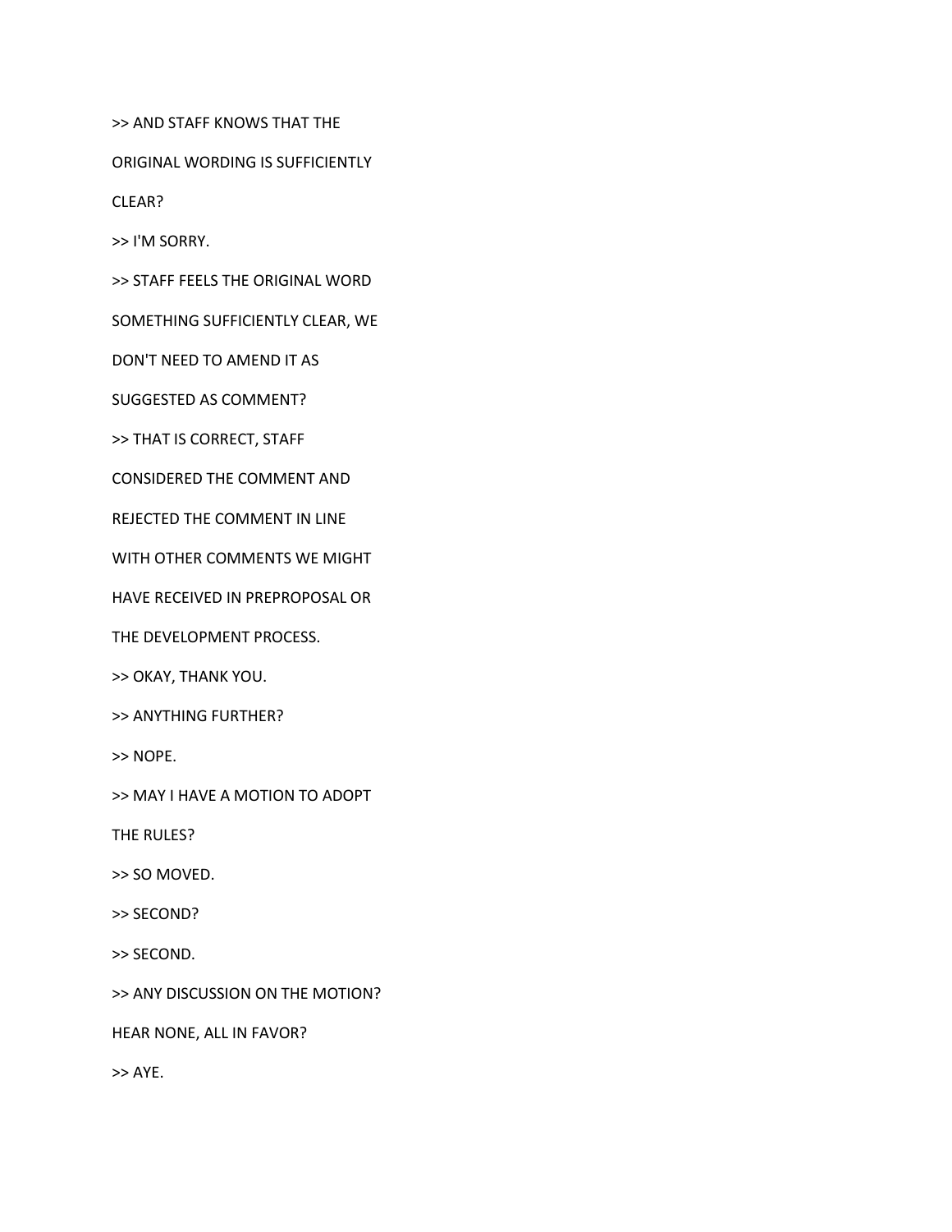>> AND STAFF KNOWS THAT THE

ORIGINAL WORDING IS SUFFICIENTLY

CLEAR?

>> I'M SORRY.

>> STAFF FEELS THE ORIGINAL WORD

SOMETHING SUFFICIENTLY CLEAR, WE

DON'T NEED TO AMEND IT AS

SUGGESTED AS COMMENT?

>> THAT IS CORRECT, STAFF

CONSIDERED THE COMMENT AND

REJECTED THE COMMENT IN LINE

WITH OTHER COMMENTS WE MIGHT

HAVE RECEIVED IN PREPROPOSAL OR

THE DEVELOPMENT PROCESS.

>> OKAY, THANK YOU.

>> ANYTHING FURTHER?

>> NOPE.

>> MAY I HAVE A MOTION TO ADOPT

THE RULES?

>> SO MOVED.

>> SECOND?

>> SECOND.

>> ANY DISCUSSION ON THE MOTION?

HEAR NONE, ALL IN FAVOR?

>> AYE.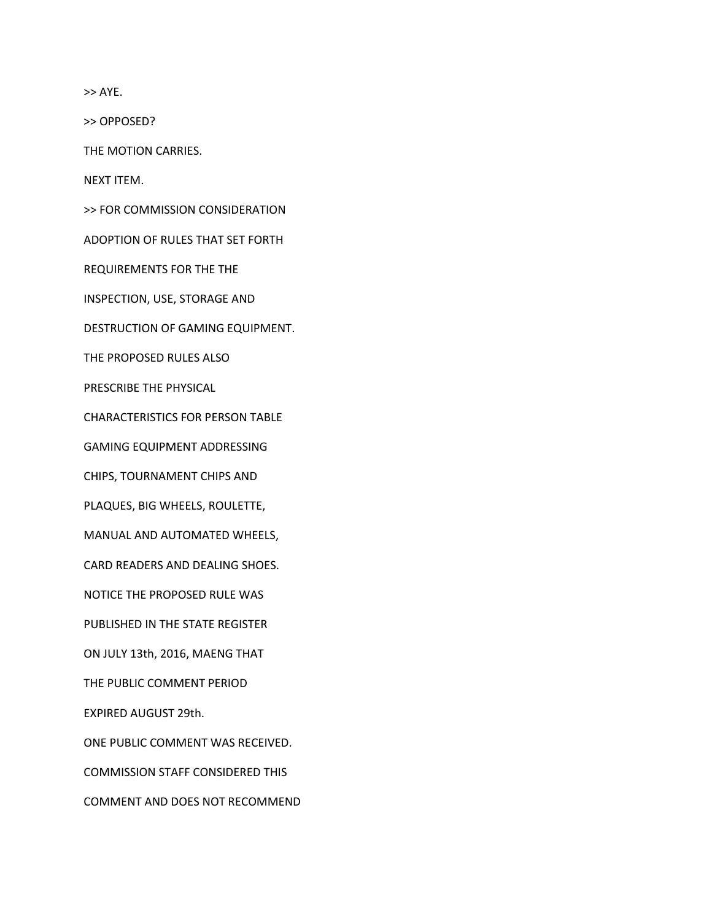>> AYE.

>> OPPOSED?

THE MOTION CARRIES.

NEXT ITEM.

>> FOR COMMISSION CONSIDERATION

ADOPTION OF RULES THAT SET FORTH

REQUIREMENTS FOR THE THE

INSPECTION, USE, STORAGE AND

DESTRUCTION OF GAMING EQUIPMENT.

THE PROPOSED RULES ALSO

PRESCRIBE THE PHYSICAL

CHARACTERISTICS FOR PERSON TABLE

GAMING EQUIPMENT ADDRESSING

CHIPS, TOURNAMENT CHIPS AND

PLAQUES, BIG WHEELS, ROULETTE,

MANUAL AND AUTOMATED WHEELS,

CARD READERS AND DEALING SHOES.

NOTICE THE PROPOSED RULE WAS

PUBLISHED IN THE STATE REGISTER

ON JULY 13th, 2016, MAENG THAT

THE PUBLIC COMMENT PERIOD

EXPIRED AUGUST 29th.

ONE PUBLIC COMMENT WAS RECEIVED.

COMMISSION STAFF CONSIDERED THIS

COMMENT AND DOES NOT RECOMMEND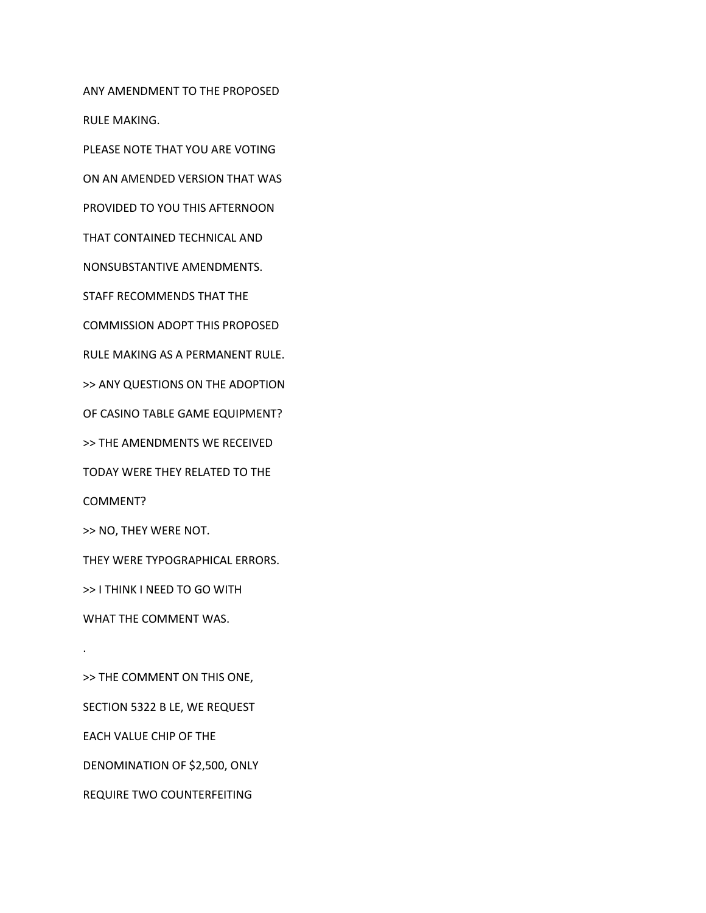ANY AMENDMENT TO THE PROPOSED

RULE MAKING.

PLEASE NOTE THAT YOU ARE VOTING

ON AN AMENDED VERSION THAT WAS

PROVIDED TO YOU THIS AFTERNOON

THAT CONTAINED TECHNICAL AND

NONSUBSTANTIVE AMENDMENTS.

STAFF RECOMMENDS THAT THE

COMMISSION ADOPT THIS PROPOSED

RULE MAKING AS A PERMANENT RULE.

>> ANY QUESTIONS ON THE ADOPTION

OF CASINO TABLE GAME EQUIPMENT?

>> THE AMENDMENTS WE RECEIVED

TODAY WERE THEY RELATED TO THE

COMMENT?

>> NO, THEY WERE NOT.

THEY WERE TYPOGRAPHICAL ERRORS.

>> I THINK I NEED TO GO WITH

WHAT THE COMMENT WAS.

.

>> THE COMMENT ON THIS ONE,

SECTION 5322 B LE, WE REQUEST

EACH VALUE CHIP OF THE

DENOMINATION OF $2,500, ONLY

REQUIRE TWO COUNTERFEITING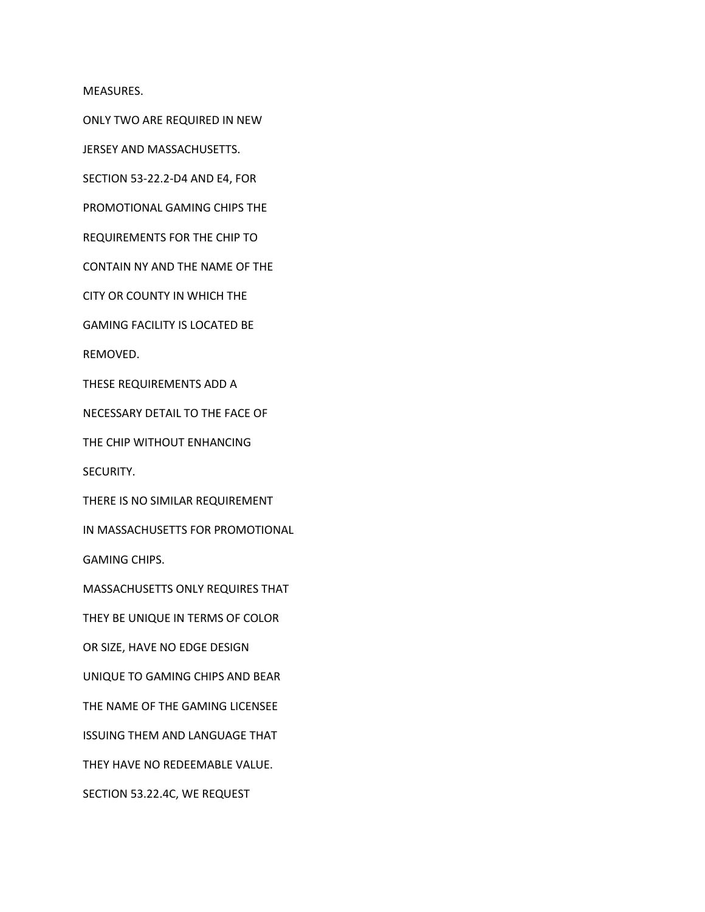MEASURES.

ONLY TWO ARE REQUIRED IN NEW

JERSEY AND MASSACHUSETTS.

SECTION 53-22.2-D4 AND E4, FOR

PROMOTIONAL GAMING CHIPS THE

REQUIREMENTS FOR THE CHIP TO

CONTAIN NY AND THE NAME OF THE

CITY OR COUNTY IN WHICH THE

GAMING FACILITY IS LOCATED BE

REMOVED.

THESE REQUIREMENTS ADD A

NECESSARY DETAIL TO THE FACE OF

THE CHIP WITHOUT ENHANCING

SECURITY.

THERE IS NO SIMILAR REQUIREMENT

IN MASSACHUSETTS FOR PROMOTIONAL

GAMING CHIPS.

MASSACHUSETTS ONLY REQUIRES THAT

THEY BE UNIQUE IN TERMS OF COLOR

OR SIZE, HAVE NO EDGE DESIGN

UNIQUE TO GAMING CHIPS AND BEAR

THE NAME OF THE GAMING LICENSEE

ISSUING THEM AND LANGUAGE THAT

THEY HAVE NO REDEEMABLE VALUE.

SECTION 53.22.4C, WE REQUEST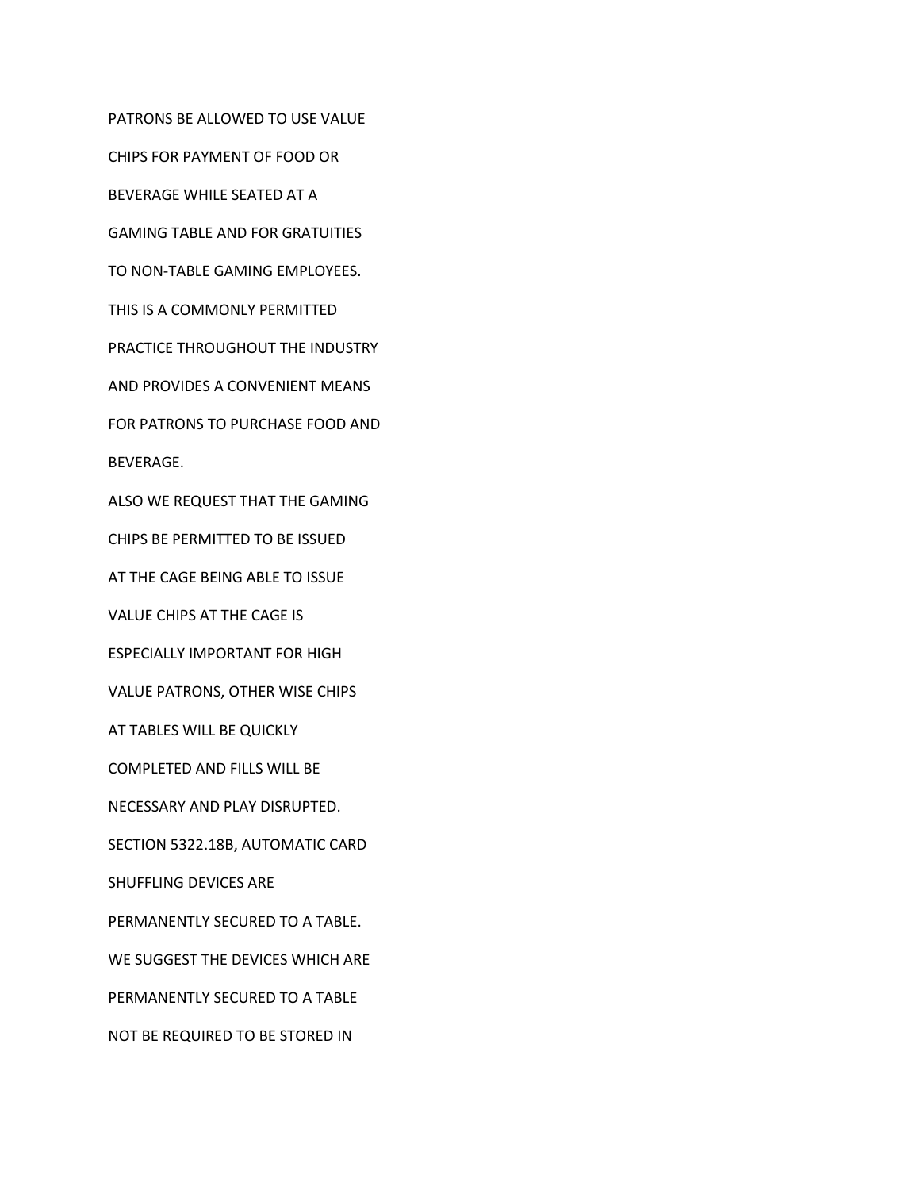PATRONS BE ALLOWED TO USE VALUE

CHIPS FOR PAYMENT OF FOOD OR

BEVERAGE WHILE SEATED AT A

GAMING TABLE AND FOR GRATUITIES

TO NON-TABLE GAMING EMPLOYEES.

THIS IS A COMMONLY PERMITTED

PRACTICE THROUGHOUT THE INDUSTRY

AND PROVIDES A CONVENIENT MEANS

FOR PATRONS TO PURCHASE FOOD AND

BEVERAGE.

ALSO WE REQUEST THAT THE GAMING

CHIPS BE PERMITTED TO BE ISSUED

AT THE CAGE BEING ABLE TO ISSUE

VALUE CHIPS AT THE CAGE IS

ESPECIALLY IMPORTANT FOR HIGH

VALUE PATRONS, OTHER WISE CHIPS

AT TABLES WILL BE QUICKLY

COMPLETED AND FILLS WILL BE

NECESSARY AND PLAY DISRUPTED.

SECTION 5322.18B, AUTOMATIC CARD

SHUFFLING DEVICES ARE

PERMANENTLY SECURED TO A TABLE.

WE SUGGEST THE DEVICES WHICH ARE

PERMANENTLY SECURED TO A TABLE

NOT BE REQUIRED TO BE STORED IN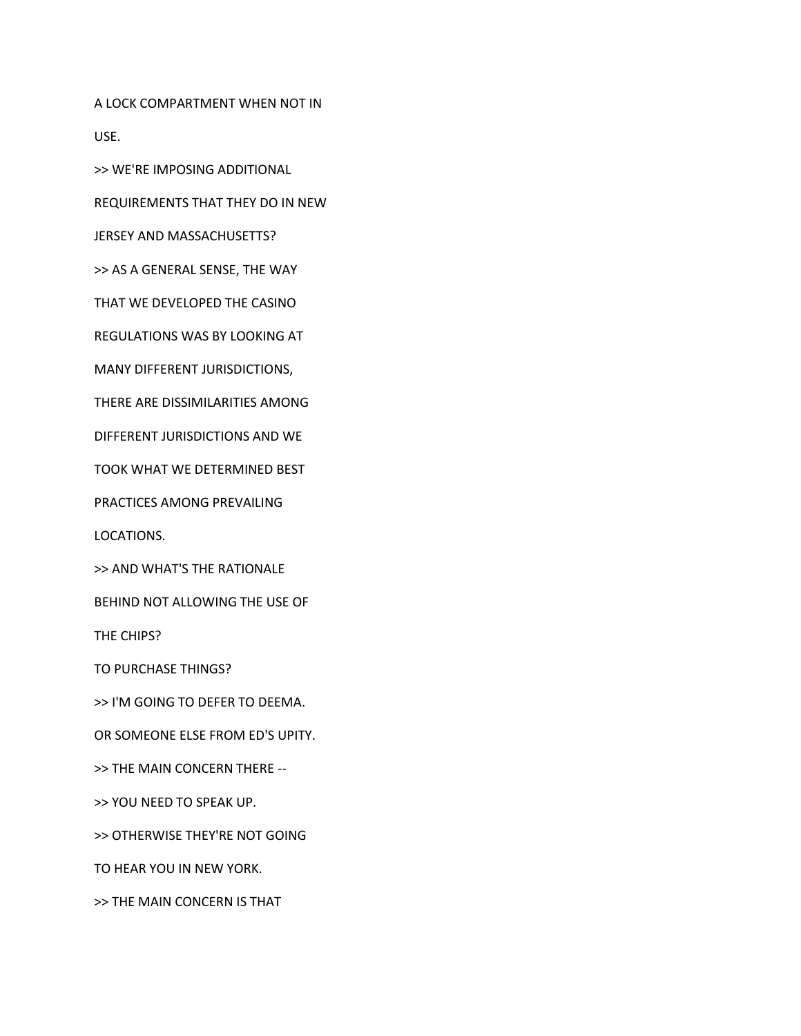A LOCK COMPARTMENT WHEN NOT IN

USE.

>> WE'RE IMPOSING ADDITIONAL

REQUIREMENTS THAT THEY DO IN NEW

JERSEY AND MASSACHUSETTS?

>> AS A GENERAL SENSE, THE WAY

THAT WE DEVELOPED THE CASINO

REGULATIONS WAS BY LOOKING AT

MANY DIFFERENT JURISDICTIONS,

THERE ARE DISSIMILARITIES AMONG

DIFFERENT JURISDICTIONS AND WE

TOOK WHAT WE DETERMINED BEST

PRACTICES AMONG PREVAILING

LOCATIONS.

>> AND WHAT'S THE RATIONALE

BEHIND NOT ALLOWING THE USE OF

THE CHIPS?

TO PURCHASE THINGS?

>> I'M GOING TO DEFER TO DEEMA.

OR SOMEONE ELSE FROM ED'S UPITY.

>> THE MAIN CONCERN THERE --

>> YOU NEED TO SPEAK UP.

>> OTHERWISE THEY'RE NOT GOING

TO HEAR YOU IN NEW YORK.

>> THE MAIN CONCERN IS THAT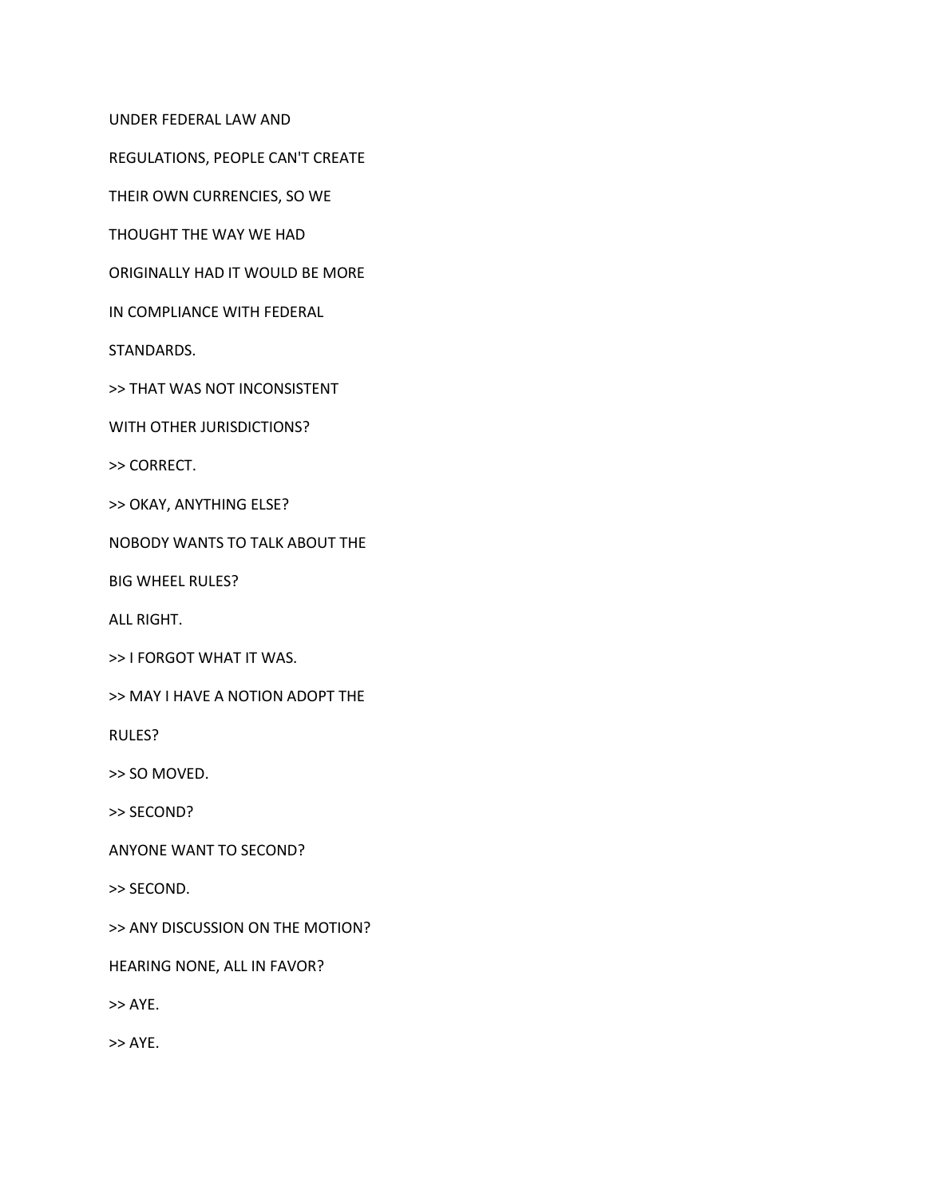UNDER FEDERAL LAW AND

REGULATIONS, PEOPLE CAN'T CREATE

THEIR OWN CURRENCIES, SO WE

THOUGHT THE WAY WE HAD

ORIGINALLY HAD IT WOULD BE MORE

IN COMPLIANCE WITH FEDERAL

STANDARDS.

>> THAT WAS NOT INCONSISTENT

WITH OTHER JURISDICTIONS?

>> CORRECT.

>> OKAY, ANYTHING ELSE?

NOBODY WANTS TO TALK ABOUT THE

BIG WHEEL RULES?

ALL RIGHT.

>> I FORGOT WHAT IT WAS.

>> MAY I HAVE A NOTION ADOPT THE

RULES?

>> SO MOVED.

>> SECOND?

ANYONE WANT TO SECOND?

>> SECOND.

>> ANY DISCUSSION ON THE MOTION?

HEARING NONE, ALL IN FAVOR?

>> AYE.

>> AYE.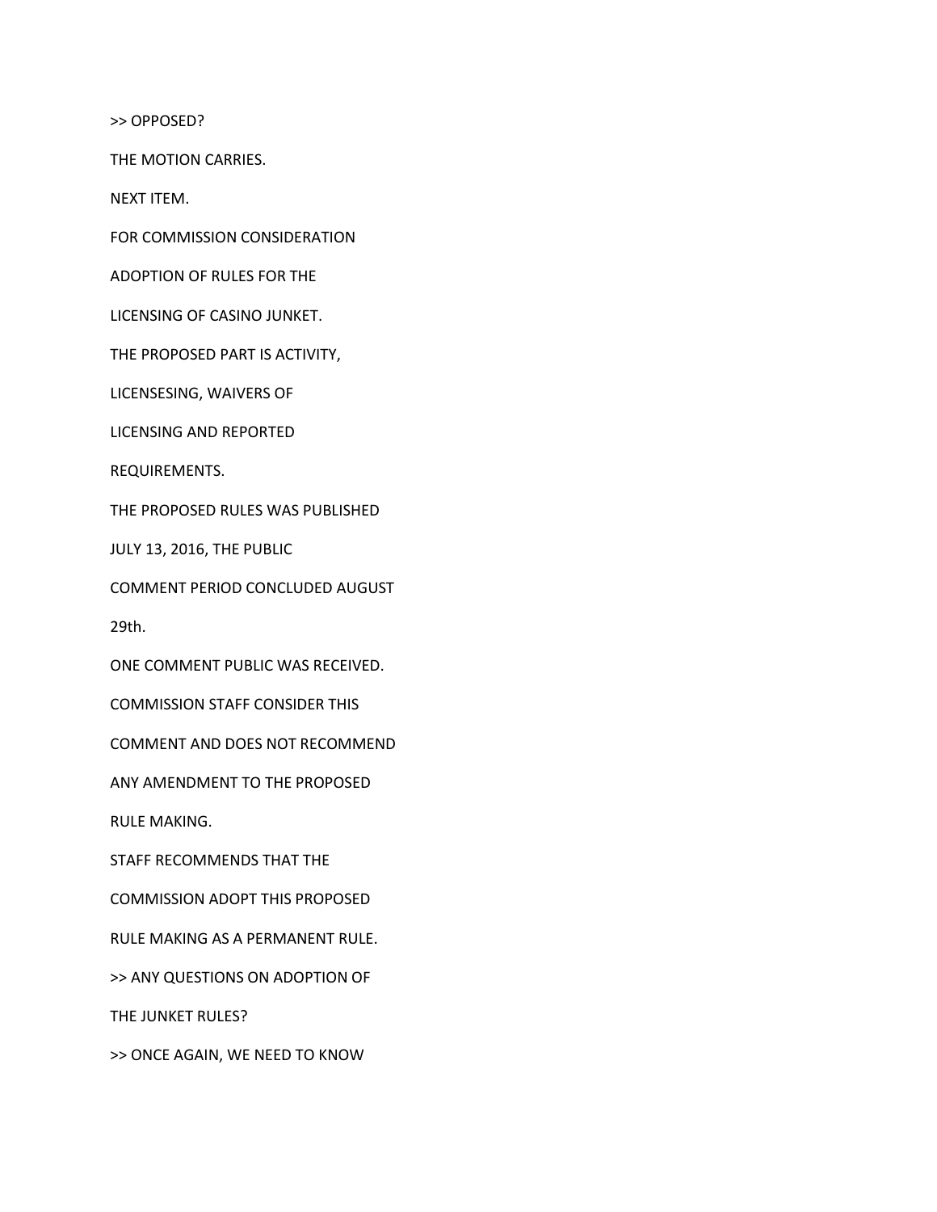>> OPPOSED?

THE MOTION CARRIES.

NEXT ITEM.

FOR COMMISSION CONSIDERATION

ADOPTION OF RULES FOR THE

LICENSING OF CASINO JUNKET.

THE PROPOSED PART IS ACTIVITY,

LICENSESING, WAIVERS OF

LICENSING AND REPORTED

REQUIREMENTS.

THE PROPOSED RULES WAS PUBLISHED

JULY 13, 2016, THE PUBLIC

COMMENT PERIOD CONCLUDED AUGUST

29th.

ONE COMMENT PUBLIC WAS RECEIVED.

COMMISSION STAFF CONSIDER THIS

COMMENT AND DOES NOT RECOMMEND

ANY AMENDMENT TO THE PROPOSED

RULE MAKING.

STAFF RECOMMENDS THAT THE

COMMISSION ADOPT THIS PROPOSED

RULE MAKING AS A PERMANENT RULE.

>> ANY QUESTIONS ON ADOPTION OF

THE JUNKET RULES?

>> ONCE AGAIN, WE NEED TO KNOW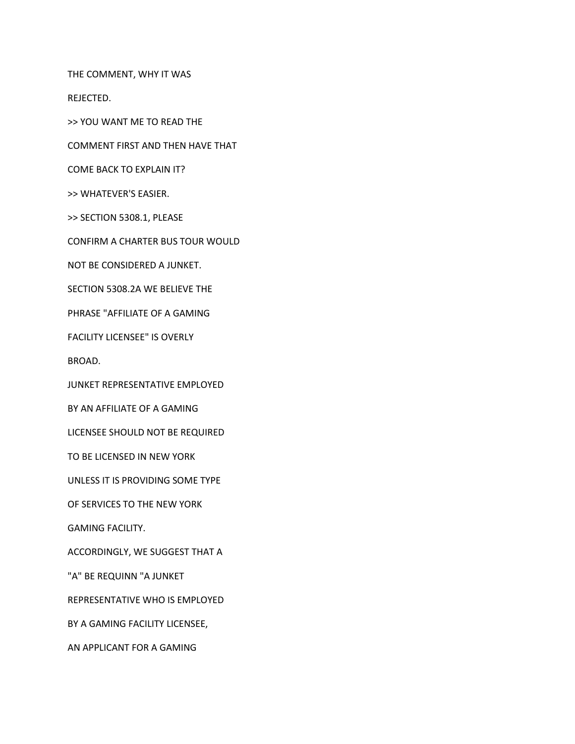THE COMMENT, WHY IT WAS

REJECTED.

>> YOU WANT ME TO READ THE

COMMENT FIRST AND THEN HAVE THAT

COME BACK TO EXPLAIN IT?

>> WHATEVER'S EASIER.

>> SECTION 5308.1, PLEASE

CONFIRM A CHARTER BUS TOUR WOULD

NOT BE CONSIDERED A JUNKET.

SECTION 5308.2A WE BELIEVE THE

PHRASE "AFFILIATE OF A GAMING

FACILITY LICENSEE" IS OVERLY

BROAD.

JUNKET REPRESENTATIVE EMPLOYED

BY AN AFFILIATE OF A GAMING

LICENSEE SHOULD NOT BE REQUIRED

TO BE LICENSED IN NEW YORK

UNLESS IT IS PROVIDING SOME TYPE

OF SERVICES TO THE NEW YORK

GAMING FACILITY.

ACCORDINGLY, WE SUGGEST THAT A

"A" BE REQUINN "A JUNKET

REPRESENTATIVE WHO IS EMPLOYED

BY A GAMING FACILITY LICENSEE,

AN APPLICANT FOR A GAMING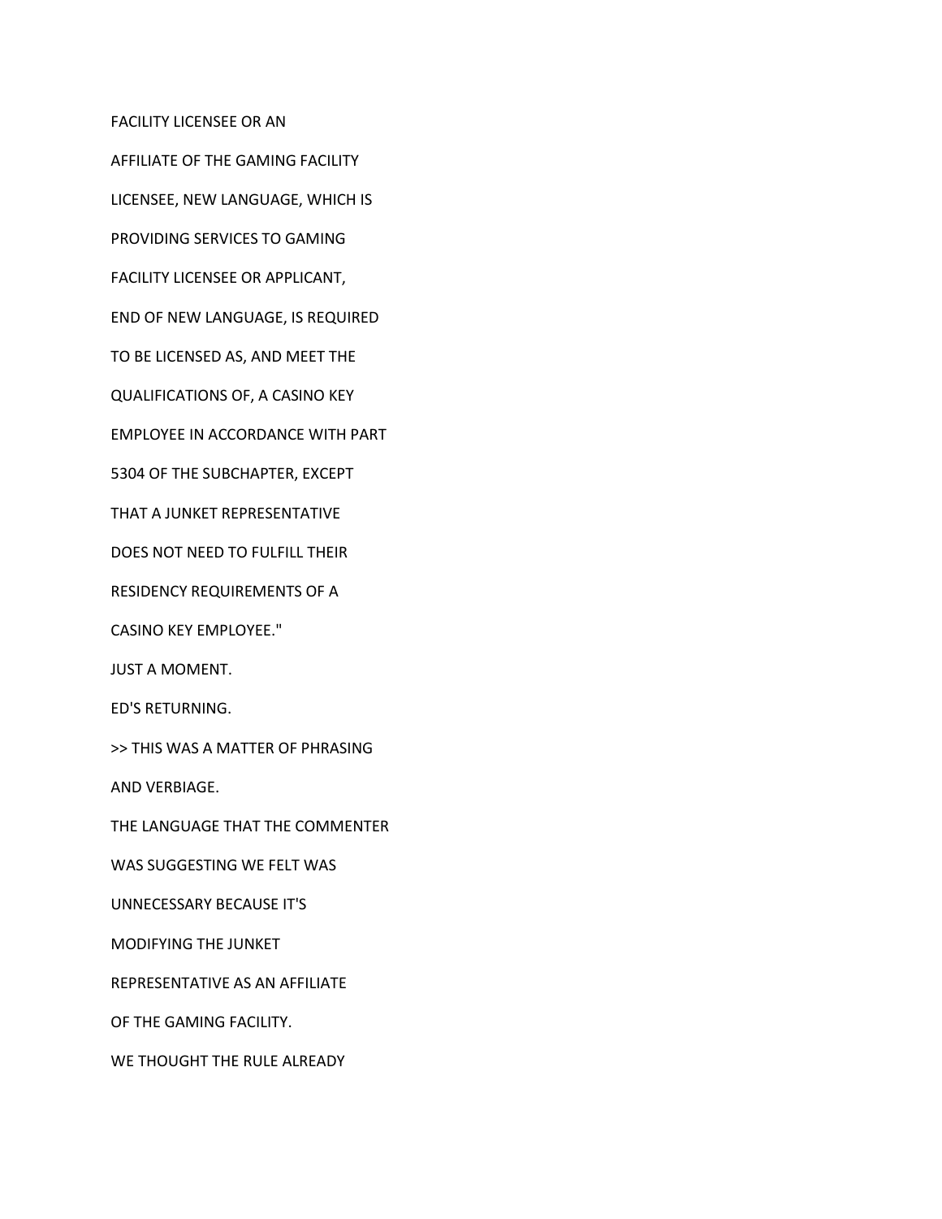FACILITY LICENSEE OR AN

AFFILIATE OF THE GAMING FACILITY

LICENSEE, NEW LANGUAGE, WHICH IS

PROVIDING SERVICES TO GAMING

FACILITY LICENSEE OR APPLICANT,

END OF NEW LANGUAGE, IS REQUIRED

TO BE LICENSED AS, AND MEET THE

QUALIFICATIONS OF, A CASINO KEY

EMPLOYEE IN ACCORDANCE WITH PART

5304 OF THE SUBCHAPTER, EXCEPT

THAT A JUNKET REPRESENTATIVE

DOES NOT NEED TO FULFILL THEIR

RESIDENCY REQUIREMENTS OF A

CASINO KEY EMPLOYEE."

JUST A MOMENT.

ED'S RETURNING.

>> THIS WAS A MATTER OF PHRASING

AND VERBIAGE.

THE LANGUAGE THAT THE COMMENTER

WAS SUGGESTING WE FELT WAS

UNNECESSARY BECAUSE IT'S

MODIFYING THE JUNKET

REPRESENTATIVE AS AN AFFILIATE

OF THE GAMING FACILITY.

WE THOUGHT THE RULE ALREADY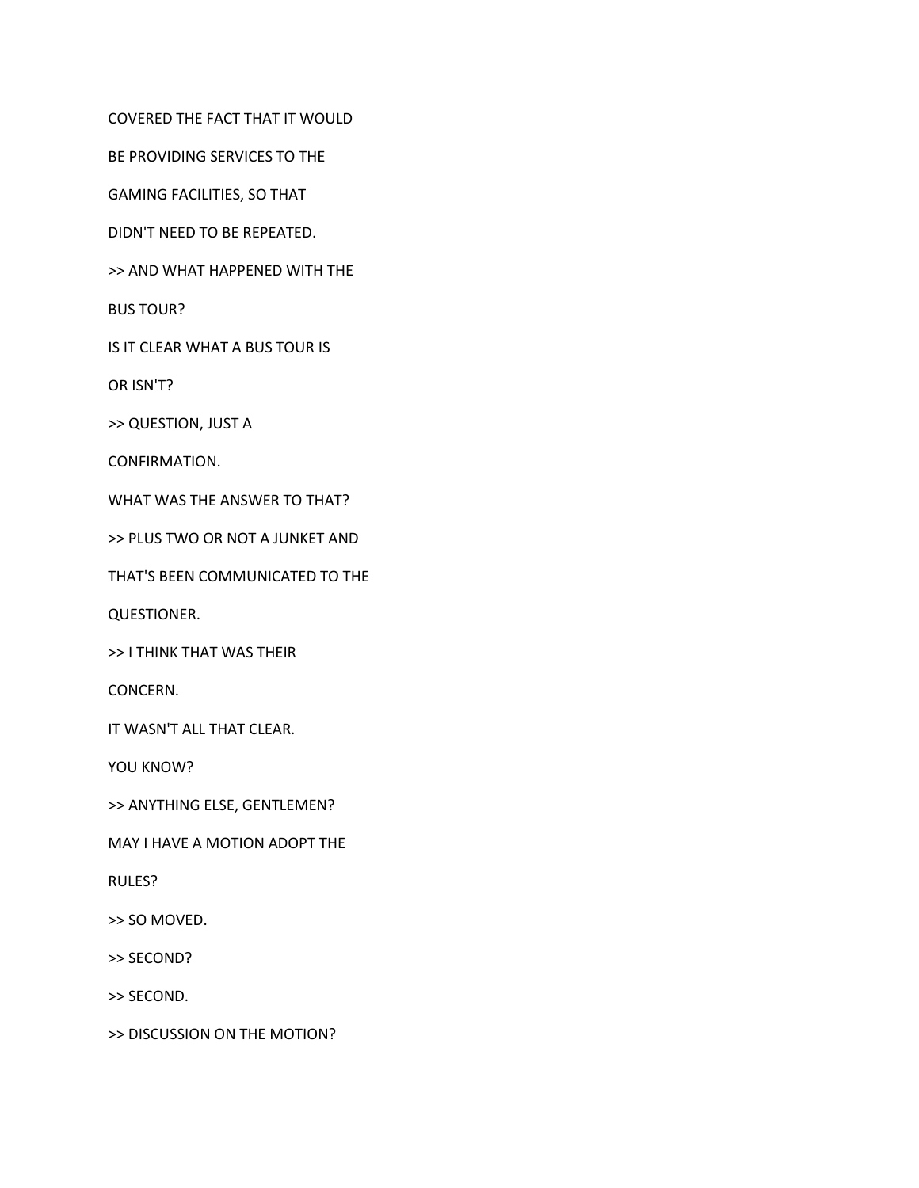COVERED THE FACT THAT IT WOULD

BE PROVIDING SERVICES TO THE

GAMING FACILITIES, SO THAT

DIDN'T NEED TO BE REPEATED.

>> AND WHAT HAPPENED WITH THE

BUS TOUR?

IS IT CLEAR WHAT A BUS TOUR IS

OR ISN'T?

>> QUESTION, JUST A

CONFIRMATION.

WHAT WAS THE ANSWER TO THAT?

>> PLUS TWO OR NOT A JUNKET AND

THAT'S BEEN COMMUNICATED TO THE

QUESTIONER.

>> I THINK THAT WAS THEIR

CONCERN.

IT WASN'T ALL THAT CLEAR.

YOU KNOW?

>> ANYTHING ELSE, GENTLEMEN?

MAY I HAVE A MOTION ADOPT THE

RULES?

>> SO MOVED.

>> SECOND?

>> SECOND.

>> DISCUSSION ON THE MOTION?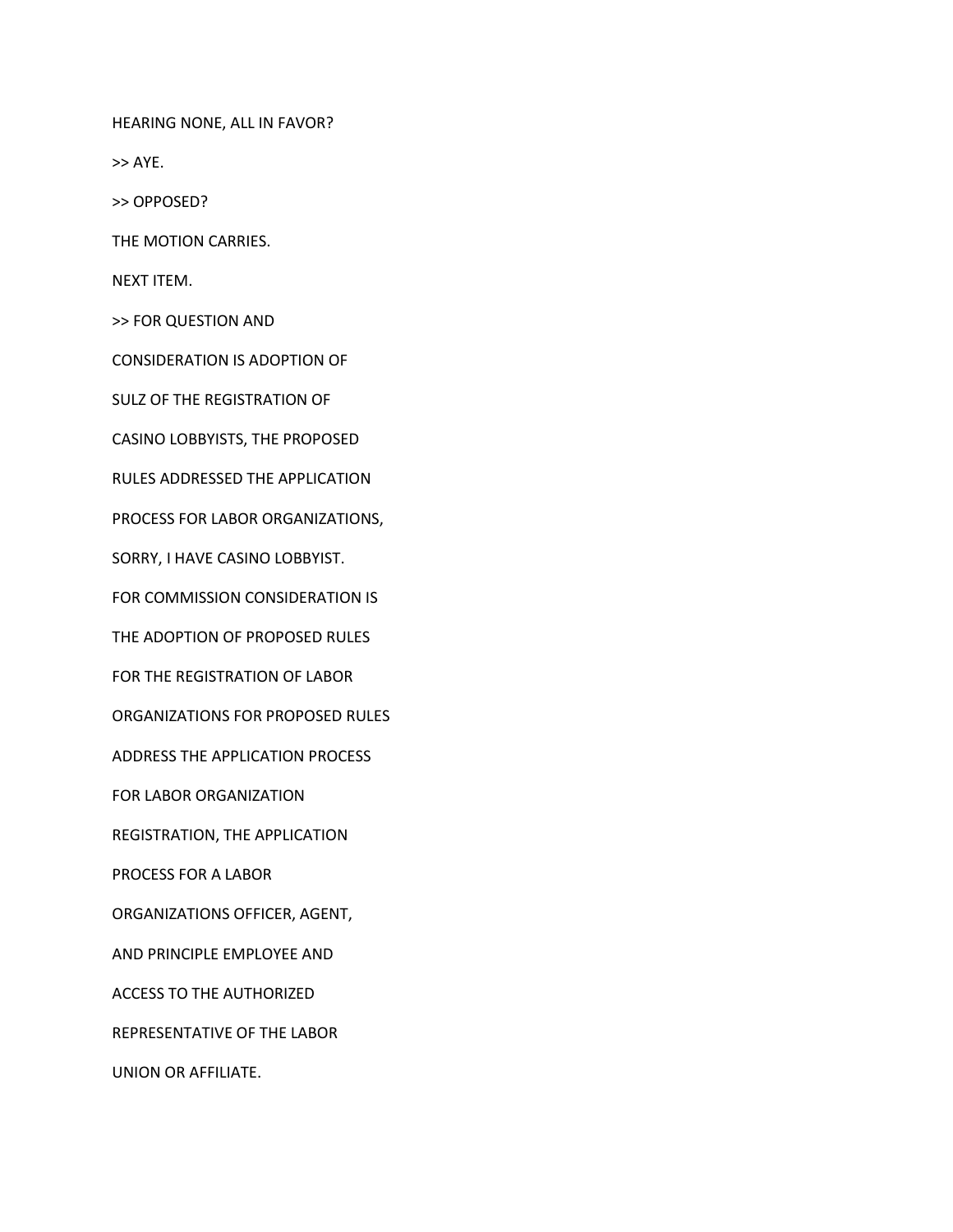HEARING NONE, ALL IN FAVOR?

>> AYE.

>> OPPOSED?

THE MOTION CARRIES.

NEXT ITEM.

>> FOR QUESTION AND

CONSIDERATION IS ADOPTION OF

SULZ OF THE REGISTRATION OF

CASINO LOBBYISTS, THE PROPOSED

RULES ADDRESSED THE APPLICATION

PROCESS FOR LABOR ORGANIZATIONS,

SORRY, I HAVE CASINO LOBBYIST.

FOR COMMISSION CONSIDERATION IS

THE ADOPTION OF PROPOSED RULES

FOR THE REGISTRATION OF LABOR

ORGANIZATIONS FOR PROPOSED RULES

ADDRESS THE APPLICATION PROCESS

FOR LABOR ORGANIZATION

REGISTRATION, THE APPLICATION

PROCESS FOR A LABOR

ORGANIZATIONS OFFICER, AGENT,

AND PRINCIPLE EMPLOYEE AND

ACCESS TO THE AUTHORIZED

REPRESENTATIVE OF THE LABOR

UNION OR AFFILIATE.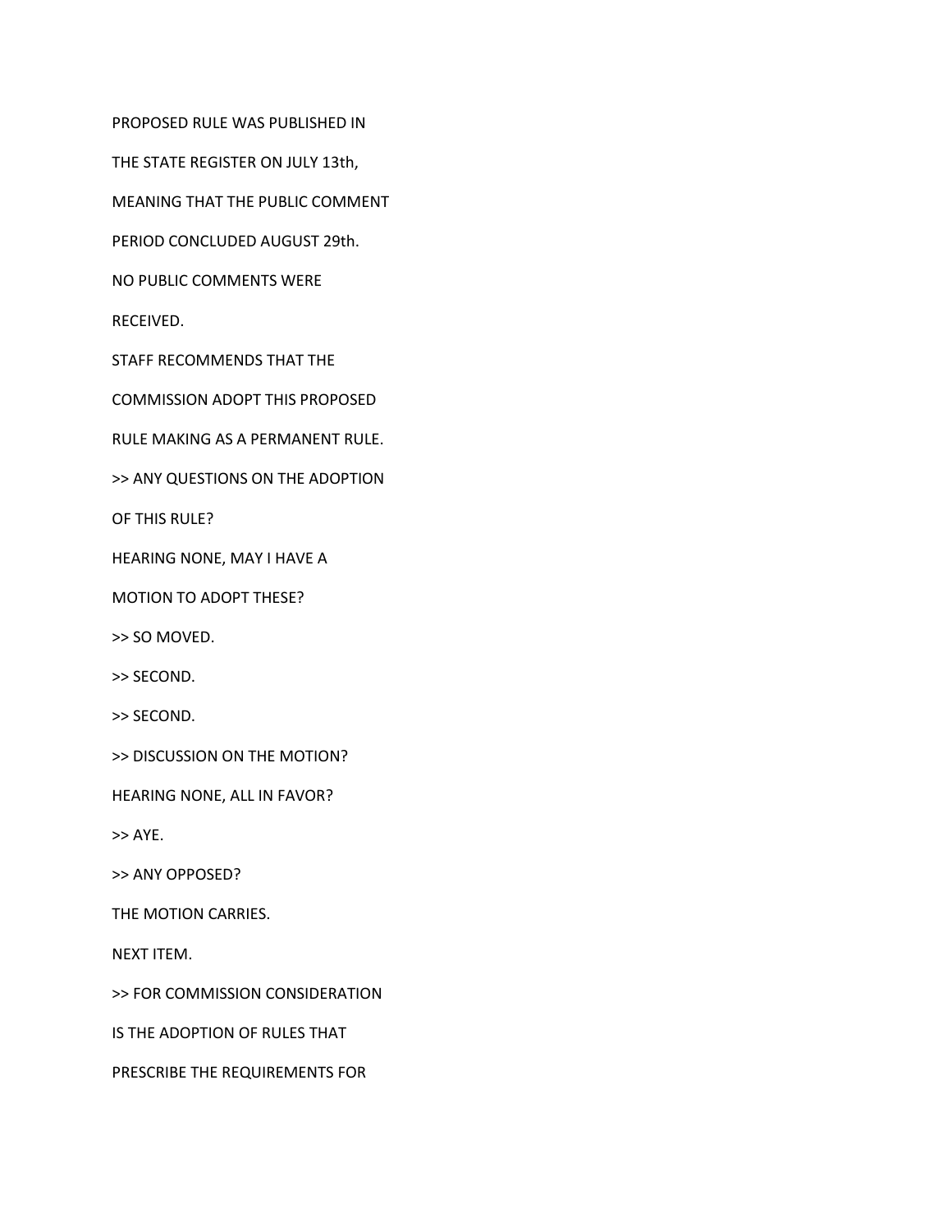PROPOSED RULE WAS PUBLISHED IN

THE STATE REGISTER ON JULY 13th,

MEANING THAT THE PUBLIC COMMENT

PERIOD CONCLUDED AUGUST 29th.

NO PUBLIC COMMENTS WERE

RECEIVED.

STAFF RECOMMENDS THAT THE

COMMISSION ADOPT THIS PROPOSED

RULE MAKING AS A PERMANENT RULE.

>> ANY QUESTIONS ON THE ADOPTION

OF THIS RULE?

HEARING NONE, MAY I HAVE A

MOTION TO ADOPT THESE?

>> SO MOVED.

>> SECOND.

>> SECOND.

>> DISCUSSION ON THE MOTION?

HEARING NONE, ALL IN FAVOR?

>> AYE.

>> ANY OPPOSED?

THE MOTION CARRIES.

NEXT ITEM.

>> FOR COMMISSION CONSIDERATION

IS THE ADOPTION OF RULES THAT

PRESCRIBE THE REQUIREMENTS FOR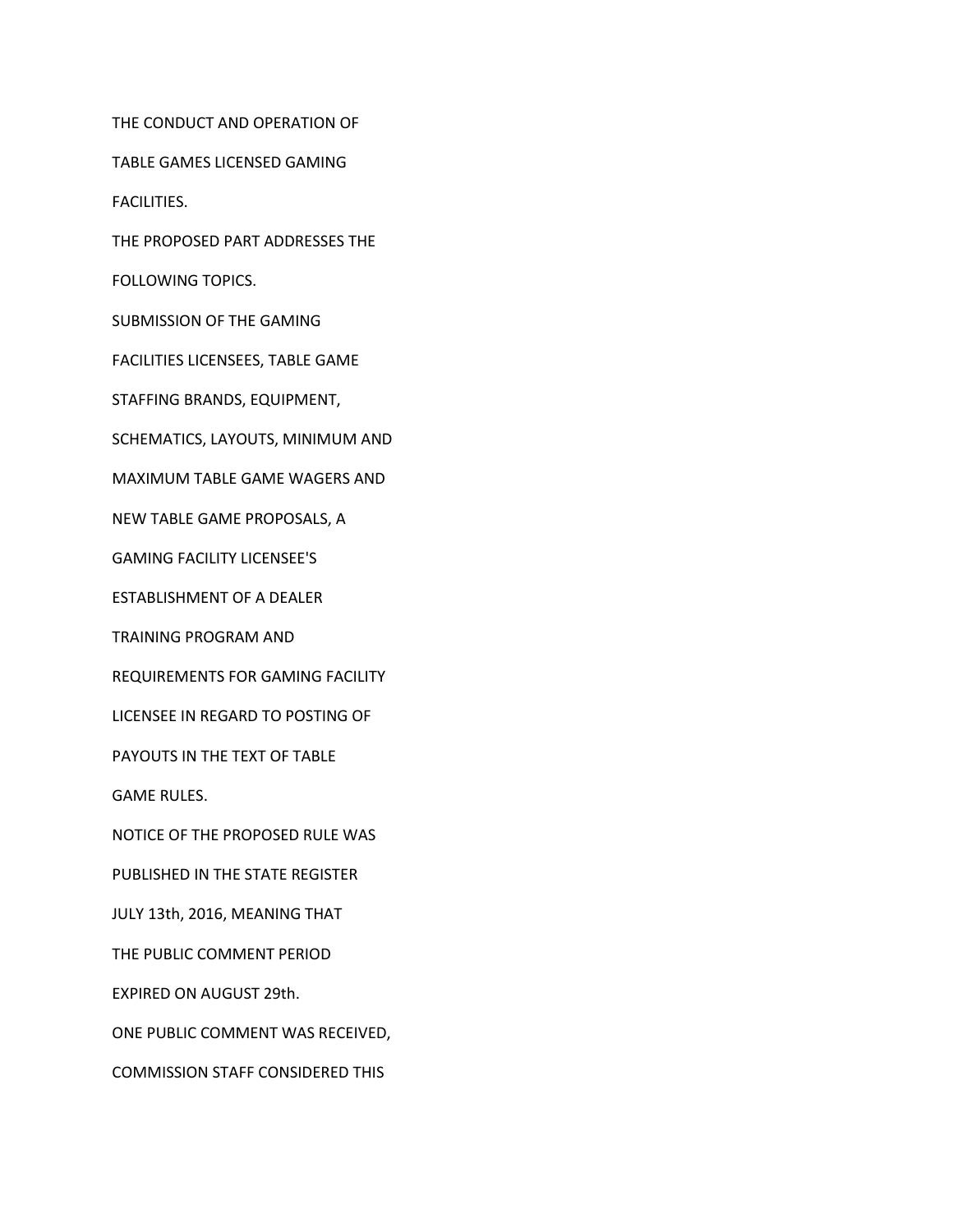THE CONDUCT AND OPERATION OF

TABLE GAMES LICENSED GAMING

FACILITIES.

THE PROPOSED PART ADDRESSES THE

FOLLOWING TOPICS.

SUBMISSION OF THE GAMING

FACILITIES LICENSEES, TABLE GAME

STAFFING BRANDS, EQUIPMENT,

SCHEMATICS, LAYOUTS, MINIMUM AND

MAXIMUM TABLE GAME WAGERS AND

NEW TABLE GAME PROPOSALS, A

GAMING FACILITY LICENSEE'S

ESTABLISHMENT OF A DEALER

TRAINING PROGRAM AND

REQUIREMENTS FOR GAMING FACILITY

LICENSEE IN REGARD TO POSTING OF

PAYOUTS IN THE TEXT OF TABLE

GAME RULES.

NOTICE OF THE PROPOSED RULE WAS

PUBLISHED IN THE STATE REGISTER

JULY 13th, 2016, MEANING THAT

THE PUBLIC COMMENT PERIOD

EXPIRED ON AUGUST 29th.

ONE PUBLIC COMMENT WAS RECEIVED,

COMMISSION STAFF CONSIDERED THIS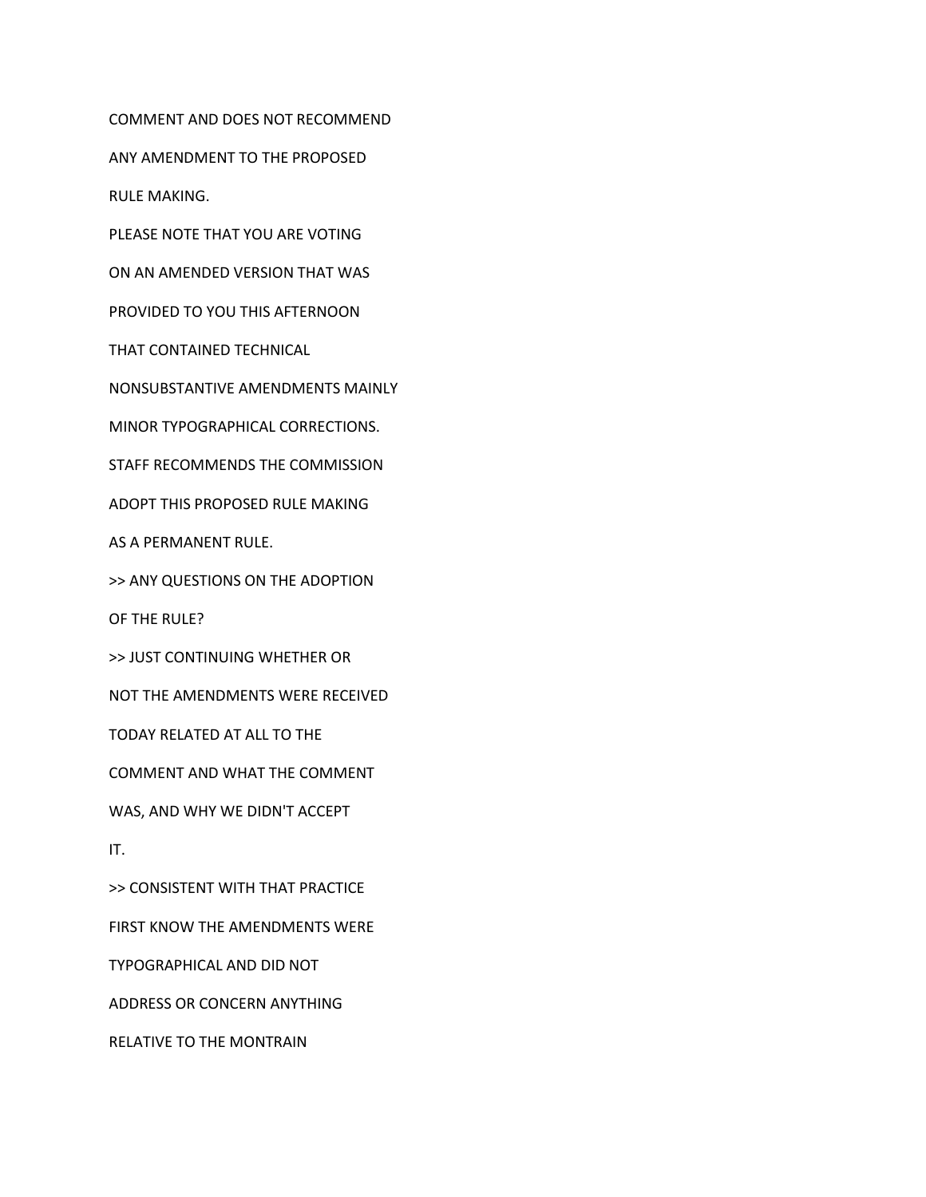COMMENT AND DOES NOT RECOMMEND

ANY AMENDMENT TO THE PROPOSED

RULE MAKING.

PLEASE NOTE THAT YOU ARE VOTING

ON AN AMENDED VERSION THAT WAS

PROVIDED TO YOU THIS AFTERNOON

THAT CONTAINED TECHNICAL

NONSUBSTANTIVE AMENDMENTS MAINLY

MINOR TYPOGRAPHICAL CORRECTIONS.

STAFF RECOMMENDS THE COMMISSION

ADOPT THIS PROPOSED RULE MAKING

AS A PERMANENT RULE.

>> ANY QUESTIONS ON THE ADOPTION

OF THE RULE?

>> JUST CONTINUING WHETHER OR

NOT THE AMENDMENTS WERE RECEIVED

TODAY RELATED AT ALL TO THE

COMMENT AND WHAT THE COMMENT

WAS, AND WHY WE DIDN'T ACCEPT

IT.

>> CONSISTENT WITH THAT PRACTICE

FIRST KNOW THE AMENDMENTS WERE

TYPOGRAPHICAL AND DID NOT

ADDRESS OR CONCERN ANYTHING

RELATIVE TO THE MONTRAIN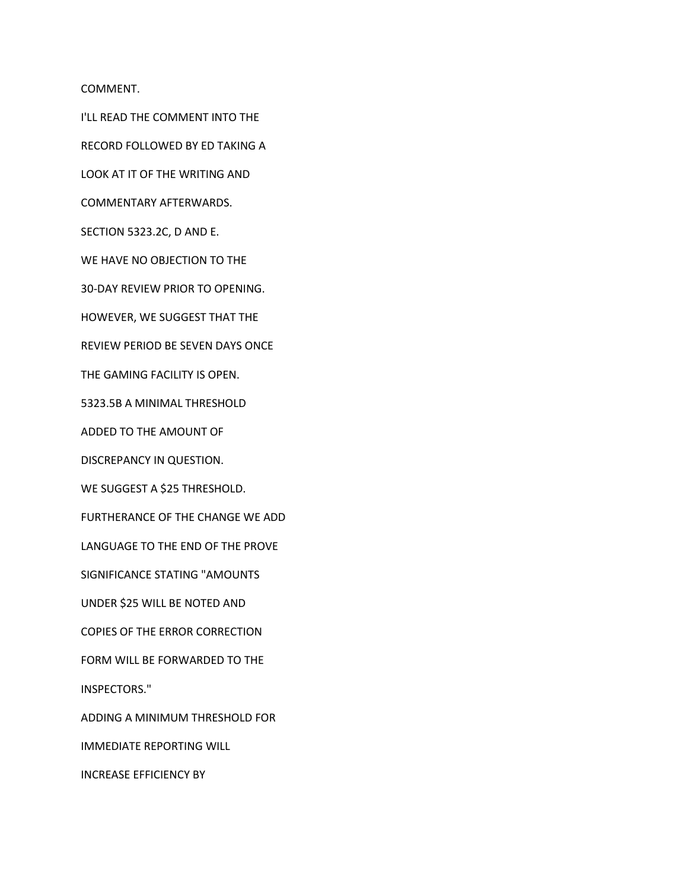COMMENT.

I'LL READ THE COMMENT INTO THE

RECORD FOLLOWED BY ED TAKING A

LOOK AT IT OF THE WRITING AND

COMMENTARY AFTERWARDS.

SECTION 5323.2C, D AND E.

WE HAVE NO OBJECTION TO THE

30-DAY REVIEW PRIOR TO OPENING.

HOWEVER, WE SUGGEST THAT THE

REVIEW PERIOD BE SEVEN DAYS ONCE

THE GAMING FACILITY IS OPEN.

5323.5B A MINIMAL THRESHOLD

ADDED TO THE AMOUNT OF

DISCREPANCY IN QUESTION.

WE SUGGEST A $25 THRESHOLD.

FURTHERANCE OF THE CHANGE WE ADD

LANGUAGE TO THE END OF THE PROVE

SIGNIFICANCE STATING "AMOUNTS

UNDER $25 WILL BE NOTED AND

COPIES OF THE ERROR CORRECTION

FORM WILL BE FORWARDED TO THE

INSPECTORS."

ADDING A MINIMUM THRESHOLD FOR

IMMEDIATE REPORTING WILL

INCREASE EFFICIENCY BY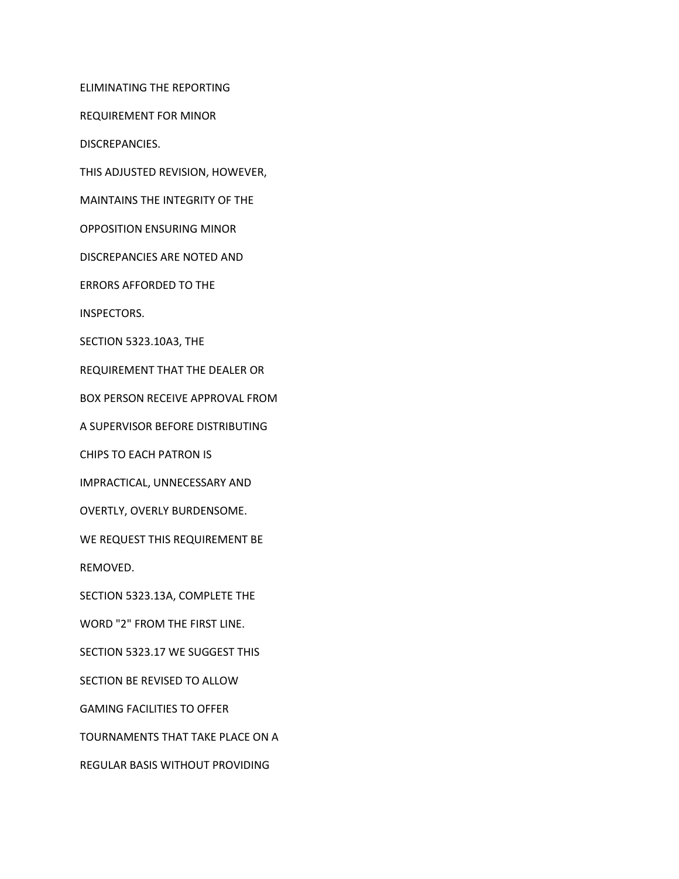ELIMINATING THE REPORTING

REQUIREMENT FOR MINOR

DISCREPANCIES.

THIS ADJUSTED REVISION, HOWEVER,

MAINTAINS THE INTEGRITY OF THE

OPPOSITION ENSURING MINOR

DISCREPANCIES ARE NOTED AND

ERRORS AFFORDED TO THE

INSPECTORS.

SECTION 5323.10A3, THE

REQUIREMENT THAT THE DEALER OR

BOX PERSON RECEIVE APPROVAL FROM

A SUPERVISOR BEFORE DISTRIBUTING

CHIPS TO EACH PATRON IS

IMPRACTICAL, UNNECESSARY AND

OVERTLY, OVERLY BURDENSOME.

WE REQUEST THIS REQUIREMENT BE

REMOVED.

SECTION 5323.13A, COMPLETE THE

WORD "2" FROM THE FIRST LINE.

SECTION 5323.17 WE SUGGEST THIS

SECTION BE REVISED TO ALLOW

GAMING FACILITIES TO OFFER

TOURNAMENTS THAT TAKE PLACE ON A

REGULAR BASIS WITHOUT PROVIDING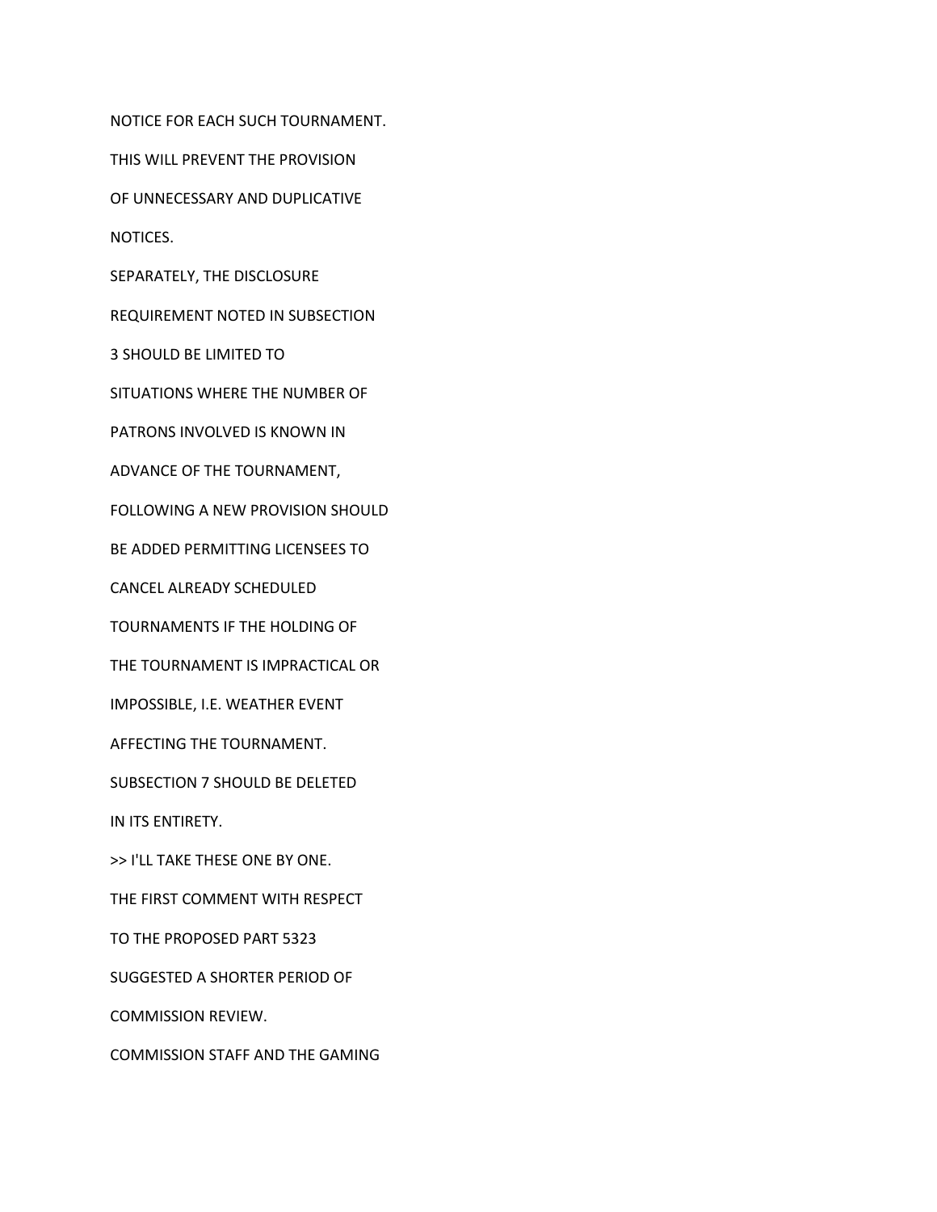NOTICE FOR EACH SUCH TOURNAMENT.

THIS WILL PREVENT THE PROVISION

OF UNNECESSARY AND DUPLICATIVE

NOTICES.

SEPARATELY, THE DISCLOSURE

REQUIREMENT NOTED IN SUBSECTION

3 SHOULD BE LIMITED TO

SITUATIONS WHERE THE NUMBER OF

PATRONS INVOLVED IS KNOWN IN

ADVANCE OF THE TOURNAMENT,

FOLLOWING A NEW PROVISION SHOULD

BE ADDED PERMITTING LICENSEES TO

CANCEL ALREADY SCHEDULED

TOURNAMENTS IF THE HOLDING OF

THE TOURNAMENT IS IMPRACTICAL OR

IMPOSSIBLE, I.E. WEATHER EVENT

AFFECTING THE TOURNAMENT.

SUBSECTION 7 SHOULD BE DELETED

IN ITS ENTIRETY.

>> I'LL TAKE THESE ONE BY ONE.

THE FIRST COMMENT WITH RESPECT

TO THE PROPOSED PART 5323

SUGGESTED A SHORTER PERIOD OF

COMMISSION REVIEW.

COMMISSION STAFF AND THE GAMING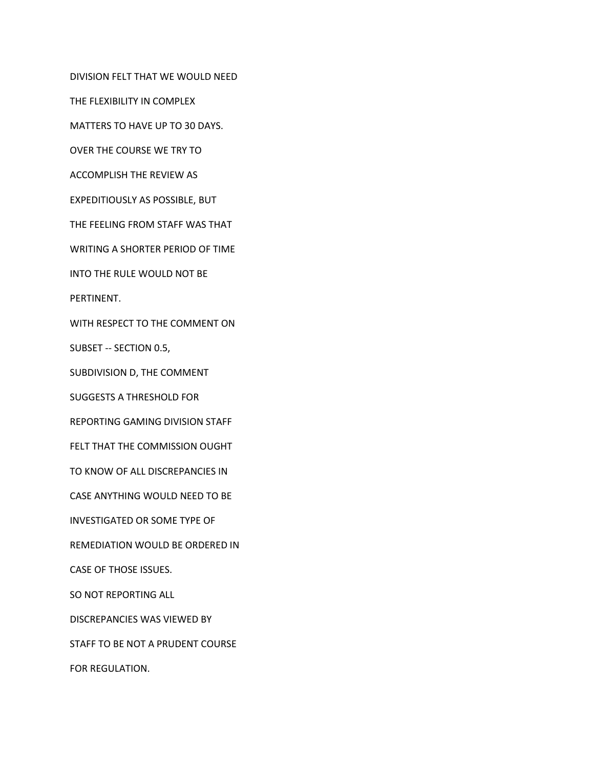DIVISION FELT THAT WE WOULD NEED

THE FLEXIBILITY IN COMPLEX

MATTERS TO HAVE UP TO 30 DAYS.

OVER THE COURSE WE TRY TO

ACCOMPLISH THE REVIEW AS

EXPEDITIOUSLY AS POSSIBLE, BUT

THE FEELING FROM STAFF WAS THAT

WRITING A SHORTER PERIOD OF TIME

INTO THE RULE WOULD NOT BE

PERTINENT.

WITH RESPECT TO THE COMMENT ON

SUBSET -- SECTION 0.5,

SUBDIVISION D, THE COMMENT

SUGGESTS A THRESHOLD FOR

REPORTING GAMING DIVISION STAFF

FELT THAT THE COMMISSION OUGHT

TO KNOW OF ALL DISCREPANCIES IN

CASE ANYTHING WOULD NEED TO BE

INVESTIGATED OR SOME TYPE OF

REMEDIATION WOULD BE ORDERED IN

CASE OF THOSE ISSUES.

SO NOT REPORTING ALL

DISCREPANCIES WAS VIEWED BY

STAFF TO BE NOT A PRUDENT COURSE

FOR REGULATION.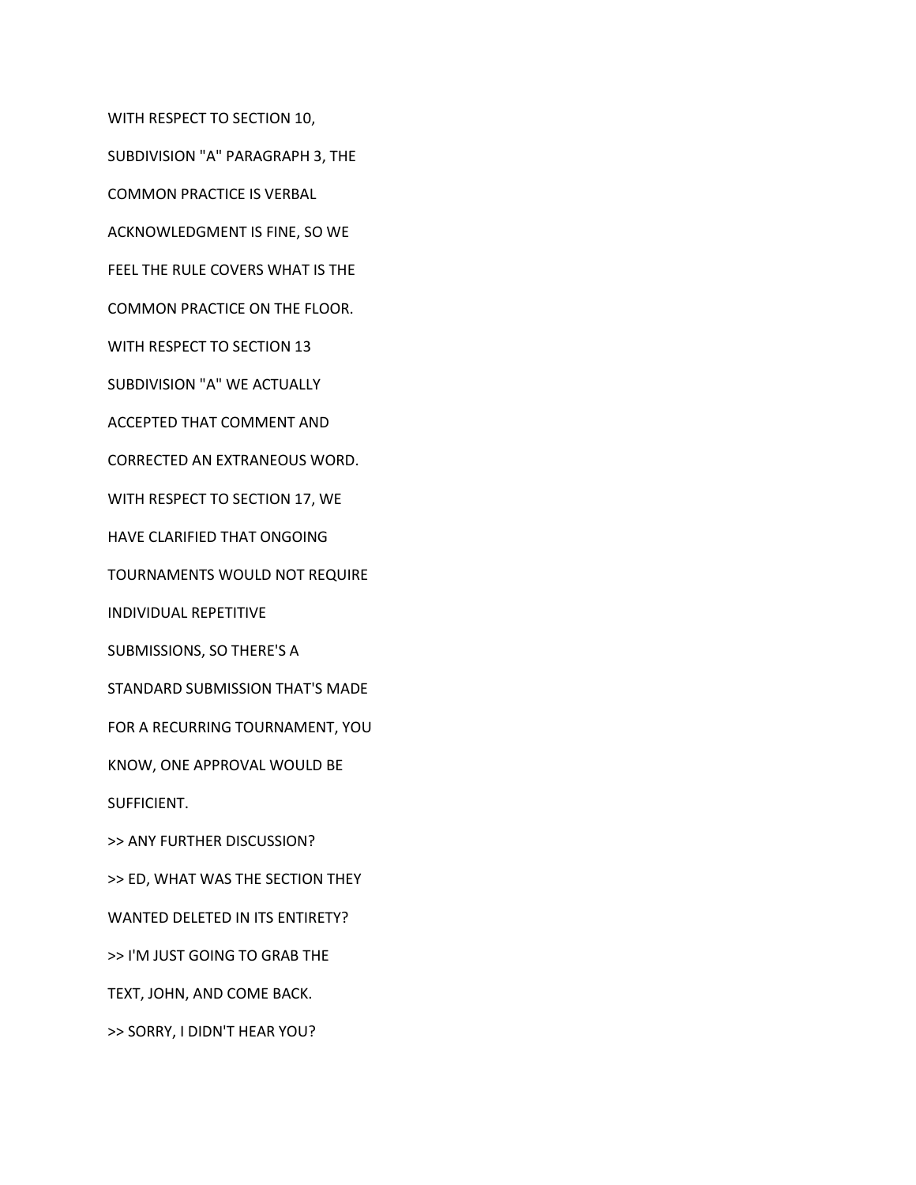WITH RESPECT TO SECTION 10, SUBDIVISION "A" PARAGRAPH 3, THE COMMON PRACTICE IS VERBAL ACKNOWLEDGMENT IS FINE, SO WE FEEL THE RULE COVERS WHAT IS THE COMMON PRACTICE ON THE FLOOR. WITH RESPECT TO SECTION 13 SUBDIVISION "A" WE ACTUALLY ACCEPTED THAT COMMENT AND CORRECTED AN EXTRANEOUS WORD. WITH RESPECT TO SECTION 17, WE HAVE CLARIFIED THAT ONGOING TOURNAMENTS WOULD NOT REQUIRE INDIVIDUAL REPETITIVE SUBMISSIONS, SO THERE'S A STANDARD SUBMISSION THAT'S MADE FOR A RECURRING TOURNAMENT, YOU KNOW, ONE APPROVAL WOULD BE SUFFICIENT.

>> ANY FURTHER DISCUSSION?

>> ED, WHAT WAS THE SECTION THEY WANTED DELETED IN ITS ENTIRETY?

>> I'M JUST GOING TO GRAB THE TEXT, JOHN, AND COME BACK.

>> SORRY, I DIDN'T HEAR YOU?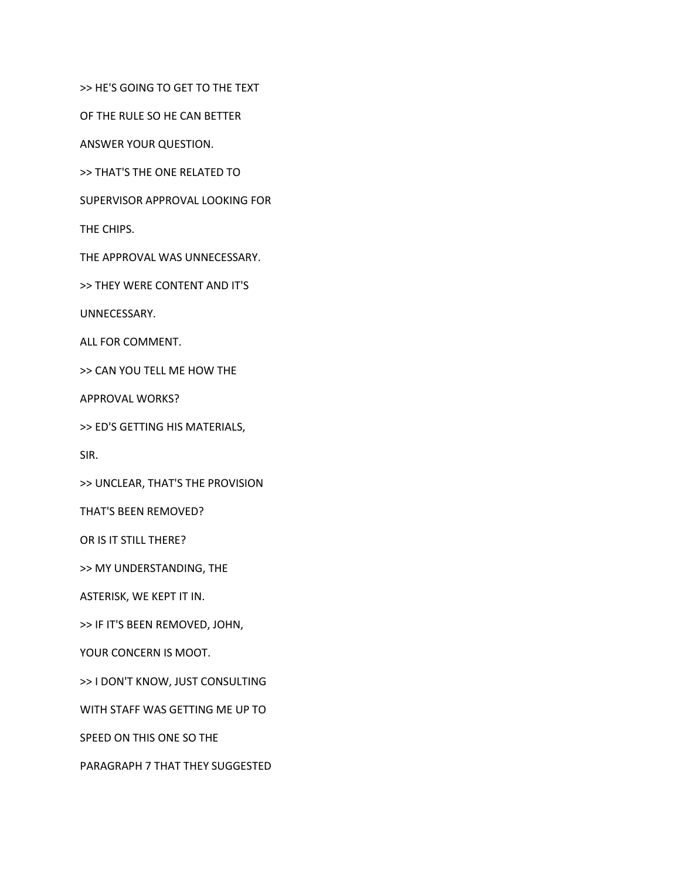>> HE'S GOING TO GET TO THE TEXT

OF THE RULE SO HE CAN BETTER

ANSWER YOUR QUESTION.

>> THAT'S THE ONE RELATED TO

SUPERVISOR APPROVAL LOOKING FOR

THE CHIPS.

THE APPROVAL WAS UNNECESSARY.

>> THEY WERE CONTENT AND IT'S

UNNECESSARY.

ALL FOR COMMENT.

>> CAN YOU TELL ME HOW THE

APPROVAL WORKS?

>> ED'S GETTING HIS MATERIALS,

SIR.

>> UNCLEAR, THAT'S THE PROVISION

THAT'S BEEN REMOVED?

OR IS IT STILL THERE?

>> MY UNDERSTANDING, THE

ASTERISK, WE KEPT IT IN.

>> IF IT'S BEEN REMOVED, JOHN,

YOUR CONCERN IS MOOT.

>> I DON'T KNOW, JUST CONSULTING

WITH STAFF WAS GETTING ME UP TO

SPEED ON THIS ONE SO THE

PARAGRAPH 7 THAT THEY SUGGESTED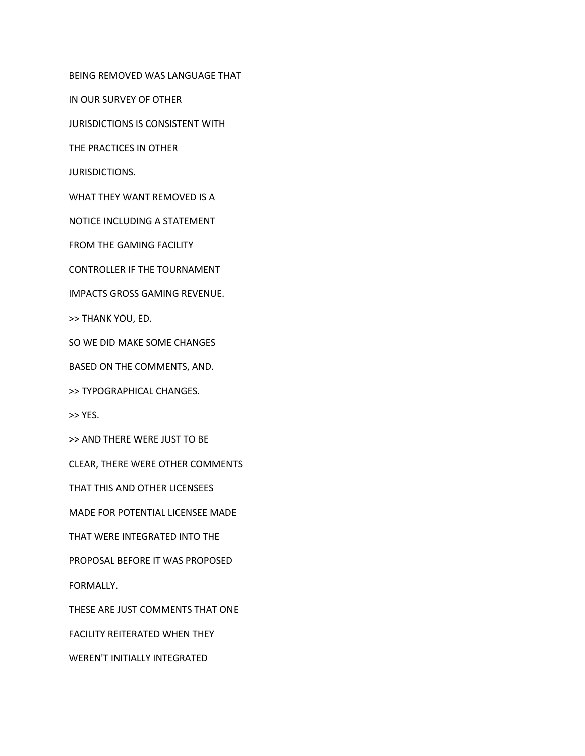BEING REMOVED WAS LANGUAGE THAT

IN OUR SURVEY OF OTHER

JURISDICTIONS IS CONSISTENT WITH

THE PRACTICES IN OTHER

JURISDICTIONS.

WHAT THEY WANT REMOVED IS A

NOTICE INCLUDING A STATEMENT

FROM THE GAMING FACILITY

CONTROLLER IF THE TOURNAMENT

IMPACTS GROSS GAMING REVENUE.

>> THANK YOU, ED.

SO WE DID MAKE SOME CHANGES

BASED ON THE COMMENTS, AND.

>> TYPOGRAPHICAL CHANGES.

>> YES.

>> AND THERE WERE JUST TO BE

CLEAR, THERE WERE OTHER COMMENTS

THAT THIS AND OTHER LICENSEES

MADE FOR POTENTIAL LICENSEE MADE

THAT WERE INTEGRATED INTO THE

PROPOSAL BEFORE IT WAS PROPOSED

FORMALLY.

THESE ARE JUST COMMENTS THAT ONE

FACILITY REITERATED WHEN THEY

WEREN'T INITIALLY INTEGRATED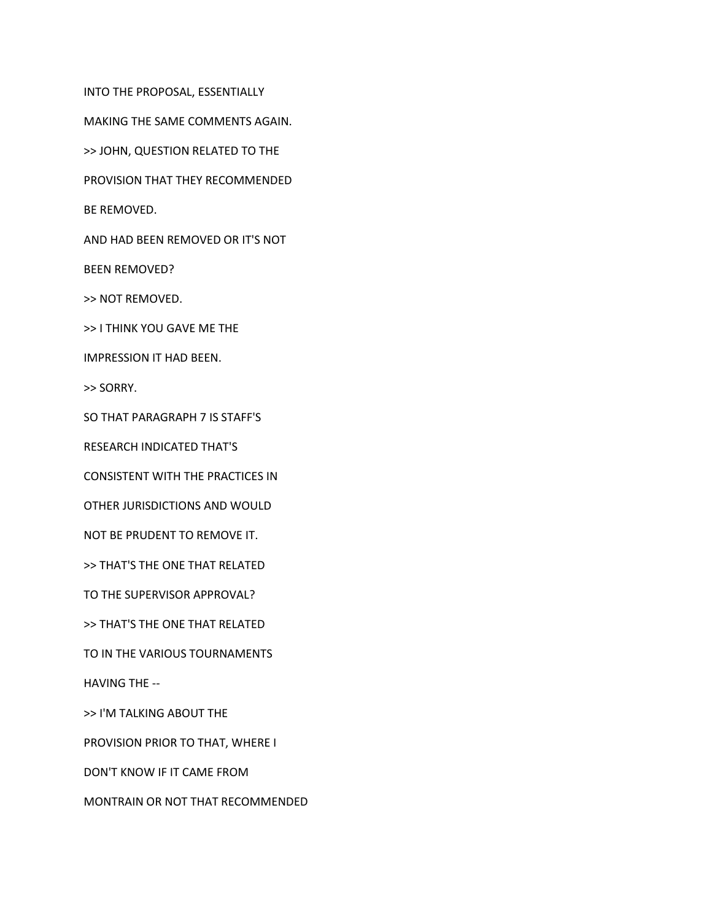INTO THE PROPOSAL, ESSENTIALLY

MAKING THE SAME COMMENTS AGAIN.

>> JOHN, QUESTION RELATED TO THE

PROVISION THAT THEY RECOMMENDED

BE REMOVED.

AND HAD BEEN REMOVED OR IT'S NOT

BEEN REMOVED?

>> NOT REMOVED.

>> I THINK YOU GAVE ME THE

IMPRESSION IT HAD BEEN.

>> SORRY.

SO THAT PARAGRAPH 7 IS STAFF'S

RESEARCH INDICATED THAT'S

CONSISTENT WITH THE PRACTICES IN

OTHER JURISDICTIONS AND WOULD

NOT BE PRUDENT TO REMOVE IT.

>> THAT'S THE ONE THAT RELATED

TO THE SUPERVISOR APPROVAL?

>> THAT'S THE ONE THAT RELATED

TO IN THE VARIOUS TOURNAMENTS

HAVING THE --

>> I'M TALKING ABOUT THE

PROVISION PRIOR TO THAT, WHERE I

DON'T KNOW IF IT CAME FROM

MONTRAIN OR NOT THAT RECOMMENDED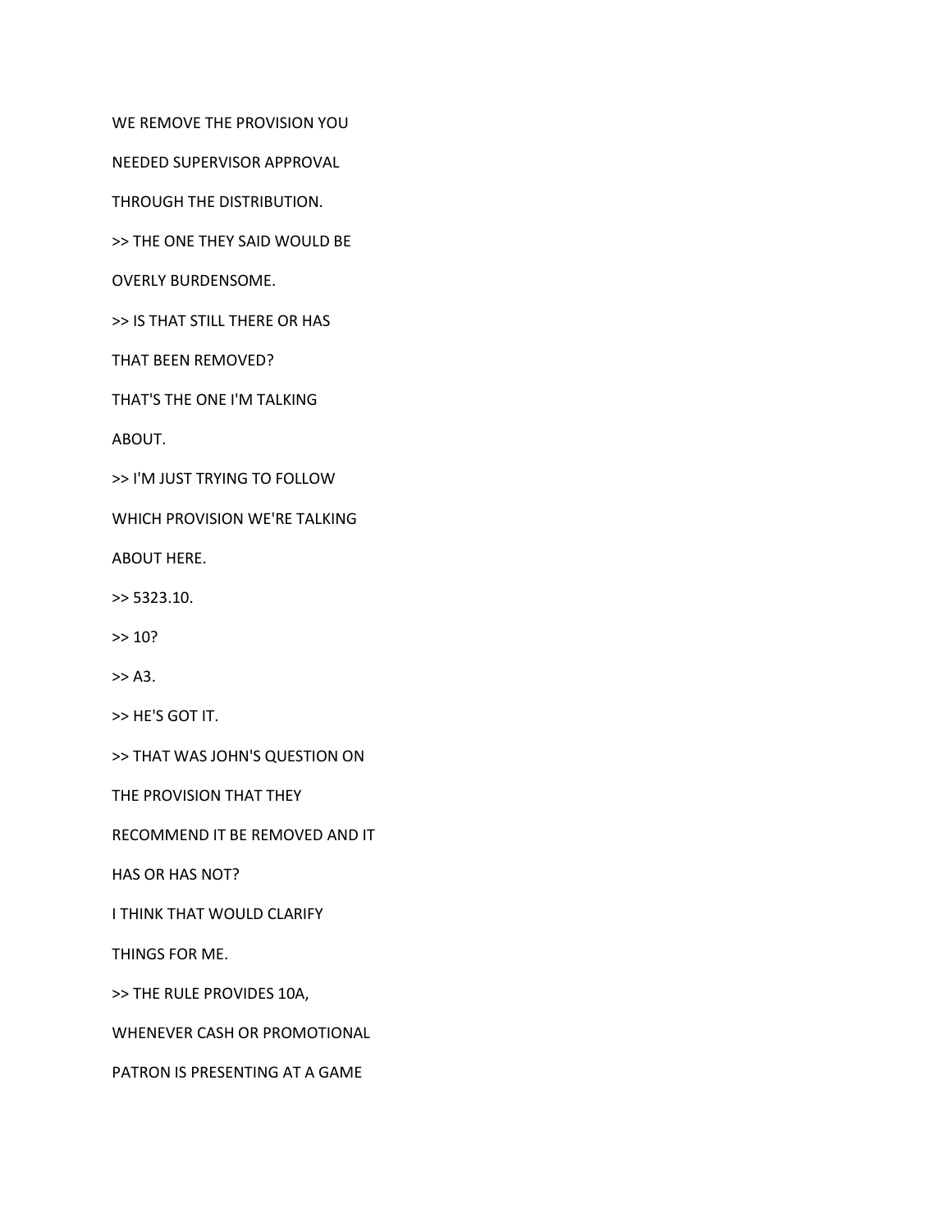WE REMOVE THE PROVISION YOU

NEEDED SUPERVISOR APPROVAL

THROUGH THE DISTRIBUTION.

>> THE ONE THEY SAID WOULD BE

OVERLY BURDENSOME.

>> IS THAT STILL THERE OR HAS

THAT BEEN REMOVED?

THAT'S THE ONE I'M TALKING

ABOUT.

>> I'M JUST TRYING TO FOLLOW

WHICH PROVISION WE'RE TALKING

ABOUT HERE.

>> 5323.10.

>> 10?

>> A3.

>> HE'S GOT IT.

>> THAT WAS JOHN'S QUESTION ON

THE PROVISION THAT THEY

RECOMMEND IT BE REMOVED AND IT

HAS OR HAS NOT?

I THINK THAT WOULD CLARIFY

THINGS FOR ME.

>> THE RULE PROVIDES 10A,

WHENEVER CASH OR PROMOTIONAL

PATRON IS PRESENTING AT A GAME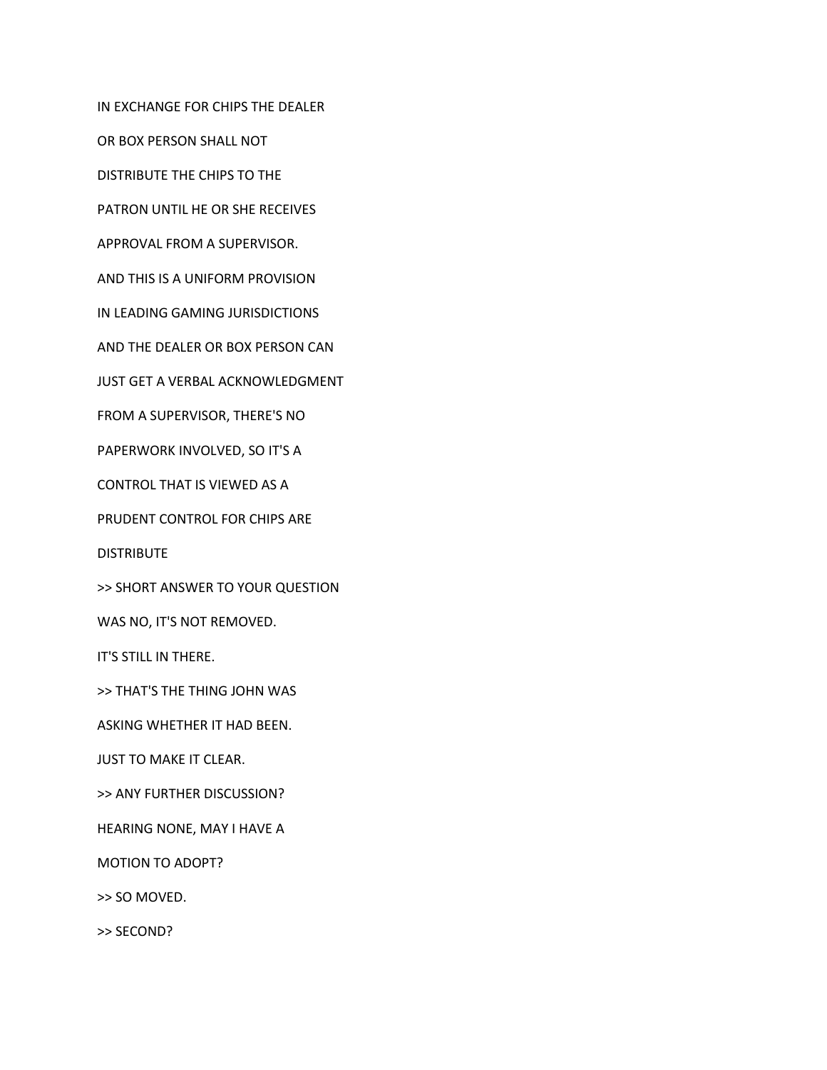IN EXCHANGE FOR CHIPS THE DEALER

OR BOX PERSON SHALL NOT

DISTRIBUTE THE CHIPS TO THE

PATRON UNTIL HE OR SHE RECEIVES

APPROVAL FROM A SUPERVISOR.

AND THIS IS A UNIFORM PROVISION

IN LEADING GAMING JURISDICTIONS

AND THE DEALER OR BOX PERSON CAN

JUST GET A VERBAL ACKNOWLEDGMENT

FROM A SUPERVISOR, THERE'S NO

PAPERWORK INVOLVED, SO IT'S A

CONTROL THAT IS VIEWED AS A

PRUDENT CONTROL FOR CHIPS ARE

DISTRIBUTE

>> SHORT ANSWER TO YOUR QUESTION

WAS NO, IT'S NOT REMOVED.

IT'S STILL IN THERE.

>> THAT'S THE THING JOHN WAS

ASKING WHETHER IT HAD BEEN.

JUST TO MAKE IT CLEAR.

>> ANY FURTHER DISCUSSION?

HEARING NONE, MAY I HAVE A

MOTION TO ADOPT?

>> SO MOVED.

>> SECOND?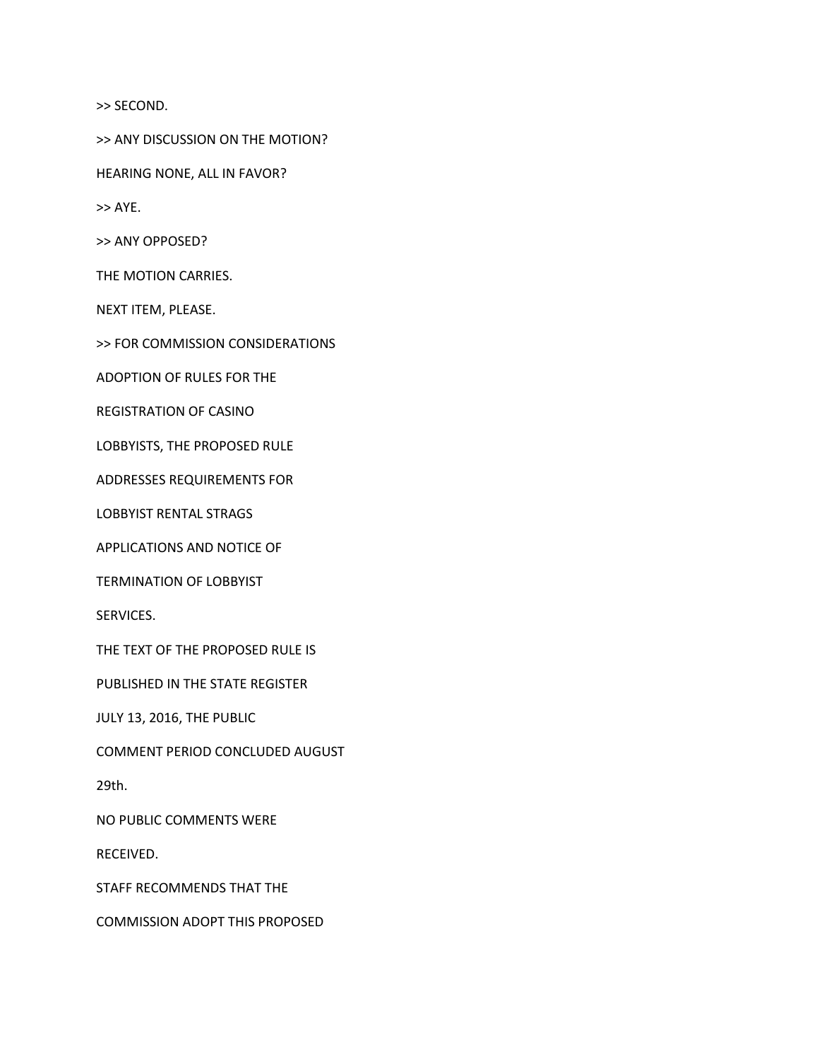>> SECOND.

>> ANY DISCUSSION ON THE MOTION?

HEARING NONE, ALL IN FAVOR?

>> AYE.

>> ANY OPPOSED?

THE MOTION CARRIES.

NEXT ITEM, PLEASE.

>> FOR COMMISSION CONSIDERATIONS

ADOPTION OF RULES FOR THE

REGISTRATION OF CASINO

LOBBYISTS, THE PROPOSED RULE

ADDRESSES REQUIREMENTS FOR

LOBBYIST RENTAL STRAGS

APPLICATIONS AND NOTICE OF

TERMINATION OF LOBBYIST

SERVICES.

THE TEXT OF THE PROPOSED RULE IS

PUBLISHED IN THE STATE REGISTER

JULY 13, 2016, THE PUBLIC

COMMENT PERIOD CONCLUDED AUGUST

29th.

NO PUBLIC COMMENTS WERE

RECEIVED.

STAFF RECOMMENDS THAT THE

COMMISSION ADOPT THIS PROPOSED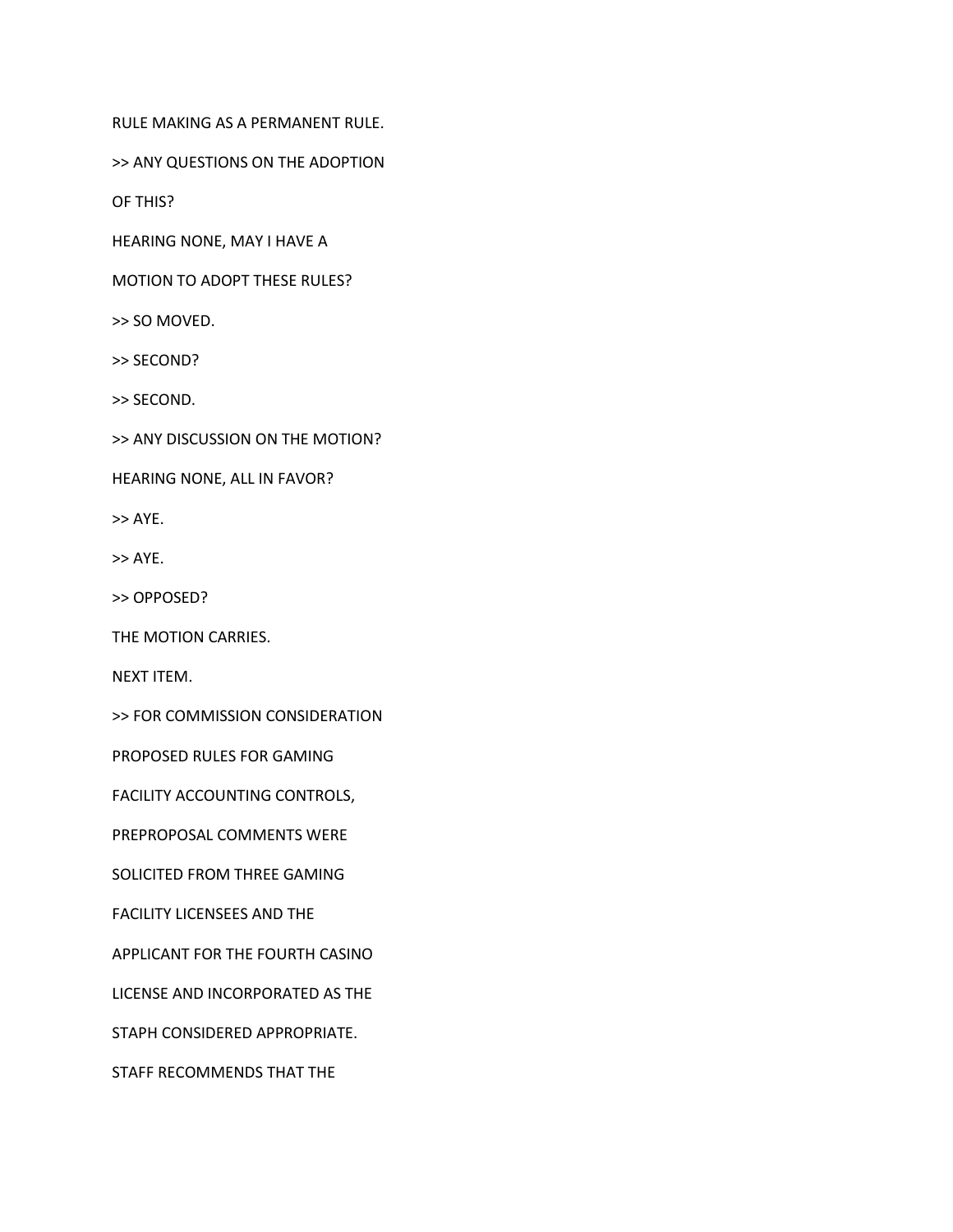RULE MAKING AS A PERMANENT RULE.

>> ANY QUESTIONS ON THE ADOPTION

OF THIS?

HEARING NONE, MAY I HAVE A

MOTION TO ADOPT THESE RULES?

>> SO MOVED.

>> SECOND?

>> SECOND.

>> ANY DISCUSSION ON THE MOTION?

HEARING NONE, ALL IN FAVOR?

>> AYE.

>> AYE.

>> OPPOSED?

THE MOTION CARRIES.

NEXT ITEM.

>> FOR COMMISSION CONSIDERATION

PROPOSED RULES FOR GAMING

FACILITY ACCOUNTING CONTROLS,

PREPROPOSAL COMMENTS WERE

SOLICITED FROM THREE GAMING

FACILITY LICENSEES AND THE

APPLICANT FOR THE FOURTH CASINO

LICENSE AND INCORPORATED AS THE

STAPH CONSIDERED APPROPRIATE.

STAFF RECOMMENDS THAT THE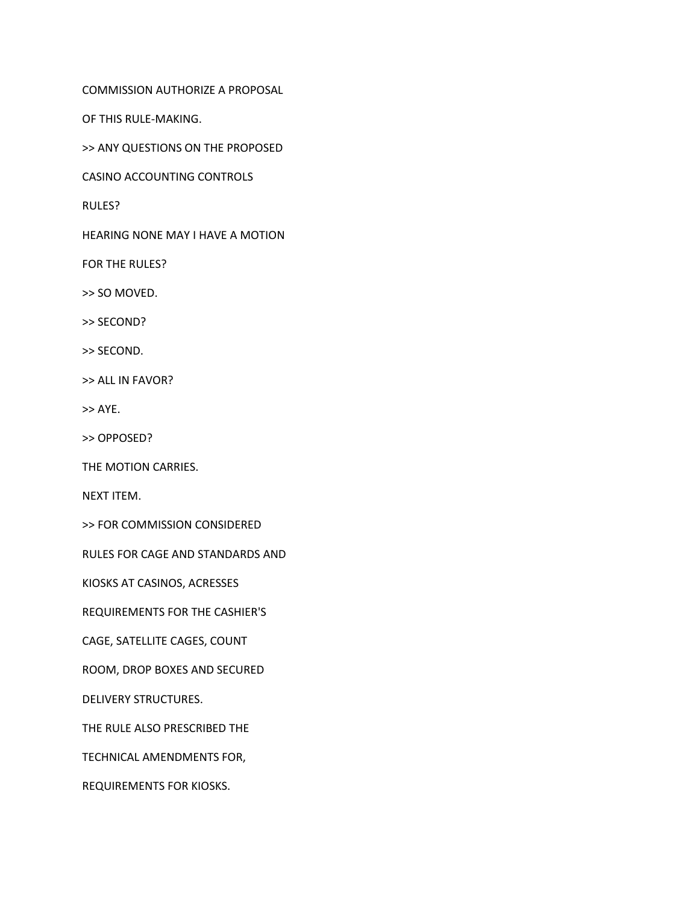COMMISSION AUTHORIZE A PROPOSAL

OF THIS RULE-MAKING.

>> ANY QUESTIONS ON THE PROPOSED

CASINO ACCOUNTING CONTROLS

RULES?

HEARING NONE MAY I HAVE A MOTION

FOR THE RULES?

>> SO MOVED.

>> SECOND?

>> SECOND.

>> ALL IN FAVOR?

>> AYE.

>> OPPOSED?

THE MOTION CARRIES.

NEXT ITEM.

>> FOR COMMISSION CONSIDERED

RULES FOR CAGE AND STANDARDS AND

KIOSKS AT CASINOS, ACRESSES

REQUIREMENTS FOR THE CASHIER'S

CAGE, SATELLITE CAGES, COUNT

ROOM, DROP BOXES AND SECURED

DELIVERY STRUCTURES.

THE RULE ALSO PRESCRIBED THE

TECHNICAL AMENDMENTS FOR,

REQUIREMENTS FOR KIOSKS.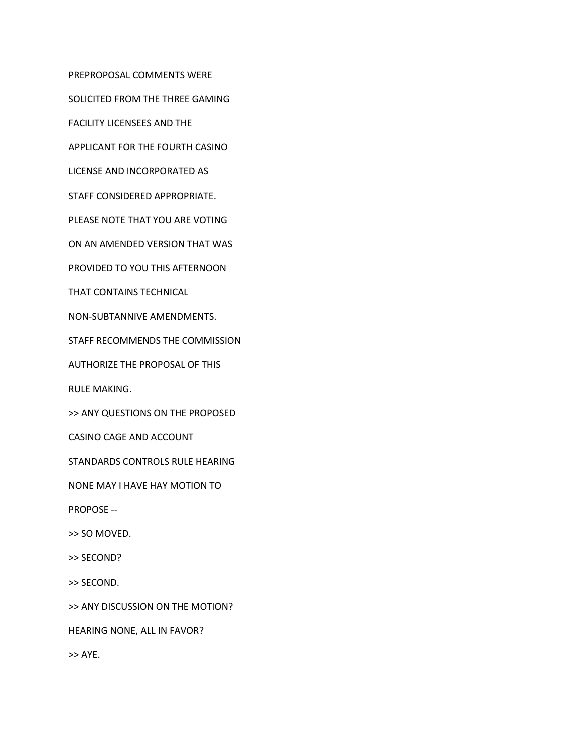PREPROPOSAL COMMENTS WERE

SOLICITED FROM THE THREE GAMING

FACILITY LICENSEES AND THE

APPLICANT FOR THE FOURTH CASINO

LICENSE AND INCORPORATED AS

STAFF CONSIDERED APPROPRIATE.

PLEASE NOTE THAT YOU ARE VOTING

ON AN AMENDED VERSION THAT WAS

PROVIDED TO YOU THIS AFTERNOON

THAT CONTAINS TECHNICAL

NON-SUBTANNIVE AMENDMENTS.

STAFF RECOMMENDS THE COMMISSION

AUTHORIZE THE PROPOSAL OF THIS

RULE MAKING.

>> ANY QUESTIONS ON THE PROPOSED

CASINO CAGE AND ACCOUNT

STANDARDS CONTROLS RULE HEARING

NONE MAY I HAVE HAY MOTION TO

PROPOSE --

>> SO MOVED.

>> SECOND?

>> SECOND.

>> ANY DISCUSSION ON THE MOTION?

HEARING NONE, ALL IN FAVOR?

>> AYE.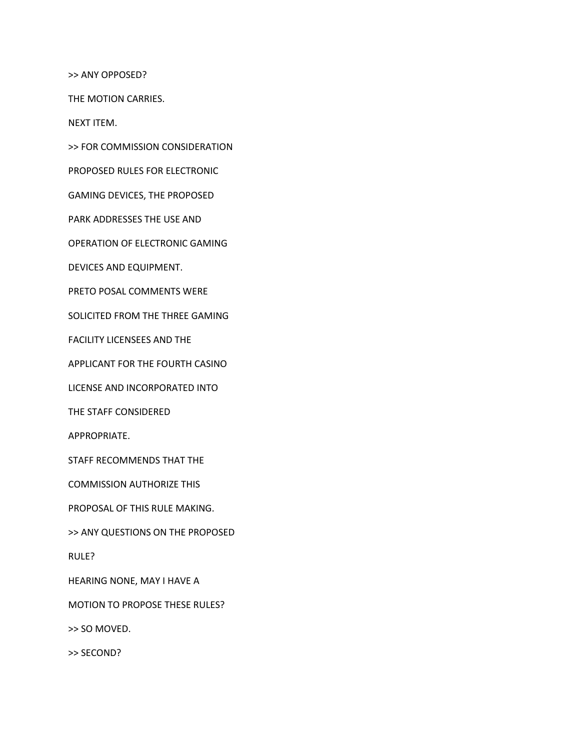>> ANY OPPOSED?

THE MOTION CARRIES.

NEXT ITEM.

>> FOR COMMISSION CONSIDERATION

PROPOSED RULES FOR ELECTRONIC

GAMING DEVICES, THE PROPOSED

PARK ADDRESSES THE USE AND

OPERATION OF ELECTRONIC GAMING

DEVICES AND EQUIPMENT.

PRETO POSAL COMMENTS WERE

SOLICITED FROM THE THREE GAMING

FACILITY LICENSEES AND THE

APPLICANT FOR THE FOURTH CASINO

LICENSE AND INCORPORATED INTO

THE STAFF CONSIDERED

APPROPRIATE.

STAFF RECOMMENDS THAT THE

COMMISSION AUTHORIZE THIS

PROPOSAL OF THIS RULE MAKING.

>> ANY QUESTIONS ON THE PROPOSED

RULE?

HEARING NONE, MAY I HAVE A

MOTION TO PROPOSE THESE RULES?

>> SO MOVED.

>> SECOND?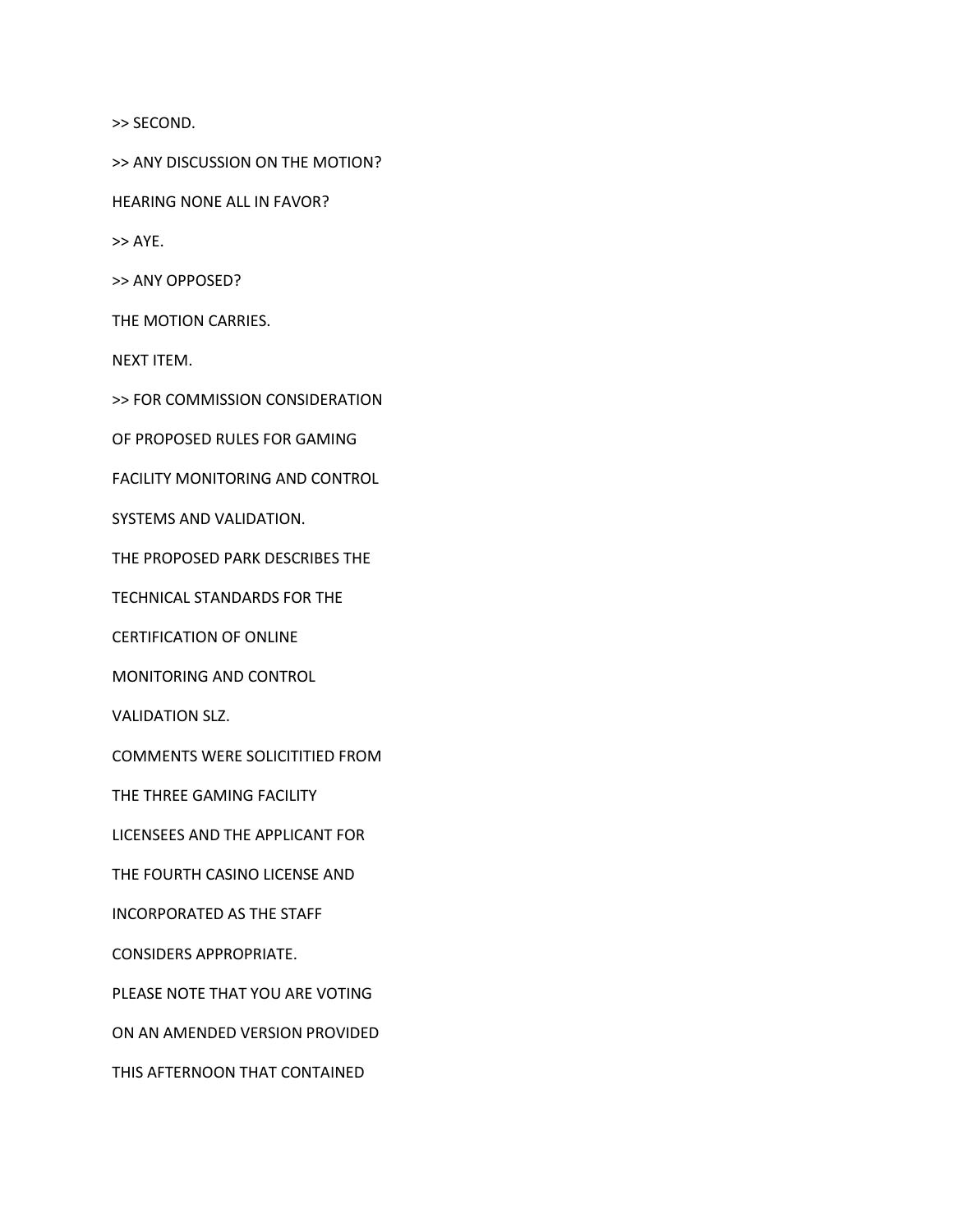>> SECOND.

>> ANY DISCUSSION ON THE MOTION?

HEARING NONE ALL IN FAVOR?

>> AYE.

>> ANY OPPOSED?

THE MOTION CARRIES.

NEXT ITEM.

>> FOR COMMISSION CONSIDERATION

OF PROPOSED RULES FOR GAMING

FACILITY MONITORING AND CONTROL

SYSTEMS AND VALIDATION.

THE PROPOSED PARK DESCRIBES THE

TECHNICAL STANDARDS FOR THE

CERTIFICATION OF ONLINE

MONITORING AND CONTROL

VALIDATION SLZ.

COMMENTS WERE SOLICITITIED FROM

THE THREE GAMING FACILITY

LICENSEES AND THE APPLICANT FOR

THE FOURTH CASINO LICENSE AND

INCORPORATED AS THE STAFF

CONSIDERS APPROPRIATE.

PLEASE NOTE THAT YOU ARE VOTING

ON AN AMENDED VERSION PROVIDED

THIS AFTERNOON THAT CONTAINED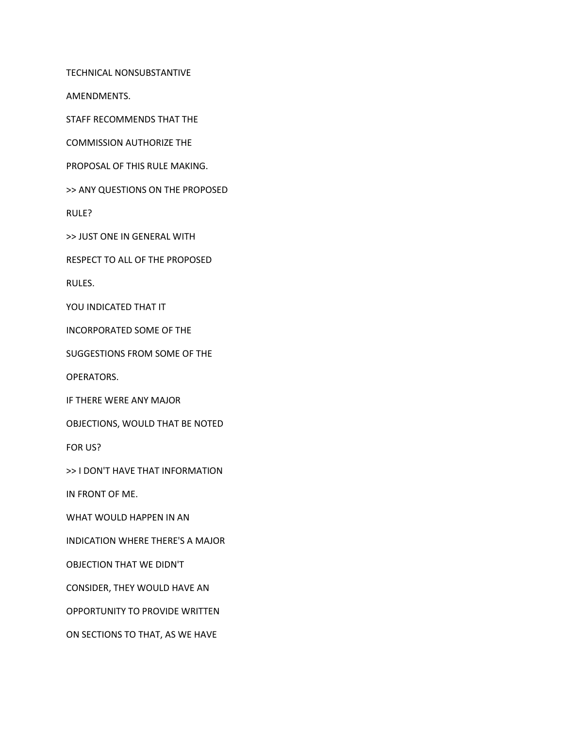TECHNICAL NONSUBSTANTIVE

AMENDMENTS.

STAFF RECOMMENDS THAT THE

COMMISSION AUTHORIZE THE

PROPOSAL OF THIS RULE MAKING.

>> ANY QUESTIONS ON THE PROPOSED

RULE?

>> JUST ONE IN GENERAL WITH

RESPECT TO ALL OF THE PROPOSED

RULES.

YOU INDICATED THAT IT

INCORPORATED SOME OF THE

SUGGESTIONS FROM SOME OF THE

OPERATORS.

IF THERE WERE ANY MAJOR

OBJECTIONS, WOULD THAT BE NOTED

FOR US?

>> I DON'T HAVE THAT INFORMATION

IN FRONT OF ME.

WHAT WOULD HAPPEN IN AN

INDICATION WHERE THERE'S A MAJOR

OBJECTION THAT WE DIDN'T

CONSIDER, THEY WOULD HAVE AN

OPPORTUNITY TO PROVIDE WRITTEN

ON SECTIONS TO THAT, AS WE HAVE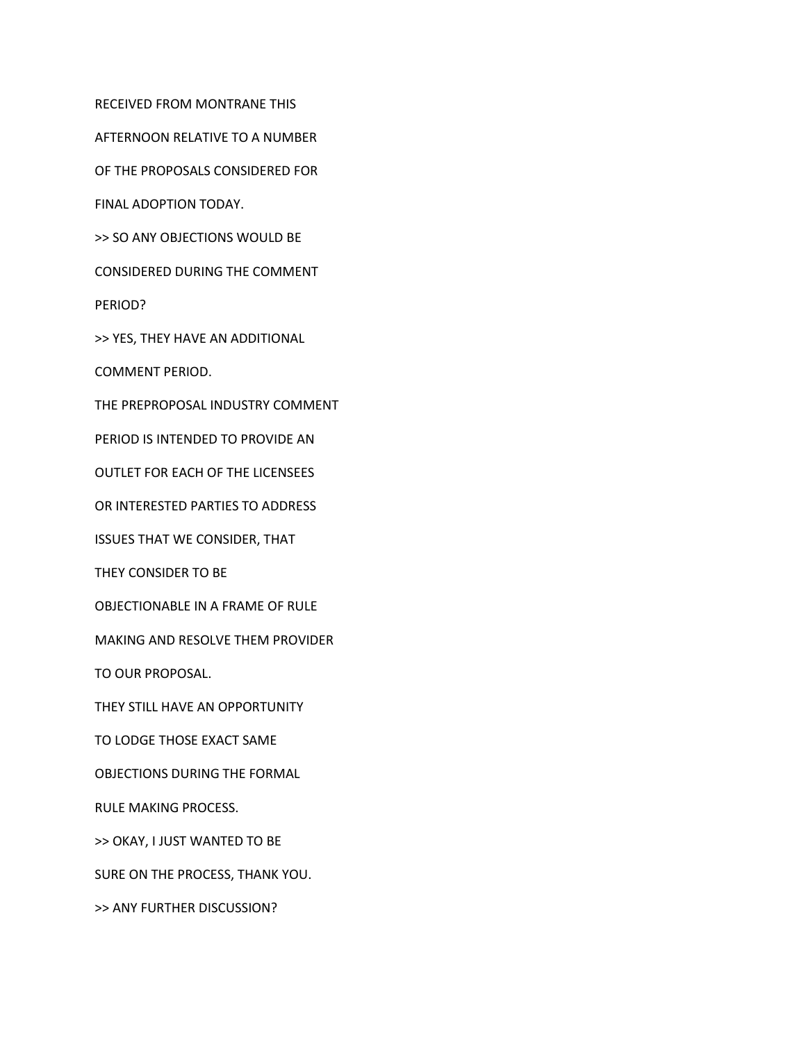RECEIVED FROM MONTRANE THIS

AFTERNOON RELATIVE TO A NUMBER

OF THE PROPOSALS CONSIDERED FOR

FINAL ADOPTION TODAY.

>> SO ANY OBJECTIONS WOULD BE

CONSIDERED DURING THE COMMENT

PERIOD?

>> YES, THEY HAVE AN ADDITIONAL

COMMENT PERIOD.

THE PREPROPOSAL INDUSTRY COMMENT

PERIOD IS INTENDED TO PROVIDE AN

OUTLET FOR EACH OF THE LICENSEES

OR INTERESTED PARTIES TO ADDRESS

ISSUES THAT WE CONSIDER, THAT

THEY CONSIDER TO BE

OBJECTIONABLE IN A FRAME OF RULE

MAKING AND RESOLVE THEM PROVIDER

TO OUR PROPOSAL.

THEY STILL HAVE AN OPPORTUNITY

TO LODGE THOSE EXACT SAME

OBJECTIONS DURING THE FORMAL

RULE MAKING PROCESS.

>> OKAY, I JUST WANTED TO BE

SURE ON THE PROCESS, THANK YOU.

>> ANY FURTHER DISCUSSION?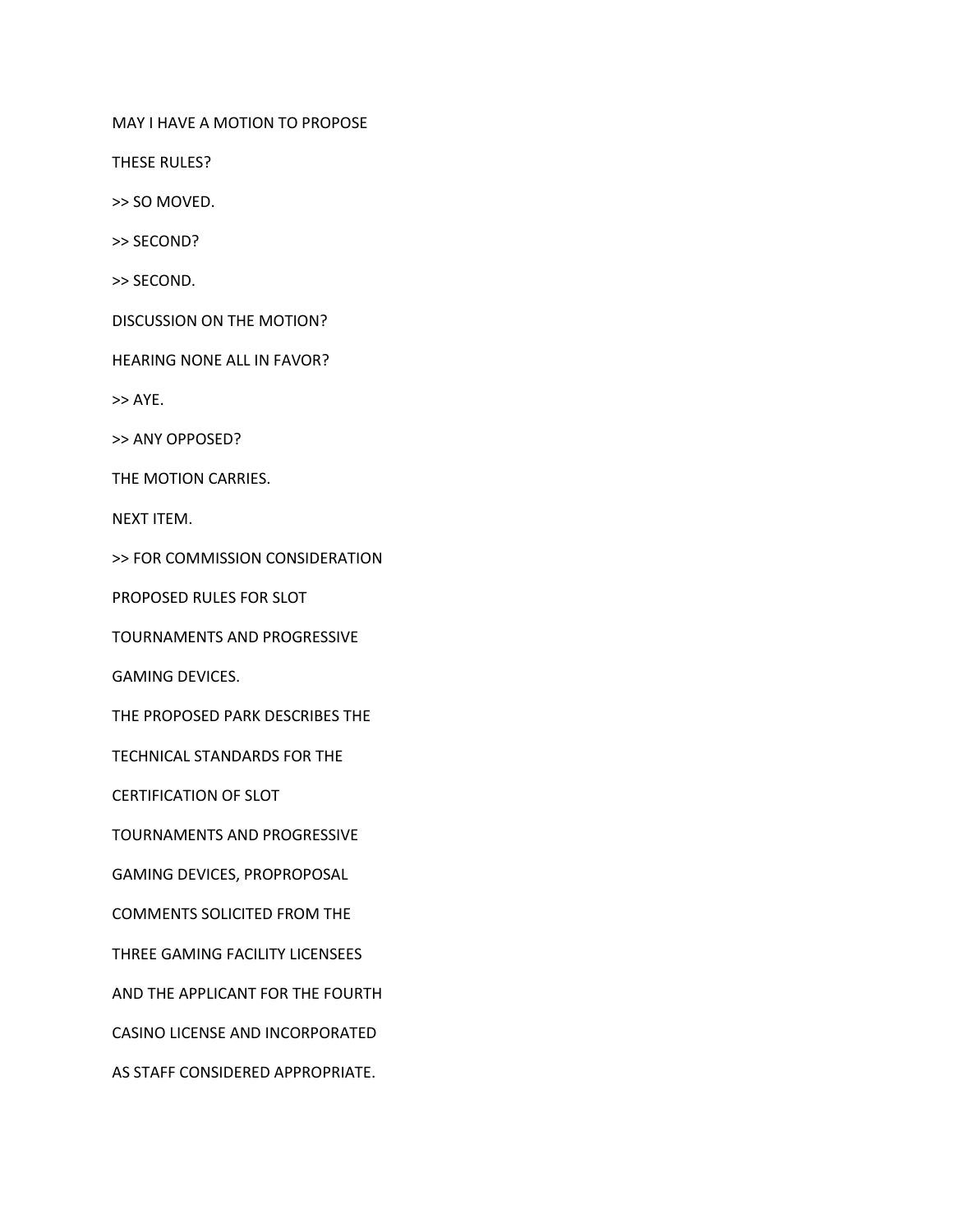MAY I HAVE A MOTION TO PROPOSE

THESE RULES?

>> SO MOVED.

>> SECOND?

>> SECOND.

DISCUSSION ON THE MOTION?

HEARING NONE ALL IN FAVOR?

>> AYE.

>> ANY OPPOSED?

THE MOTION CARRIES.

NEXT ITEM.

>> FOR COMMISSION CONSIDERATION

PROPOSED RULES FOR SLOT

TOURNAMENTS AND PROGRESSIVE

GAMING DEVICES.

THE PROPOSED PARK DESCRIBES THE

TECHNICAL STANDARDS FOR THE

CERTIFICATION OF SLOT

TOURNAMENTS AND PROGRESSIVE

GAMING DEVICES, PROPROPOSAL

COMMENTS SOLICITED FROM THE

THREE GAMING FACILITY LICENSEES

AND THE APPLICANT FOR THE FOURTH

CASINO LICENSE AND INCORPORATED

AS STAFF CONSIDERED APPROPRIATE.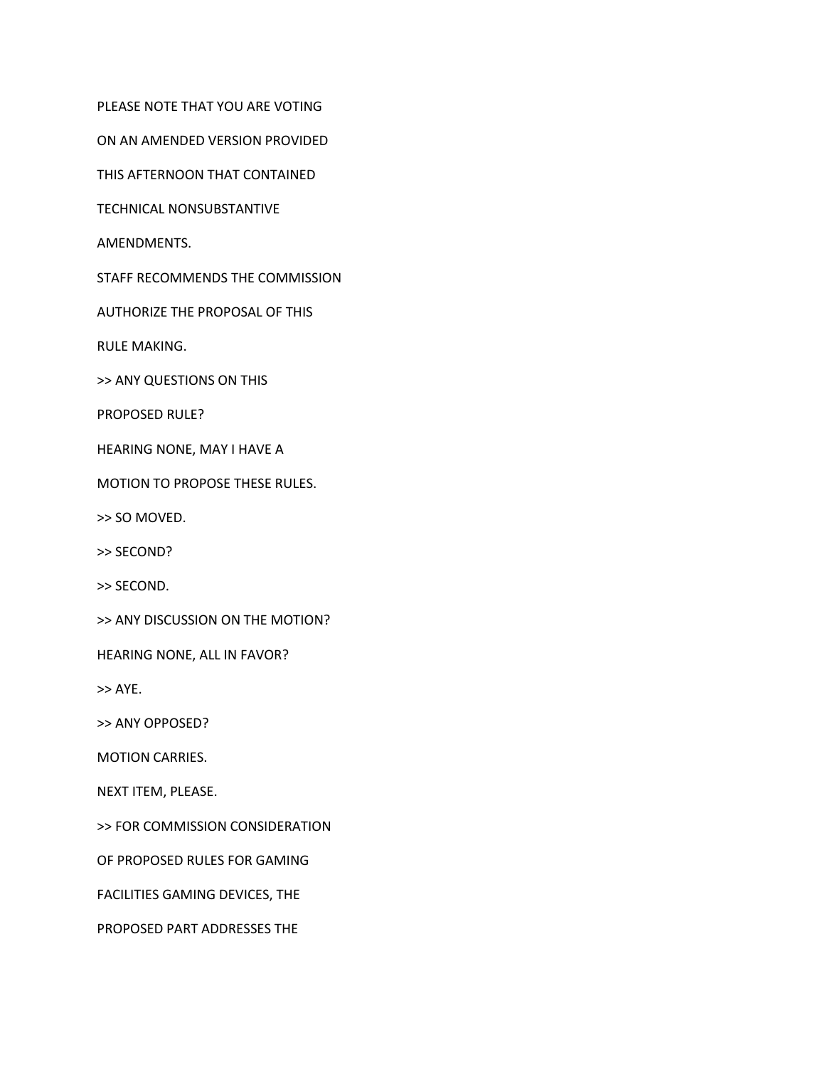PLEASE NOTE THAT YOU ARE VOTING

ON AN AMENDED VERSION PROVIDED

THIS AFTERNOON THAT CONTAINED

TECHNICAL NONSUBSTANTIVE

AMENDMENTS.

STAFF RECOMMENDS THE COMMISSION

AUTHORIZE THE PROPOSAL OF THIS

RULE MAKING.

>> ANY QUESTIONS ON THIS

PROPOSED RULE?

HEARING NONE, MAY I HAVE A

MOTION TO PROPOSE THESE RULES.

>> SO MOVED.

>> SECOND?

>> SECOND.

>> ANY DISCUSSION ON THE MOTION?

HEARING NONE, ALL IN FAVOR?

>> AYE.

>> ANY OPPOSED?

MOTION CARRIES.

NEXT ITEM, PLEASE.

>> FOR COMMISSION CONSIDERATION

OF PROPOSED RULES FOR GAMING

FACILITIES GAMING DEVICES, THE

PROPOSED PART ADDRESSES THE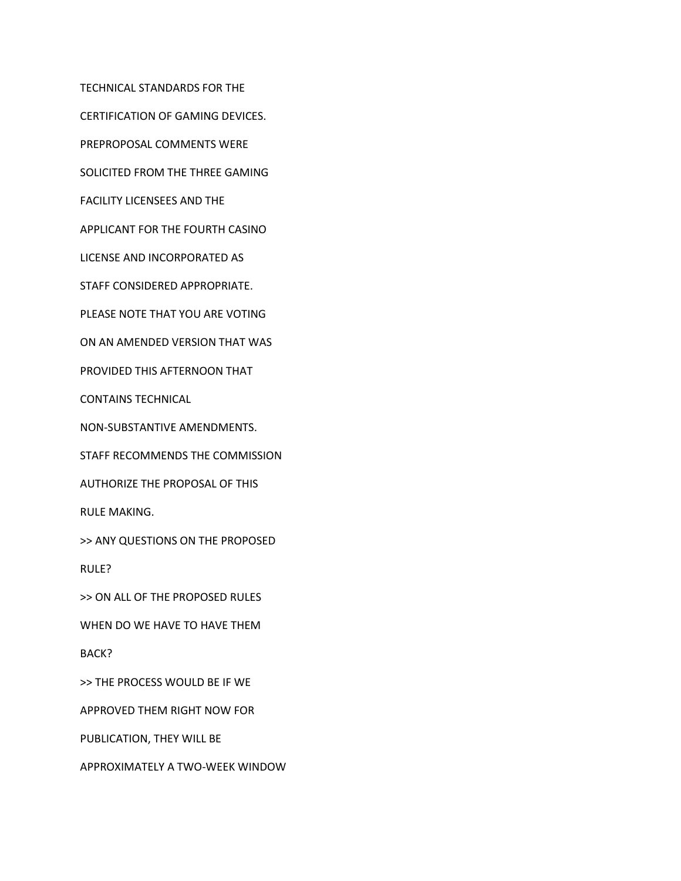TECHNICAL STANDARDS FOR THE

CERTIFICATION OF GAMING DEVICES.

PREPROPOSAL COMMENTS WERE

SOLICITED FROM THE THREE GAMING

FACILITY LICENSEES AND THE

APPLICANT FOR THE FOURTH CASINO

LICENSE AND INCORPORATED AS

STAFF CONSIDERED APPROPRIATE.

PLEASE NOTE THAT YOU ARE VOTING

ON AN AMENDED VERSION THAT WAS

PROVIDED THIS AFTERNOON THAT

CONTAINS TECHNICAL

NON-SUBSTANTIVE AMENDMENTS.

STAFF RECOMMENDS THE COMMISSION

AUTHORIZE THE PROPOSAL OF THIS

RULE MAKING.

>> ANY QUESTIONS ON THE PROPOSED

RULE?

>> ON ALL OF THE PROPOSED RULES

WHEN DO WE HAVE TO HAVE THEM

BACK?

>> THE PROCESS WOULD BE IF WE

APPROVED THEM RIGHT NOW FOR

PUBLICATION, THEY WILL BE

APPROXIMATELY A TWO-WEEK WINDOW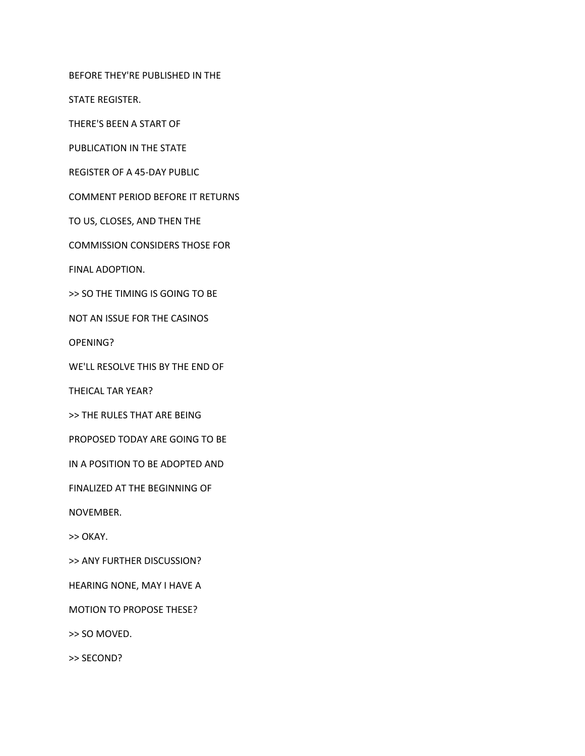BEFORE THEY'RE PUBLISHED IN THE

STATE REGISTER.

THERE'S BEEN A START OF

PUBLICATION IN THE STATE

REGISTER OF A 45-DAY PUBLIC

COMMENT PERIOD BEFORE IT RETURNS

TO US, CLOSES, AND THEN THE

COMMISSION CONSIDERS THOSE FOR

FINAL ADOPTION.

>> SO THE TIMING IS GOING TO BE

NOT AN ISSUE FOR THE CASINOS

OPENING?

WE'LL RESOLVE THIS BY THE END OF

THEICAL TAR YEAR?

>> THE RULES THAT ARE BEING

PROPOSED TODAY ARE GOING TO BE

IN A POSITION TO BE ADOPTED AND

FINALIZED AT THE BEGINNING OF

NOVEMBER.

>> OKAY.

>> ANY FURTHER DISCUSSION?

HEARING NONE, MAY I HAVE A

MOTION TO PROPOSE THESE?

>> SO MOVED.

>> SECOND?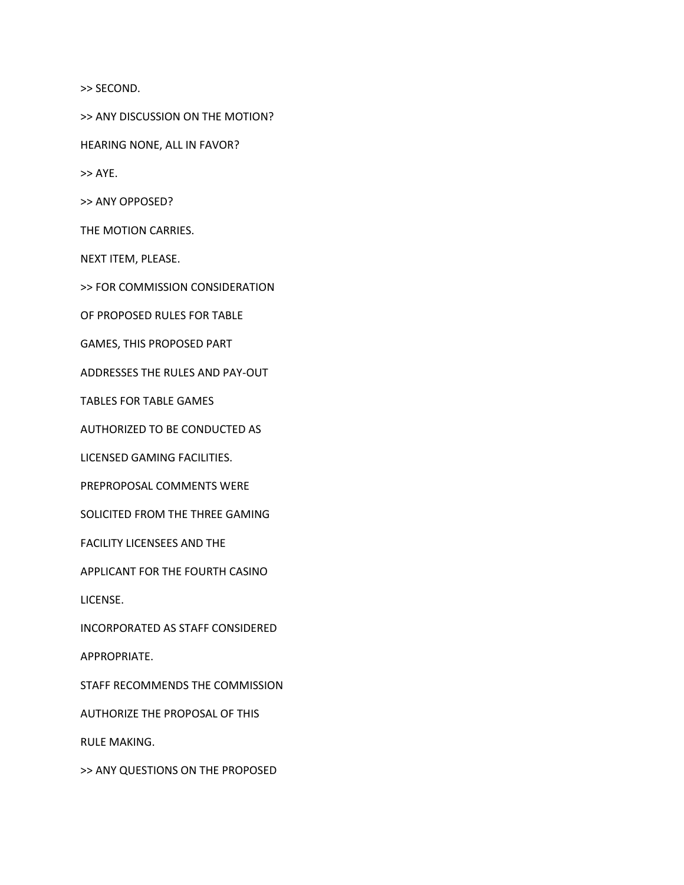>> SECOND.

>> ANY DISCUSSION ON THE MOTION?

HEARING NONE, ALL IN FAVOR?

>> AYE.

>> ANY OPPOSED?

THE MOTION CARRIES.

NEXT ITEM, PLEASE.

>> FOR COMMISSION CONSIDERATION

OF PROPOSED RULES FOR TABLE

GAMES, THIS PROPOSED PART

ADDRESSES THE RULES AND PAY-OUT

TABLES FOR TABLE GAMES

AUTHORIZED TO BE CONDUCTED AS

LICENSED GAMING FACILITIES.

PREPROPOSAL COMMENTS WERE

SOLICITED FROM THE THREE GAMING

FACILITY LICENSEES AND THE

APPLICANT FOR THE FOURTH CASINO

LICENSE.

INCORPORATED AS STAFF CONSIDERED

APPROPRIATE.

STAFF RECOMMENDS THE COMMISSION

AUTHORIZE THE PROPOSAL OF THIS

RULE MAKING.

>> ANY QUESTIONS ON THE PROPOSED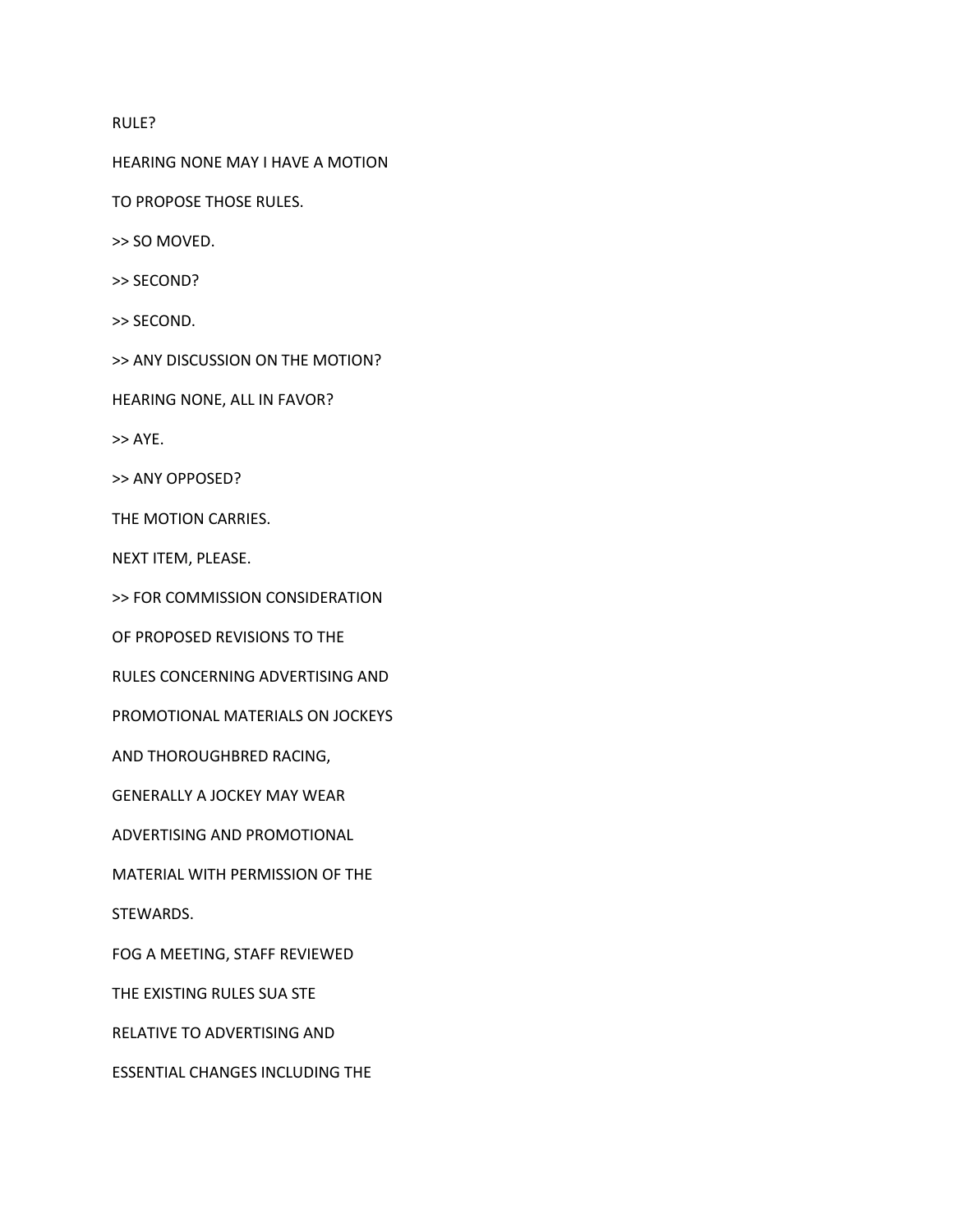RULE?

HEARING NONE MAY I HAVE A MOTION

TO PROPOSE THOSE RULES.

>> SO MOVED.

>> SECOND?

>> SECOND.

>> ANY DISCUSSION ON THE MOTION?

HEARING NONE, ALL IN FAVOR?

>> AYE.

>> ANY OPPOSED?

THE MOTION CARRIES.

NEXT ITEM, PLEASE.

>> FOR COMMISSION CONSIDERATION

OF PROPOSED REVISIONS TO THE

RULES CONCERNING ADVERTISING AND

PROMOTIONAL MATERIALS ON JOCKEYS

AND THOROUGHBRED RACING,

GENERALLY A JOCKEY MAY WEAR

ADVERTISING AND PROMOTIONAL

MATERIAL WITH PERMISSION OF THE

STEWARDS.

FOG A MEETING, STAFF REVIEWED

THE EXISTING RULES SUA STE

RELATIVE TO ADVERTISING AND

ESSENTIAL CHANGES INCLUDING THE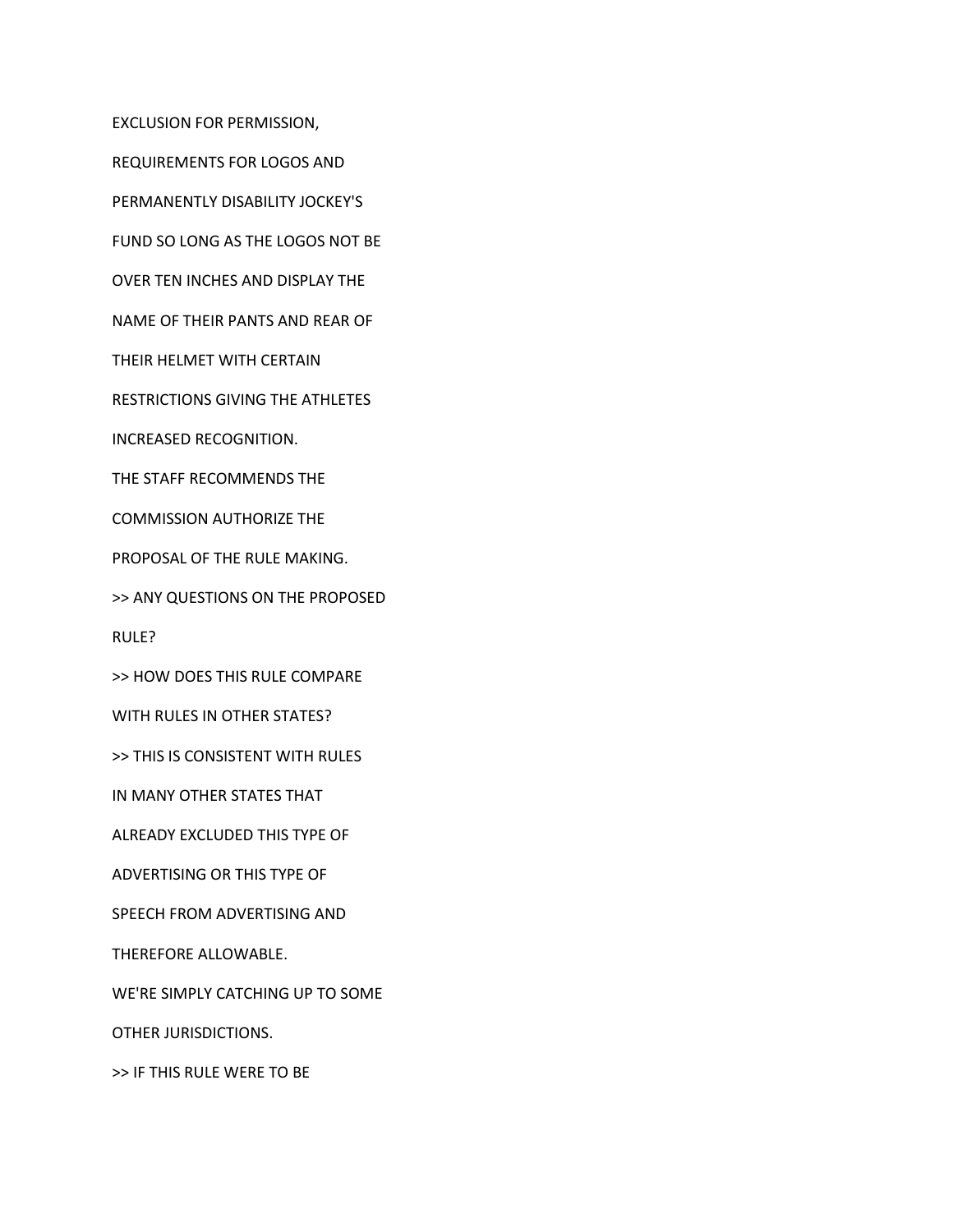EXCLUSION FOR PERMISSION,

REQUIREMENTS FOR LOGOS AND

PERMANENTLY DISABILITY JOCKEY'S

FUND SO LONG AS THE LOGOS NOT BE

OVER TEN INCHES AND DISPLAY THE

NAME OF THEIR PANTS AND REAR OF

THEIR HELMET WITH CERTAIN

RESTRICTIONS GIVING THE ATHLETES

INCREASED RECOGNITION.

THE STAFF RECOMMENDS THE

COMMISSION AUTHORIZE THE

PROPOSAL OF THE RULE MAKING.

>> ANY QUESTIONS ON THE PROPOSED

RULE?

>> HOW DOES THIS RULE COMPARE

WITH RULES IN OTHER STATES?

>> THIS IS CONSISTENT WITH RULES

IN MANY OTHER STATES THAT

ALREADY EXCLUDED THIS TYPE OF

ADVERTISING OR THIS TYPE OF

SPEECH FROM ADVERTISING AND

THEREFORE ALLOWABLE.

WE'RE SIMPLY CATCHING UP TO SOME

OTHER JURISDICTIONS.

>> IF THIS RULE WERE TO BE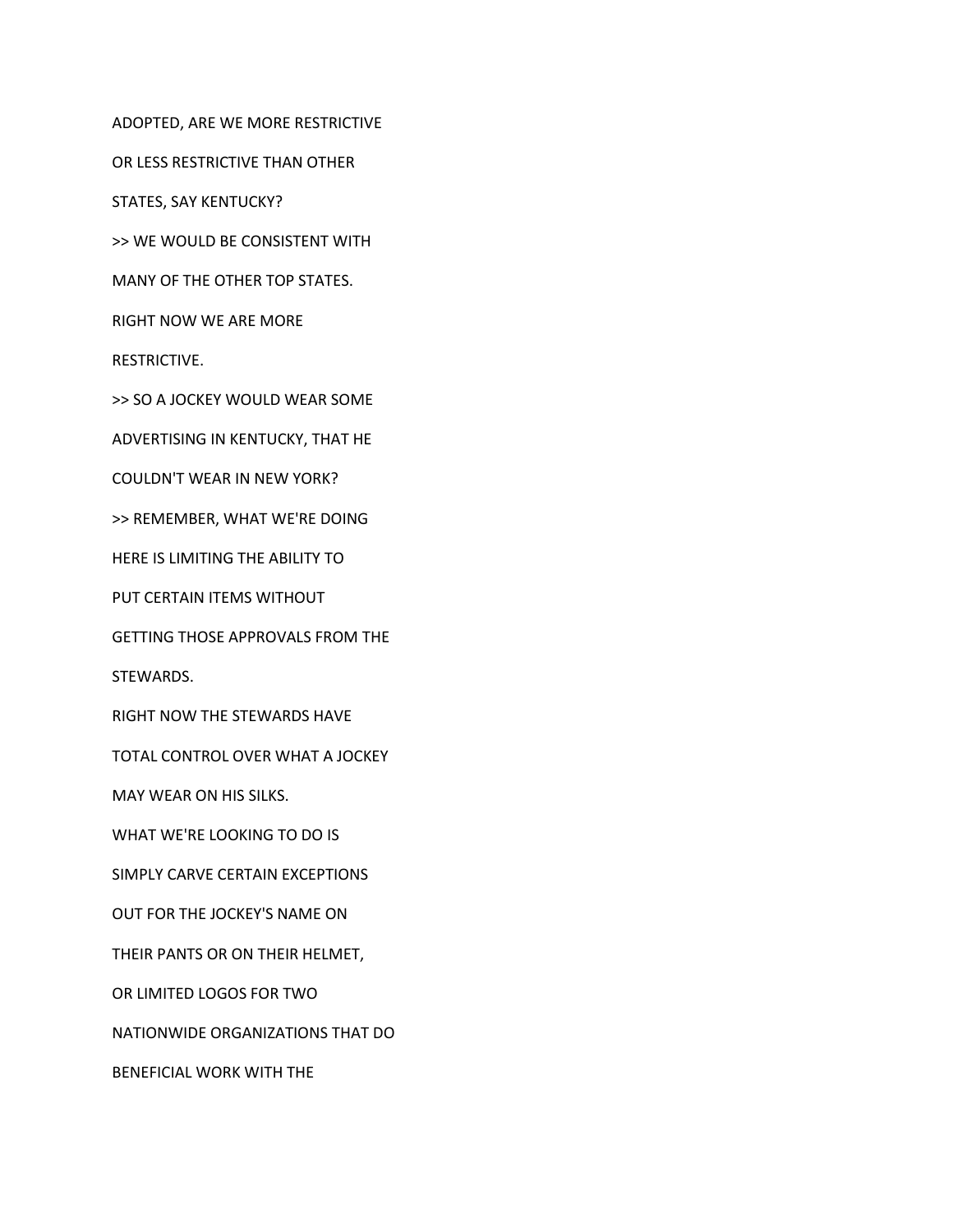ADOPTED, ARE WE MORE RESTRICTIVE

OR LESS RESTRICTIVE THAN OTHER

STATES, SAY KENTUCKY?

>> WE WOULD BE CONSISTENT WITH

MANY OF THE OTHER TOP STATES.

RIGHT NOW WE ARE MORE

RESTRICTIVE.

>> SO A JOCKEY WOULD WEAR SOME

ADVERTISING IN KENTUCKY, THAT HE

COULDN'T WEAR IN NEW YORK?

>> REMEMBER, WHAT WE'RE DOING

HERE IS LIMITING THE ABILITY TO

PUT CERTAIN ITEMS WITHOUT

GETTING THOSE APPROVALS FROM THE

STEWARDS.

RIGHT NOW THE STEWARDS HAVE

TOTAL CONTROL OVER WHAT A JOCKEY

MAY WEAR ON HIS SILKS.

WHAT WE'RE LOOKING TO DO IS

SIMPLY CARVE CERTAIN EXCEPTIONS

OUT FOR THE JOCKEY'S NAME ON

THEIR PANTS OR ON THEIR HELMET,

OR LIMITED LOGOS FOR TWO

NATIONWIDE ORGANIZATIONS THAT DO

BENEFICIAL WORK WITH THE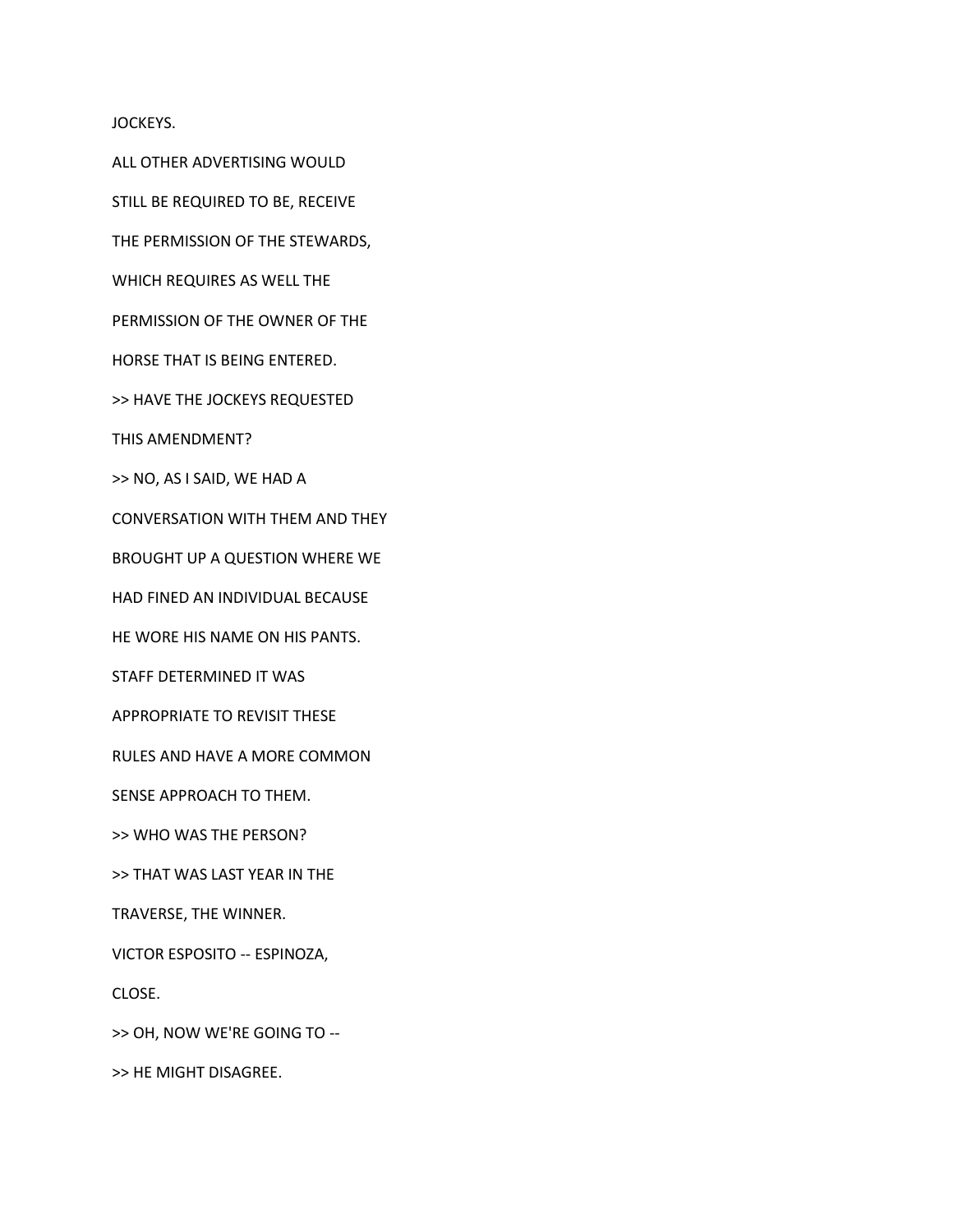JOCKEYS.

ALL OTHER ADVERTISING WOULD

STILL BE REQUIRED TO BE, RECEIVE

THE PERMISSION OF THE STEWARDS,

WHICH REQUIRES AS WELL THE

PERMISSION OF THE OWNER OF THE

HORSE THAT IS BEING ENTERED.

>> HAVE THE JOCKEYS REQUESTED

THIS AMENDMENT?

>> NO, AS I SAID, WE HAD A

CONVERSATION WITH THEM AND THEY

BROUGHT UP A QUESTION WHERE WE

HAD FINED AN INDIVIDUAL BECAUSE

HE WORE HIS NAME ON HIS PANTS.

STAFF DETERMINED IT WAS

APPROPRIATE TO REVISIT THESE

RULES AND HAVE A MORE COMMON

SENSE APPROACH TO THEM.

>> WHO WAS THE PERSON?

>> THAT WAS LAST YEAR IN THE

TRAVERSE, THE WINNER.

VICTOR ESPOSITO -- ESPINOZA,

CLOSE.

>> OH, NOW WE'RE GOING TO --

>> HE MIGHT DISAGREE.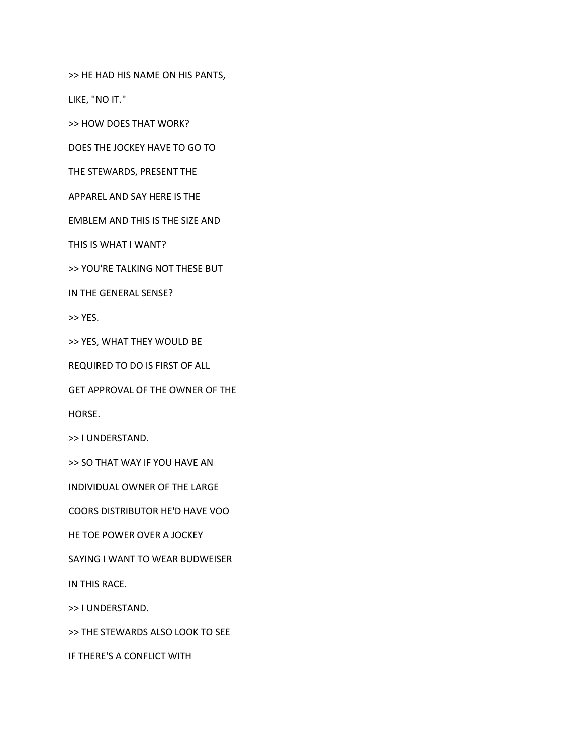>> HE HAD HIS NAME ON HIS PANTS,

LIKE, "NO IT."

>> HOW DOES THAT WORK?

DOES THE JOCKEY HAVE TO GO TO

THE STEWARDS, PRESENT THE

APPAREL AND SAY HERE IS THE

EMBLEM AND THIS IS THE SIZE AND

THIS IS WHAT I WANT?

>> YOU'RE TALKING NOT THESE BUT

IN THE GENERAL SENSE?

>> YES.

>> YES, WHAT THEY WOULD BE

REQUIRED TO DO IS FIRST OF ALL

GET APPROVAL OF THE OWNER OF THE

HORSE.

>> I UNDERSTAND.

>> SO THAT WAY IF YOU HAVE AN

INDIVIDUAL OWNER OF THE LARGE

COORS DISTRIBUTOR HE'D HAVE VOO

HE TOE POWER OVER A JOCKEY

SAYING I WANT TO WEAR BUDWEISER

IN THIS RACE.

>> I UNDERSTAND.

>> THE STEWARDS ALSO LOOK TO SEE

IF THERE'S A CONFLICT WITH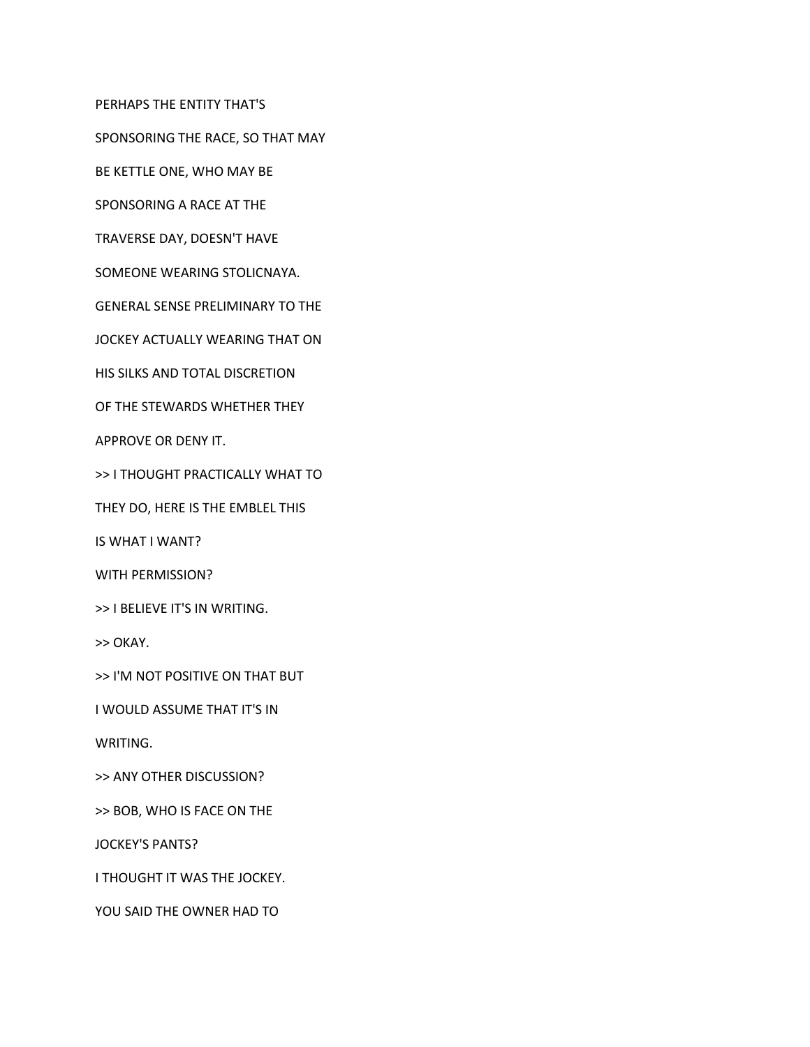PERHAPS THE ENTITY THAT'S

SPONSORING THE RACE, SO THAT MAY

BE KETTLE ONE, WHO MAY BE

SPONSORING A RACE AT THE

TRAVERSE DAY, DOESN'T HAVE

SOMEONE WEARING STOLICNAYA.

GENERAL SENSE PRELIMINARY TO THE

JOCKEY ACTUALLY WEARING THAT ON

HIS SILKS AND TOTAL DISCRETION

OF THE STEWARDS WHETHER THEY

APPROVE OR DENY IT.

>> I THOUGHT PRACTICALLY WHAT TO

THEY DO, HERE IS THE EMBLEL THIS

IS WHAT I WANT?

WITH PERMISSION?

>> I BELIEVE IT'S IN WRITING.

>> OKAY.

>> I'M NOT POSITIVE ON THAT BUT

I WOULD ASSUME THAT IT'S IN

WRITING.

>> ANY OTHER DISCUSSION?

>> BOB, WHO IS FACE ON THE

JOCKEY'S PANTS?

I THOUGHT IT WAS THE JOCKEY.

YOU SAID THE OWNER HAD TO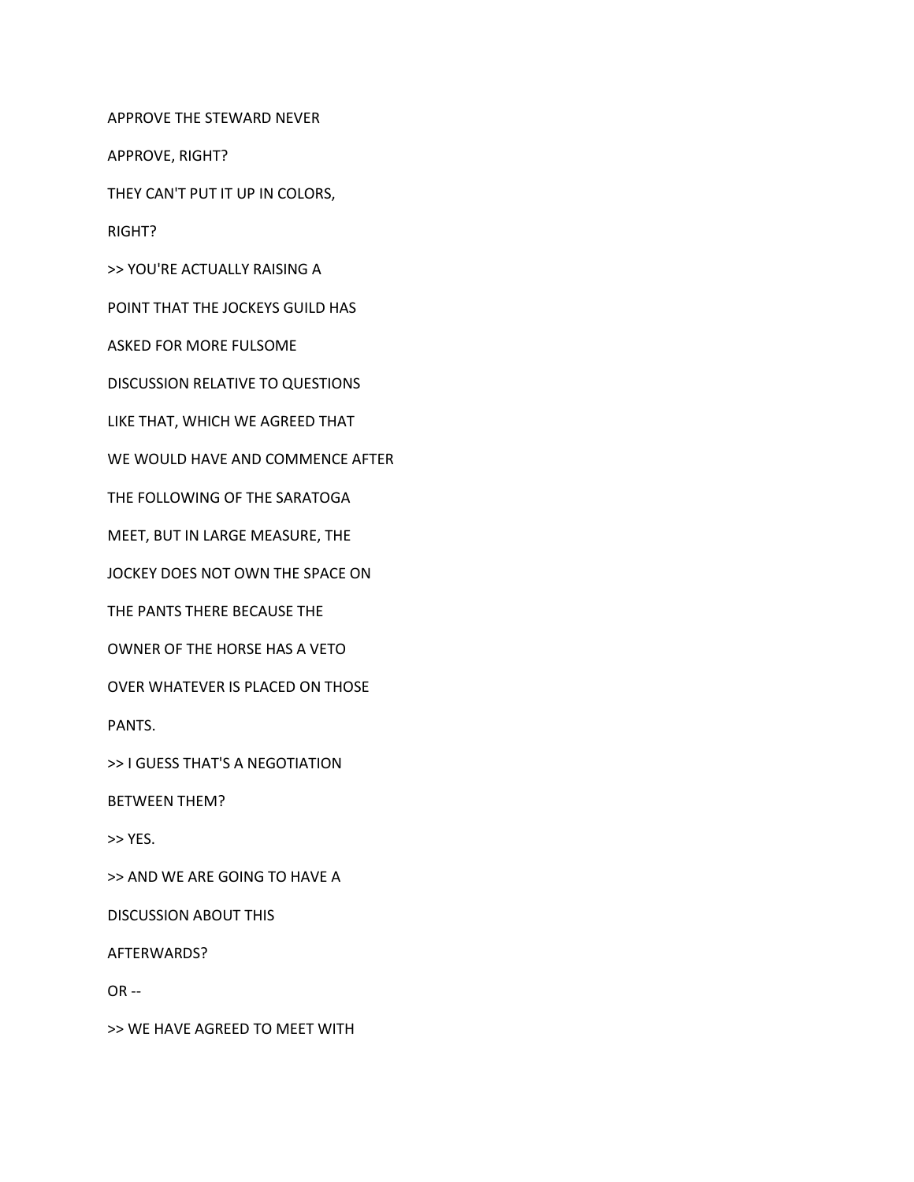APPROVE THE STEWARD NEVER

APPROVE, RIGHT?

THEY CAN'T PUT IT UP IN COLORS,

RIGHT?

>> YOU'RE ACTUALLY RAISING A

POINT THAT THE JOCKEYS GUILD HAS

ASKED FOR MORE FULSOME

DISCUSSION RELATIVE TO QUESTIONS

LIKE THAT, WHICH WE AGREED THAT

WE WOULD HAVE AND COMMENCE AFTER

THE FOLLOWING OF THE SARATOGA

MEET, BUT IN LARGE MEASURE, THE

JOCKEY DOES NOT OWN THE SPACE ON

THE PANTS THERE BECAUSE THE

OWNER OF THE HORSE HAS A VETO

OVER WHATEVER IS PLACED ON THOSE

PANTS.

>> I GUESS THAT'S A NEGOTIATION

BETWEEN THEM?

>> YES.

>> AND WE ARE GOING TO HAVE A

DISCUSSION ABOUT THIS

AFTERWARDS?

OR --

>> WE HAVE AGREED TO MEET WITH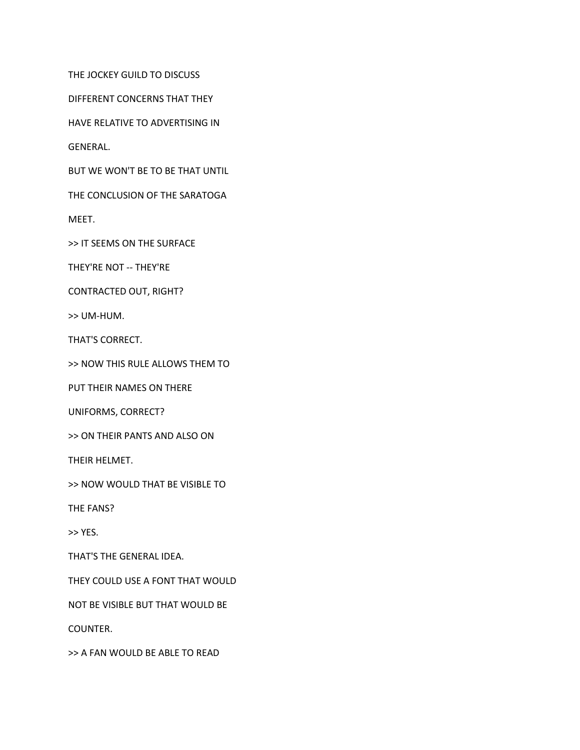THE JOCKEY GUILD TO DISCUSS

DIFFERENT CONCERNS THAT THEY

HAVE RELATIVE TO ADVERTISING IN

GENERAL.

BUT WE WON'T BE TO BE THAT UNTIL

THE CONCLUSION OF THE SARATOGA

MEET.

>> IT SEEMS ON THE SURFACE

THEY'RE NOT -- THEY'RE

CONTRACTED OUT, RIGHT?

>> UM-HUM.

THAT'S CORRECT.

>> NOW THIS RULE ALLOWS THEM TO

PUT THEIR NAMES ON THERE

UNIFORMS, CORRECT?

>> ON THEIR PANTS AND ALSO ON

THEIR HELMET.

>> NOW WOULD THAT BE VISIBLE TO

THE FANS?

>> YES.

THAT'S THE GENERAL IDEA.

THEY COULD USE A FONT THAT WOULD

NOT BE VISIBLE BUT THAT WOULD BE

COUNTER.

>> A FAN WOULD BE ABLE TO READ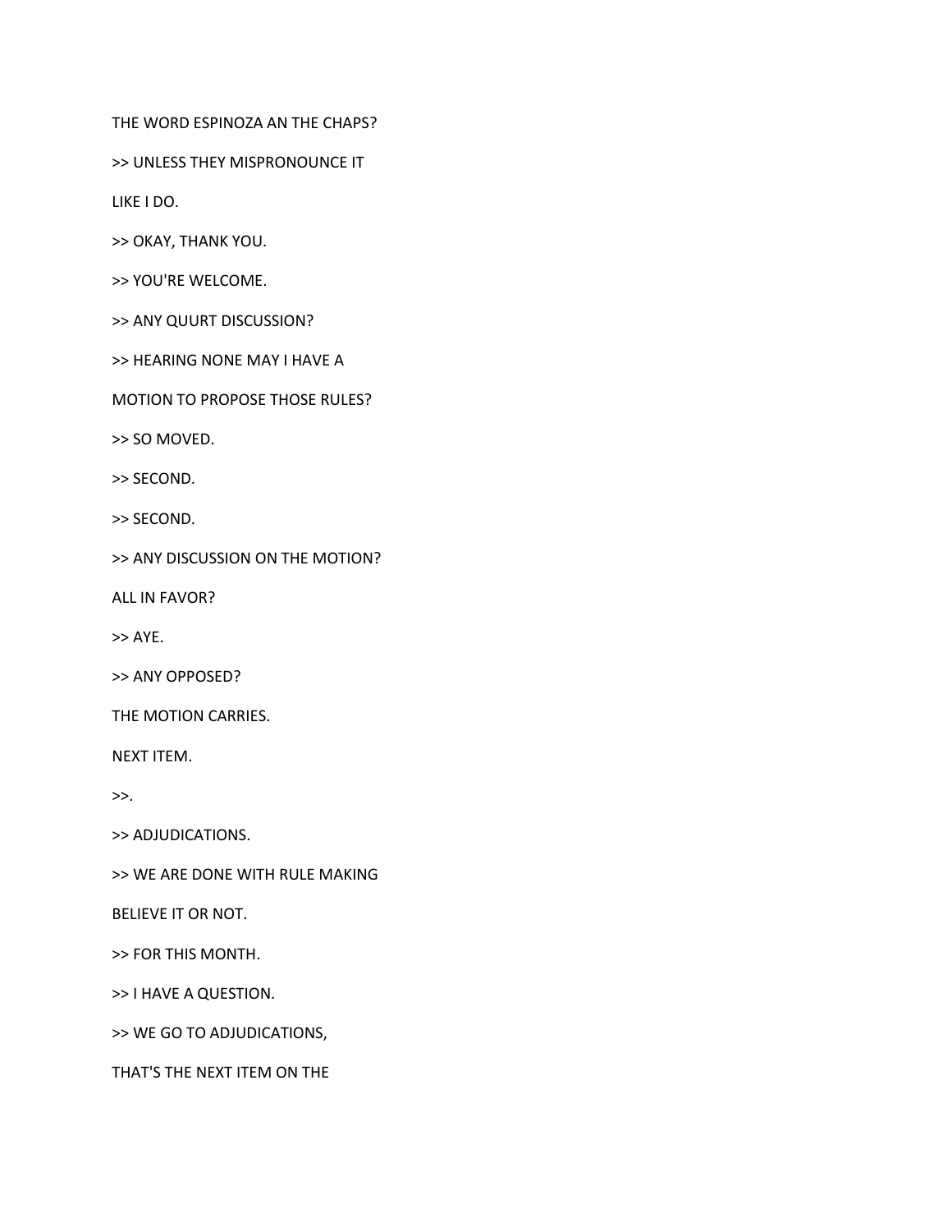THE WORD ESPINOZA AN THE CHAPS?

>> UNLESS THEY MISPRONOUNCE IT

LIKE I DO.

>> OKAY, THANK YOU.

>> YOU'RE WELCOME.

>> ANY QUURT DISCUSSION?

>> HEARING NONE MAY I HAVE A

MOTION TO PROPOSE THOSE RULES?

>> SO MOVED.

>> SECOND.

>> SECOND.

>> ANY DISCUSSION ON THE MOTION?

ALL IN FAVOR?

>> AYE.

>> ANY OPPOSED?

THE MOTION CARRIES.

NEXT ITEM.

>>.

>> ADJUDICATIONS.

>> WE ARE DONE WITH RULE MAKING

BELIEVE IT OR NOT.

>> FOR THIS MONTH.

>> I HAVE A QUESTION.

>> WE GO TO ADJUDICATIONS,

THAT'S THE NEXT ITEM ON THE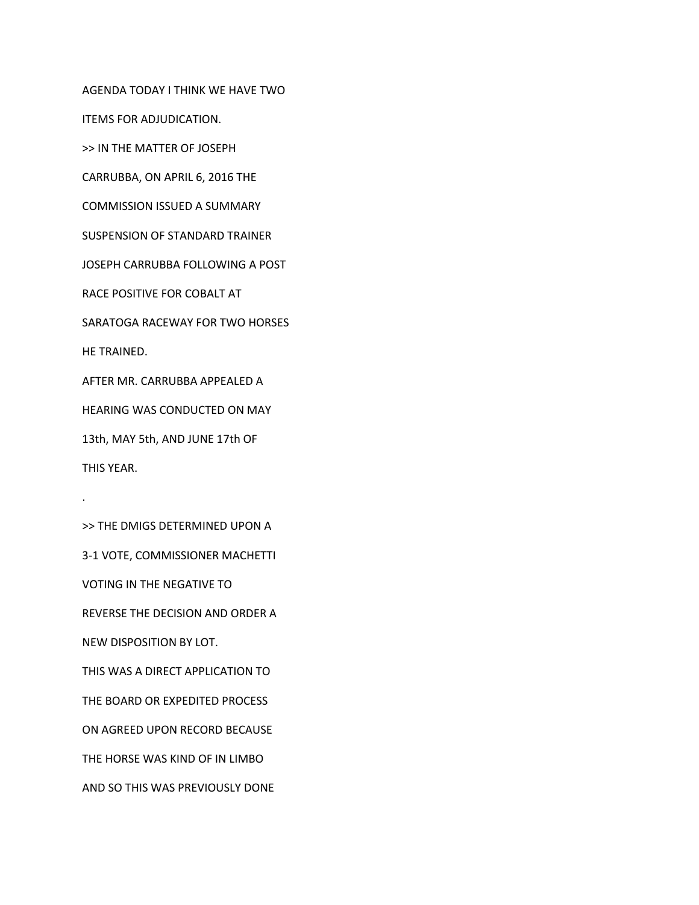AGENDA TODAY I THINK WE HAVE TWO

ITEMS FOR ADJUDICATION.

>> IN THE MATTER OF JOSEPH

CARRUBBA, ON APRIL 6, 2016 THE

COMMISSION ISSUED A SUMMARY

SUSPENSION OF STANDARD TRAINER

JOSEPH CARRUBBA FOLLOWING A POST

RACE POSITIVE FOR COBALT AT

SARATOGA RACEWAY FOR TWO HORSES

HE TRAINED.

AFTER MR. CARRUBBA APPEALED A

HEARING WAS CONDUCTED ON MAY

13th, MAY 5th, AND JUNE 17th OF

THIS YEAR.

.

>> THE DMIGS DETERMINED UPON A

3-1 VOTE, COMMISSIONER MACHETTI

VOTING IN THE NEGATIVE TO

REVERSE THE DECISION AND ORDER A

NEW DISPOSITION BY LOT.

THIS WAS A DIRECT APPLICATION TO

THE BOARD OR EXPEDITED PROCESS

ON AGREED UPON RECORD BECAUSE

THE HORSE WAS KIND OF IN LIMBO

AND SO THIS WAS PREVIOUSLY DONE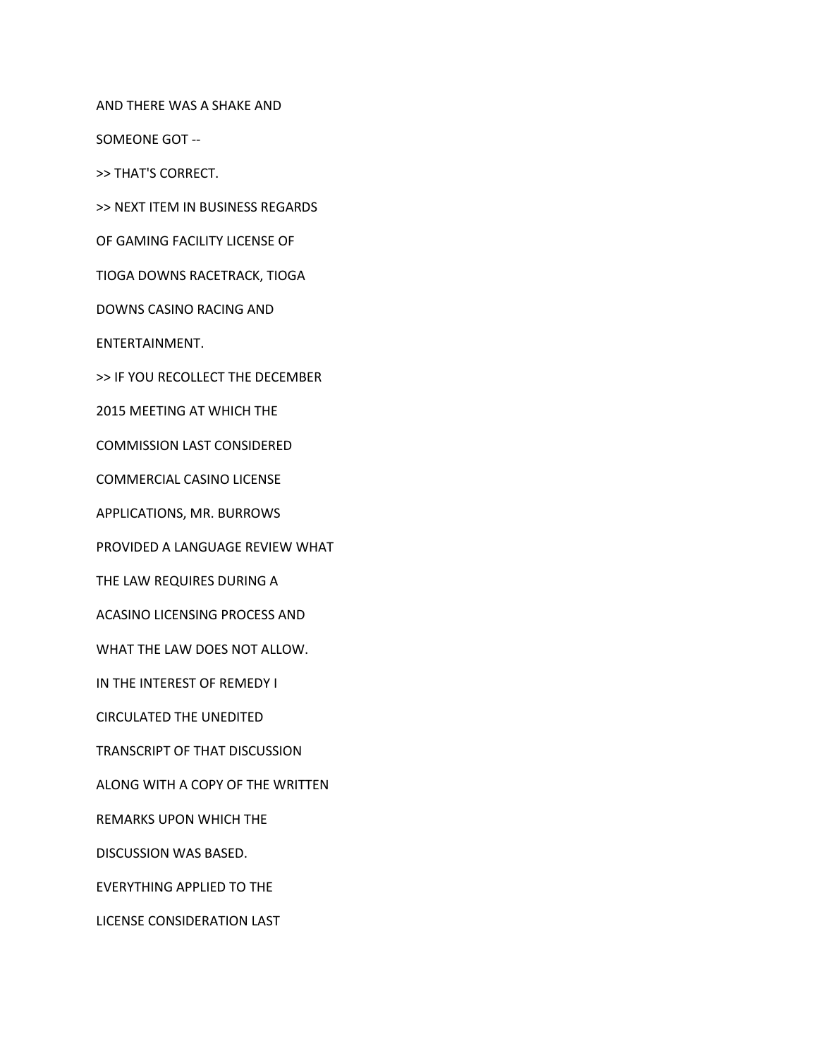AND THERE WAS A SHAKE AND

SOMEONE GOT --

>> THAT'S CORRECT.

>> NEXT ITEM IN BUSINESS REGARDS

OF GAMING FACILITY LICENSE OF

TIOGA DOWNS RACETRACK, TIOGA

DOWNS CASINO RACING AND

ENTERTAINMENT.

>> IF YOU RECOLLECT THE DECEMBER

2015 MEETING AT WHICH THE

COMMISSION LAST CONSIDERED

COMMERCIAL CASINO LICENSE

APPLICATIONS, MR. BURROWS

PROVIDED A LANGUAGE REVIEW WHAT

THE LAW REQUIRES DURING A

ACASINO LICENSING PROCESS AND

WHAT THE LAW DOES NOT ALLOW.

IN THE INTEREST OF REMEDY I

CIRCULATED THE UNEDITED

TRANSCRIPT OF THAT DISCUSSION

ALONG WITH A COPY OF THE WRITTEN

REMARKS UPON WHICH THE

DISCUSSION WAS BASED.

EVERYTHING APPLIED TO THE

LICENSE CONSIDERATION LAST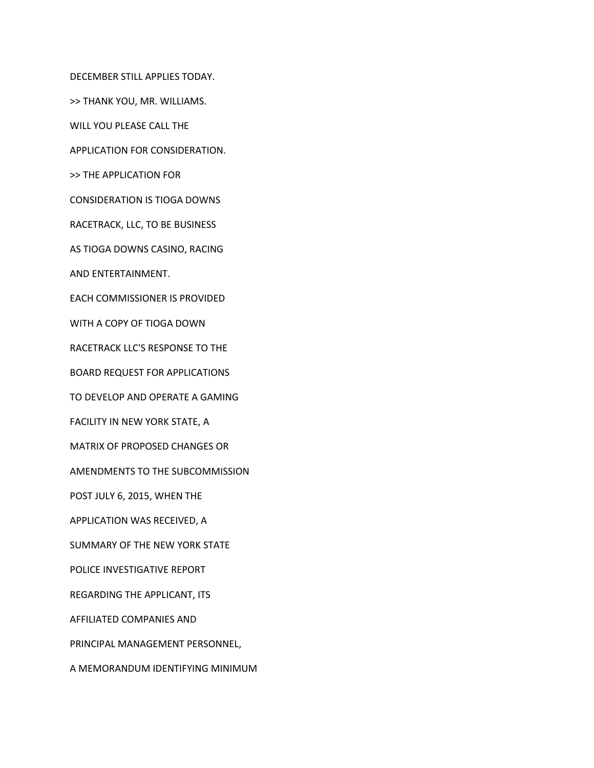DECEMBER STILL APPLIES TODAY.

>> THANK YOU, MR. WILLIAMS.

WILL YOU PLEASE CALL THE

APPLICATION FOR CONSIDERATION.

>> THE APPLICATION FOR

CONSIDERATION IS TIOGA DOWNS

RACETRACK, LLC, TO BE BUSINESS

AS TIOGA DOWNS CASINO, RACING

AND ENTERTAINMENT.

EACH COMMISSIONER IS PROVIDED

WITH A COPY OF TIOGA DOWN

RACETRACK LLC'S RESPONSE TO THE

BOARD REQUEST FOR APPLICATIONS

TO DEVELOP AND OPERATE A GAMING

FACILITY IN NEW YORK STATE, A

MATRIX OF PROPOSED CHANGES OR

AMENDMENTS TO THE SUBCOMMISSION

POST JULY 6, 2015, WHEN THE

APPLICATION WAS RECEIVED, A

SUMMARY OF THE NEW YORK STATE

POLICE INVESTIGATIVE REPORT

REGARDING THE APPLICANT, ITS

AFFILIATED COMPANIES AND

PRINCIPAL MANAGEMENT PERSONNEL,

A MEMORANDUM IDENTIFYING MINIMUM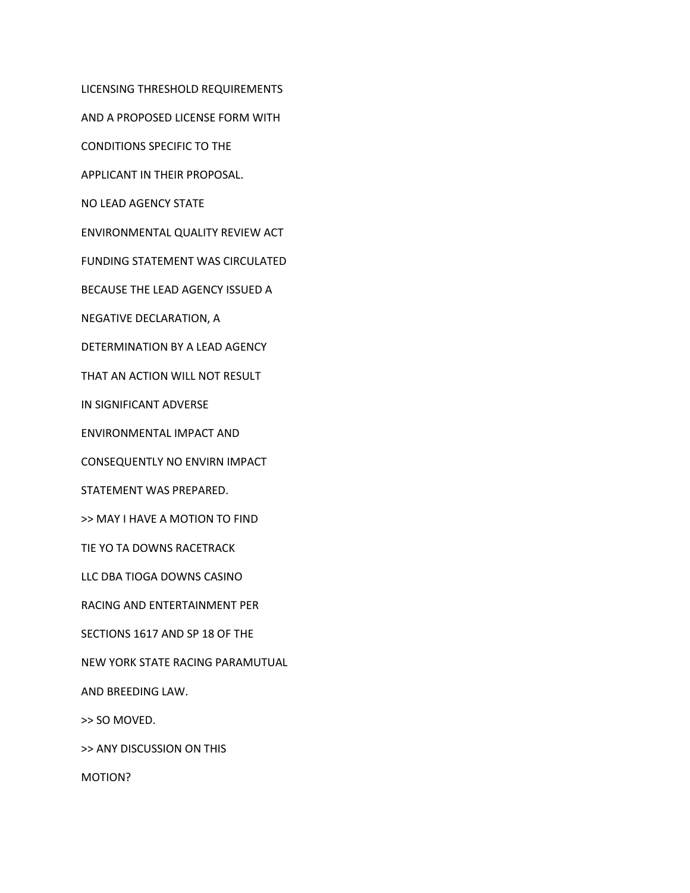LICENSING THRESHOLD REQUIREMENTS

AND A PROPOSED LICENSE FORM WITH

CONDITIONS SPECIFIC TO THE

APPLICANT IN THEIR PROPOSAL.

NO LEAD AGENCY STATE

ENVIRONMENTAL QUALITY REVIEW ACT

FUNDING STATEMENT WAS CIRCULATED

BECAUSE THE LEAD AGENCY ISSUED A

NEGATIVE DECLARATION, A

DETERMINATION BY A LEAD AGENCY

THAT AN ACTION WILL NOT RESULT

IN SIGNIFICANT ADVERSE

ENVIRONMENTAL IMPACT AND

CONSEQUENTLY NO ENVIRN IMPACT

STATEMENT WAS PREPARED.

>> MAY I HAVE A MOTION TO FIND

TIE YO TA DOWNS RACETRACK

LLC DBA TIOGA DOWNS CASINO

RACING AND ENTERTAINMENT PER

SECTIONS 1617 AND SP 18 OF THE

NEW YORK STATE RACING PARAMUTUAL

AND BREEDING LAW.

>> SO MOVED.

>> ANY DISCUSSION ON THIS

MOTION?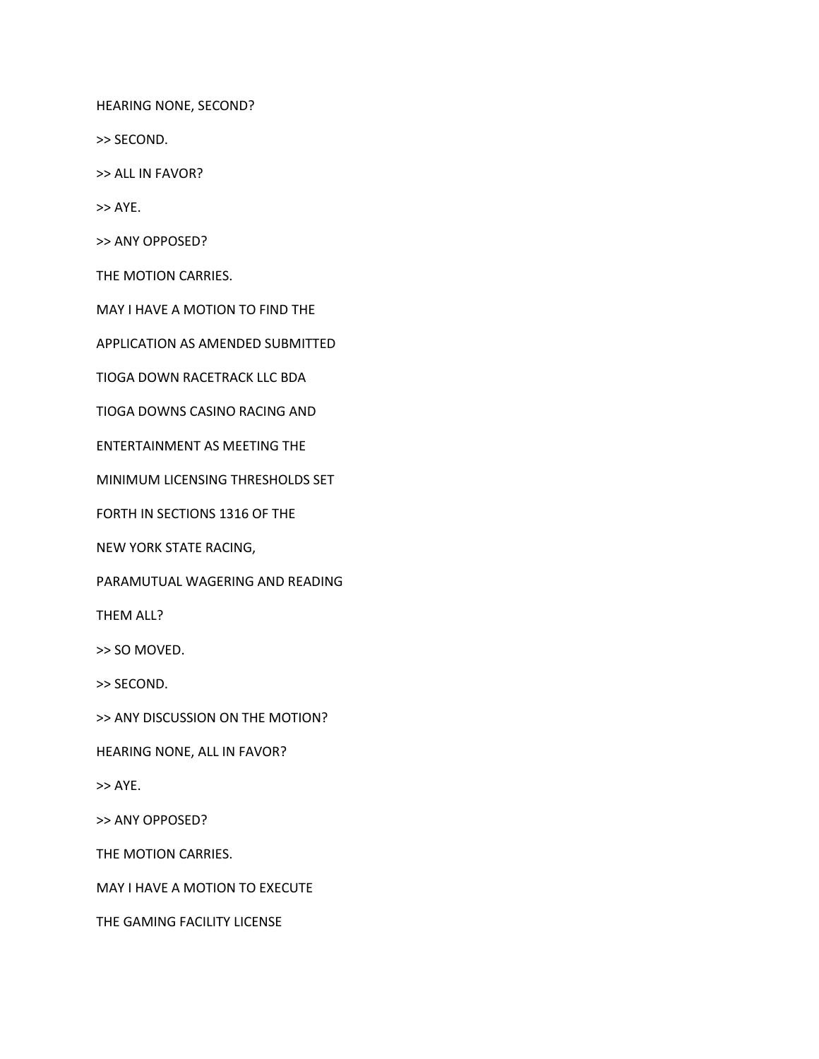HEARING NONE, SECOND?

>> SECOND.

>> ALL IN FAVOR?

>> AYE.

>> ANY OPPOSED?

THE MOTION CARRIES.

MAY I HAVE A MOTION TO FIND THE

APPLICATION AS AMENDED SUBMITTED

TIOGA DOWN RACETRACK LLC BDA

TIOGA DOWNS CASINO RACING AND

ENTERTAINMENT AS MEETING THE

MINIMUM LICENSING THRESHOLDS SET

FORTH IN SECTIONS 1316 OF THE

NEW YORK STATE RACING,

PARAMUTUAL WAGERING AND READING

THEM ALL?

>> SO MOVED.

>> SECOND.

>> ANY DISCUSSION ON THE MOTION?

HEARING NONE, ALL IN FAVOR?

>> AYE.

>> ANY OPPOSED?

THE MOTION CARRIES.

MAY I HAVE A MOTION TO EXECUTE

THE GAMING FACILITY LICENSE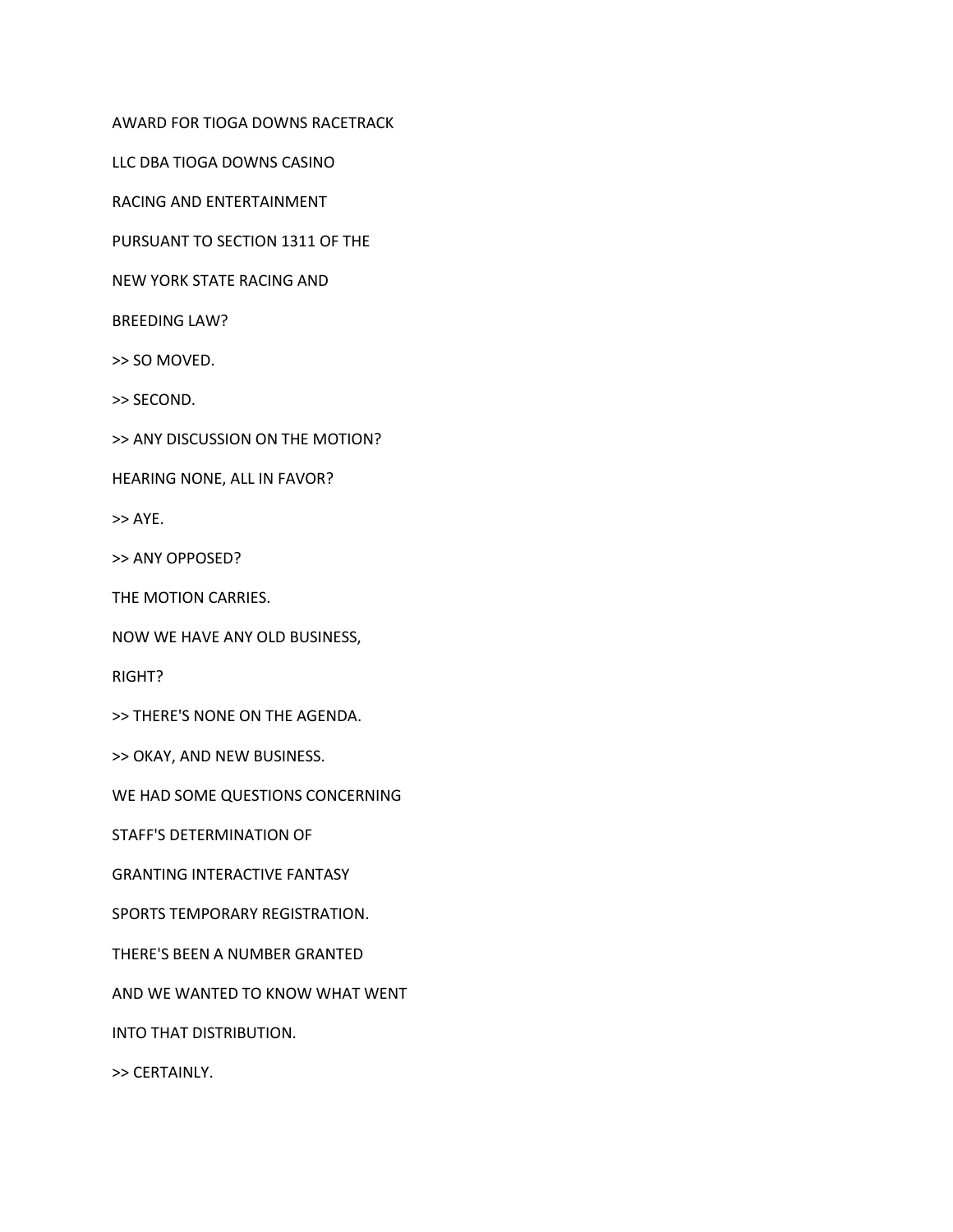AWARD FOR TIOGA DOWNS RACETRACK

LLC DBA TIOGA DOWNS CASINO

RACING AND ENTERTAINMENT

PURSUANT TO SECTION 1311 OF THE

NEW YORK STATE RACING AND

BREEDING LAW?

>> SO MOVED.

>> SECOND.

>> ANY DISCUSSION ON THE MOTION?

HEARING NONE, ALL IN FAVOR?

>> AYE.

>> ANY OPPOSED?

THE MOTION CARRIES.

NOW WE HAVE ANY OLD BUSINESS,

RIGHT?

>> THERE'S NONE ON THE AGENDA.

>> OKAY, AND NEW BUSINESS.

WE HAD SOME QUESTIONS CONCERNING

STAFF'S DETERMINATION OF

GRANTING INTERACTIVE FANTASY

SPORTS TEMPORARY REGISTRATION.

THERE'S BEEN A NUMBER GRANTED

AND WE WANTED TO KNOW WHAT WENT

INTO THAT DISTRIBUTION.

>> CERTAINLY.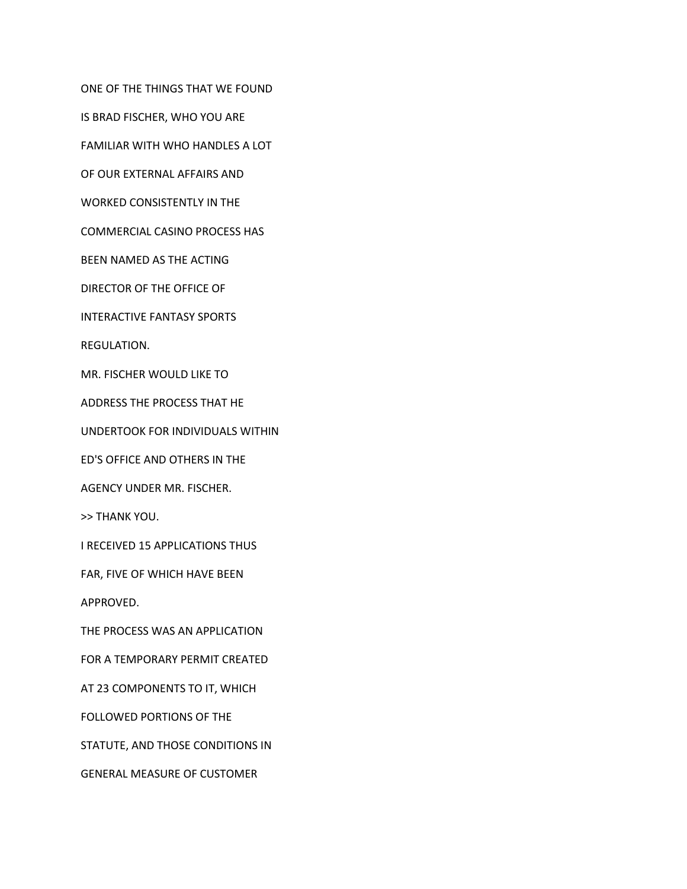ONE OF THE THINGS THAT WE FOUND

IS BRAD FISCHER, WHO YOU ARE

FAMILIAR WITH WHO HANDLES A LOT

OF OUR EXTERNAL AFFAIRS AND

WORKED CONSISTENTLY IN THE

COMMERCIAL CASINO PROCESS HAS

BEEN NAMED AS THE ACTING

DIRECTOR OF THE OFFICE OF

INTERACTIVE FANTASY SPORTS

REGULATION.

MR. FISCHER WOULD LIKE TO

ADDRESS THE PROCESS THAT HE

UNDERTOOK FOR INDIVIDUALS WITHIN

ED'S OFFICE AND OTHERS IN THE

AGENCY UNDER MR. FISCHER.

>> THANK YOU.

I RECEIVED 15 APPLICATIONS THUS

FAR, FIVE OF WHICH HAVE BEEN

APPROVED.

THE PROCESS WAS AN APPLICATION

FOR A TEMPORARY PERMIT CREATED

AT 23 COMPONENTS TO IT, WHICH

FOLLOWED PORTIONS OF THE

STATUTE, AND THOSE CONDITIONS IN

GENERAL MEASURE OF CUSTOMER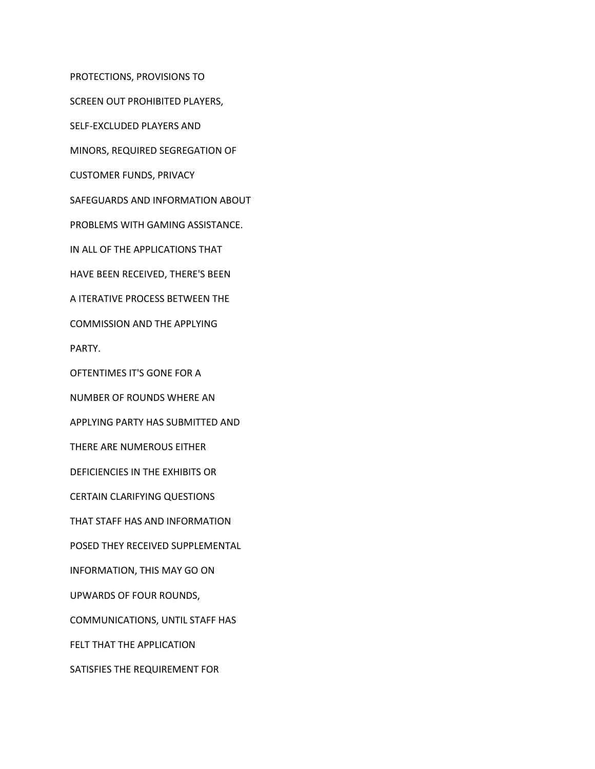PROTECTIONS, PROVISIONS TO

SCREEN OUT PROHIBITED PLAYERS,

SELF-EXCLUDED PLAYERS AND

MINORS, REQUIRED SEGREGATION OF

CUSTOMER FUNDS, PRIVACY

SAFEGUARDS AND INFORMATION ABOUT

PROBLEMS WITH GAMING ASSISTANCE.

IN ALL OF THE APPLICATIONS THAT

HAVE BEEN RECEIVED, THERE'S BEEN

A ITERATIVE PROCESS BETWEEN THE

COMMISSION AND THE APPLYING

PARTY.

OFTENTIMES IT'S GONE FOR A

NUMBER OF ROUNDS WHERE AN

APPLYING PARTY HAS SUBMITTED AND

THERE ARE NUMEROUS EITHER

DEFICIENCIES IN THE EXHIBITS OR

CERTAIN CLARIFYING QUESTIONS

THAT STAFF HAS AND INFORMATION

POSED THEY RECEIVED SUPPLEMENTAL

INFORMATION, THIS MAY GO ON

UPWARDS OF FOUR ROUNDS,

COMMUNICATIONS, UNTIL STAFF HAS

FELT THAT THE APPLICATION

SATISFIES THE REQUIREMENT FOR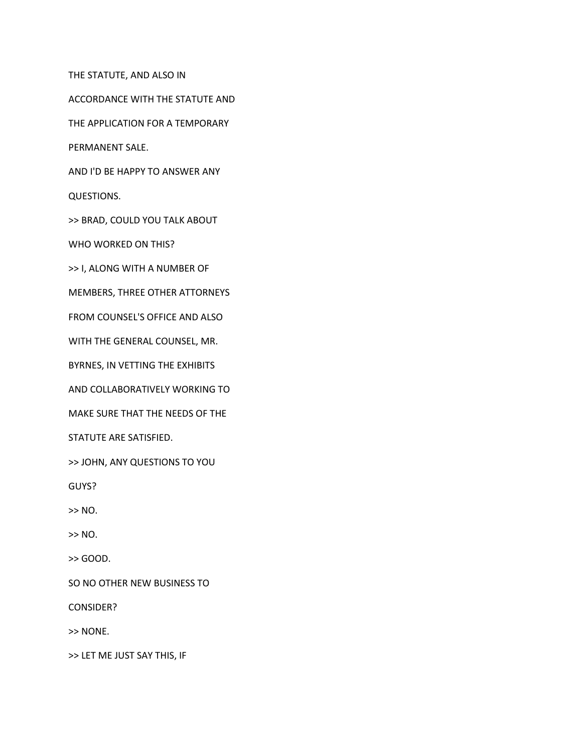THE STATUTE, AND ALSO IN

ACCORDANCE WITH THE STATUTE AND

THE APPLICATION FOR A TEMPORARY

PERMANENT SALE.

AND I'D BE HAPPY TO ANSWER ANY

QUESTIONS.

>> BRAD, COULD YOU TALK ABOUT

WHO WORKED ON THIS?

>> I, ALONG WITH A NUMBER OF

MEMBERS, THREE OTHER ATTORNEYS

FROM COUNSEL'S OFFICE AND ALSO

WITH THE GENERAL COUNSEL, MR.

BYRNES, IN VETTING THE EXHIBITS

AND COLLABORATIVELY WORKING TO

MAKE SURE THAT THE NEEDS OF THE

STATUTE ARE SATISFIED.

>> JOHN, ANY QUESTIONS TO YOU

GUYS?

>> NO.

>> NO.

>> GOOD.

SO NO OTHER NEW BUSINESS TO

CONSIDER?

>> NONE.

>> LET ME JUST SAY THIS, IF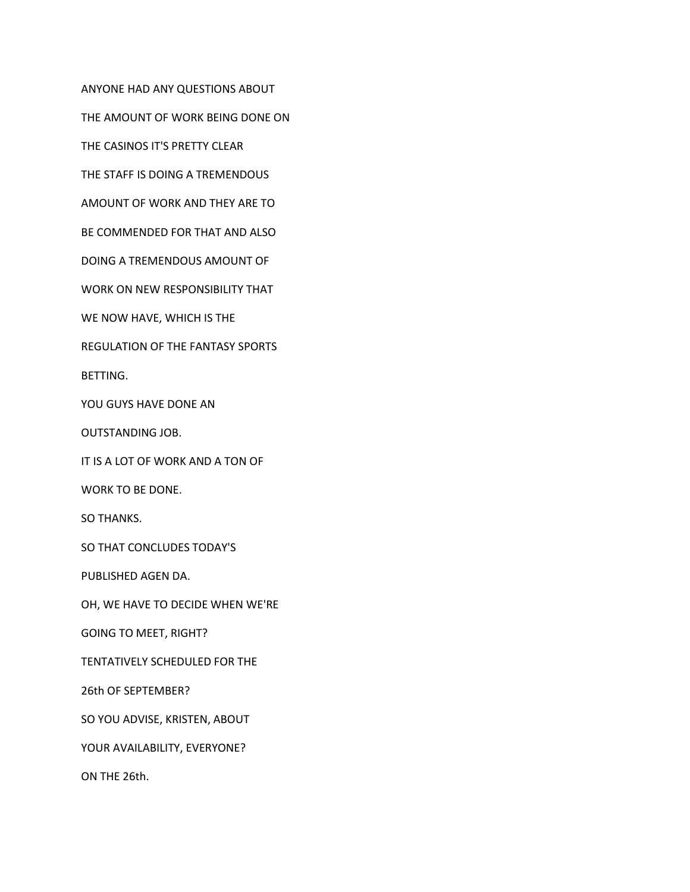ANYONE HAD ANY QUESTIONS ABOUT

THE AMOUNT OF WORK BEING DONE ON

THE CASINOS IT'S PRETTY CLEAR

THE STAFF IS DOING A TREMENDOUS

AMOUNT OF WORK AND THEY ARE TO

BE COMMENDED FOR THAT AND ALSO

DOING A TREMENDOUS AMOUNT OF

WORK ON NEW RESPONSIBILITY THAT

WE NOW HAVE, WHICH IS THE

REGULATION OF THE FANTASY SPORTS

BETTING.

YOU GUYS HAVE DONE AN

OUTSTANDING JOB.

IT IS A LOT OF WORK AND A TON OF

WORK TO BE DONE.

SO THANKS.

SO THAT CONCLUDES TODAY'S

PUBLISHED AGEN DA.

OH, WE HAVE TO DECIDE WHEN WE'RE

GOING TO MEET, RIGHT?

TENTATIVELY SCHEDULED FOR THE

26th OF SEPTEMBER?

SO YOU ADVISE, KRISTEN, ABOUT

YOUR AVAILABILITY, EVERYONE?

ON THE 26th.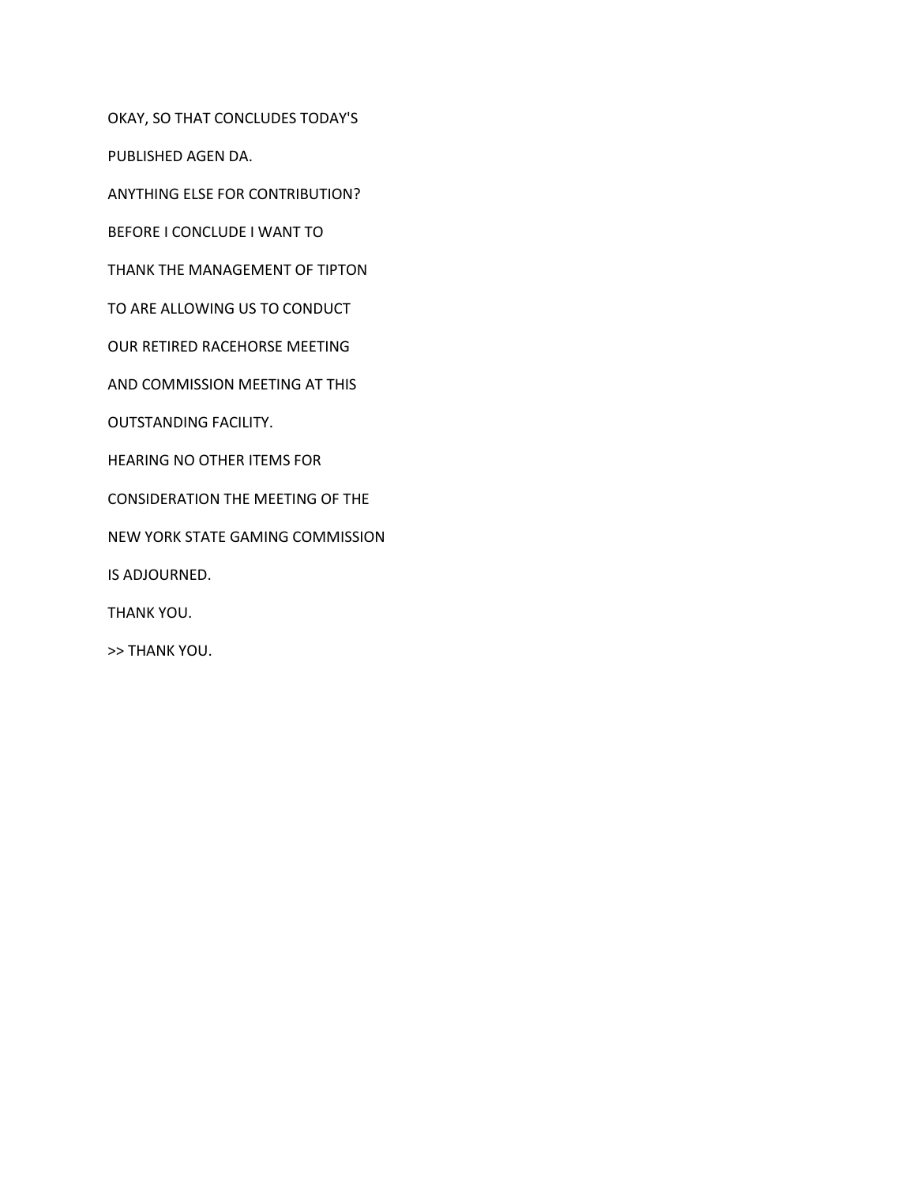OKAY, SO THAT CONCLUDES TODAY'S

PUBLISHED AGEN DA.

ANYTHING ELSE FOR CONTRIBUTION?

BEFORE I CONCLUDE I WANT TO

THANK THE MANAGEMENT OF TIPTON

TO ARE ALLOWING US TO CONDUCT

OUR RETIRED RACEHORSE MEETING

AND COMMISSION MEETING AT THIS

OUTSTANDING FACILITY.

HEARING NO OTHER ITEMS FOR

CONSIDERATION THE MEETING OF THE

NEW YORK STATE GAMING COMMISSION

IS ADJOURNED.

THANK YOU.

>> THANK YOU.